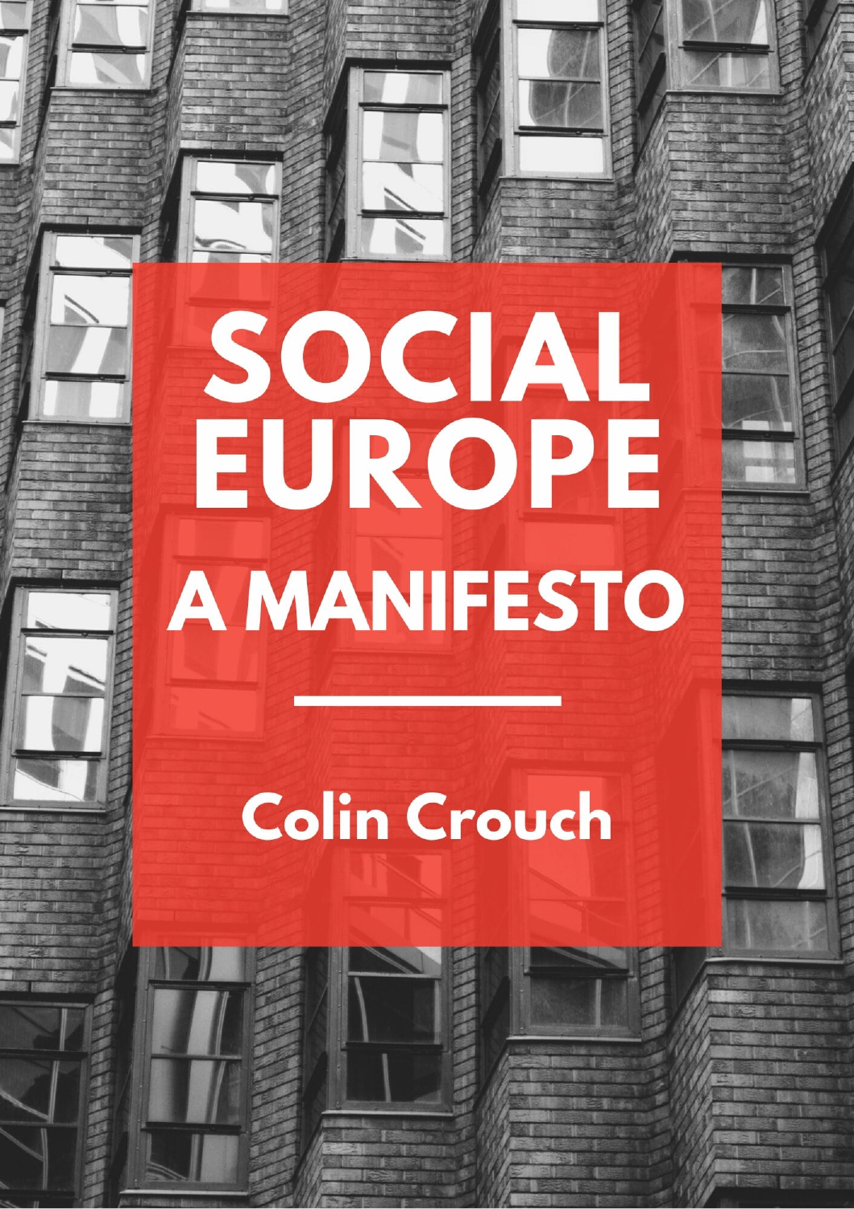# SOCIAL EUROPE

## A MANIFESTO

Colin Crouch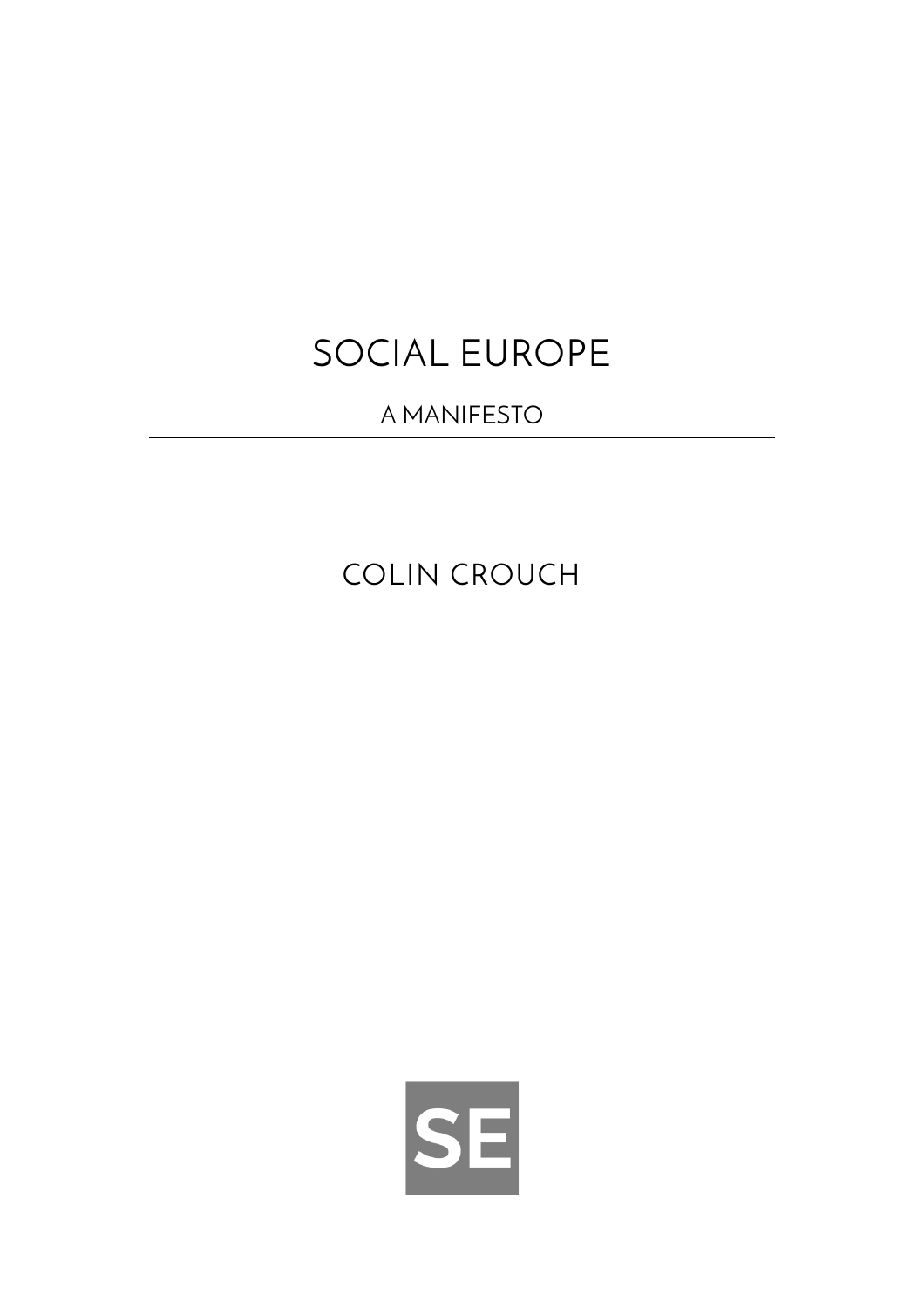# SOCIAL EUROPE

A MANIFESTO

---

COLIN CROUCH

SE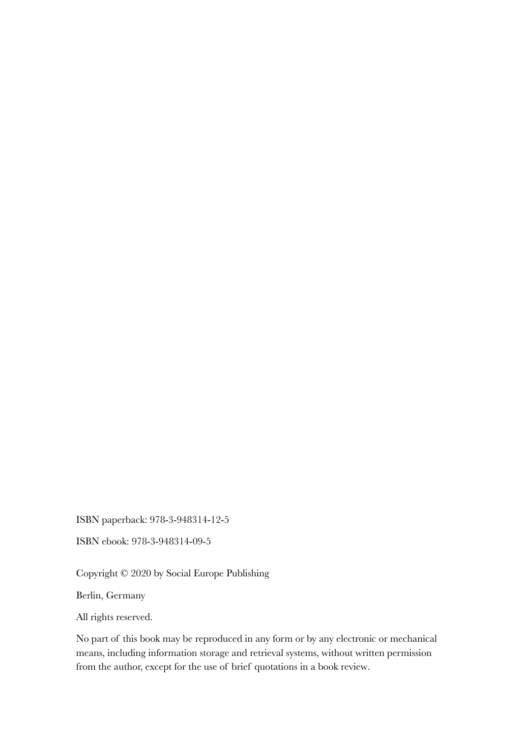ISBN paperback: 978-3-948314-12-5

ISBN ebook: 978-3-948314-09-5

Copyright © 2020 by Social Europe Publishing

Berlin, Germany

All rights reserved.

No part of this book may be reproduced in any form or by any electronic or mechanical means, including information storage and retrieval systems, without written permission from the author, except for the use of brief quotations in a book review.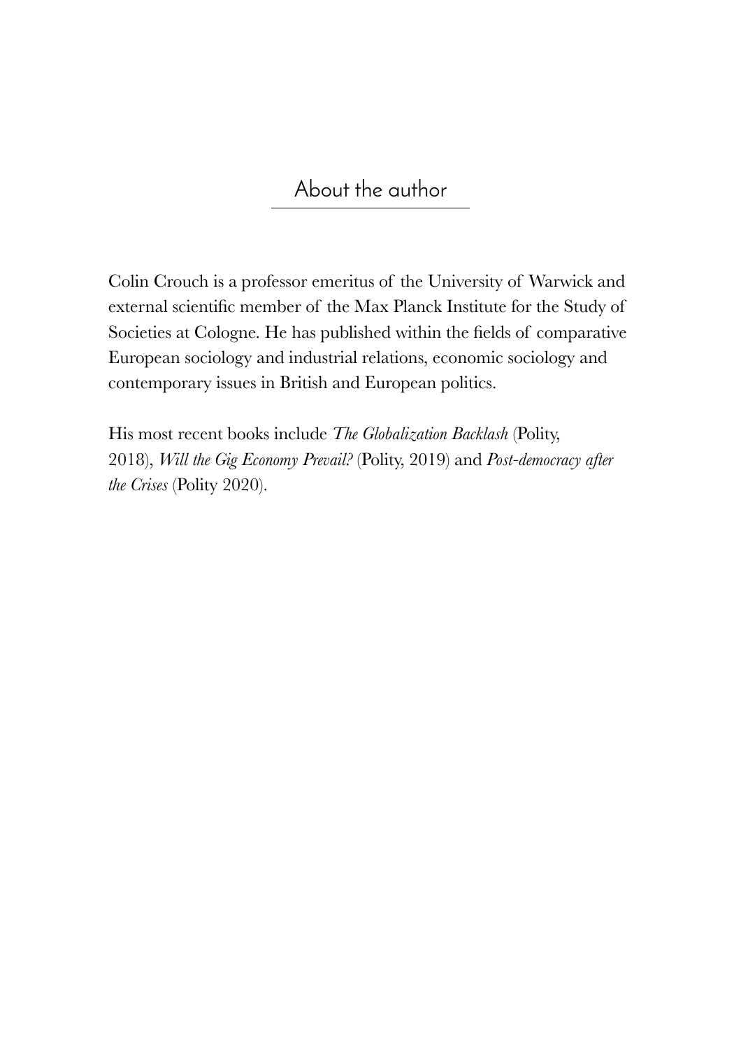## About the author

Colin Crouch is a professor emeritus of the University of Warwick and external scientific member of the Max Planck Institute for the Study of Societies at Cologne. He has published within the fields of comparative European sociology and industrial relations, economic sociology and contemporary issues in British and European politics.

His most recent books include *The Globalization Backlash* (Polity, 2018), *Will the Gig Economy Prevail?* (Polity, 2019) and *Post-democracy after the Crises* (Polity 2020).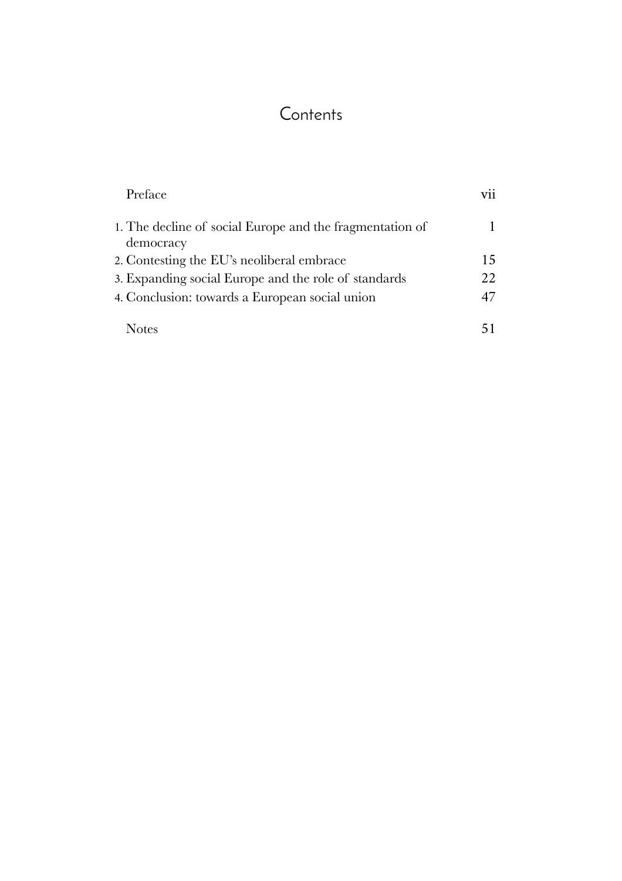# Contents

| | |
|---|---|
| Preface | vii |
| 1. The decline of social Europe and the fragmentation of democracy | 1 |
| 2. Contesting the EU's neoliberal embrace | 15 |
| 3. Expanding social Europe and the role of standards | 22 |
| 4. Conclusion: towards a European social union | 47 |
| Notes | 51 |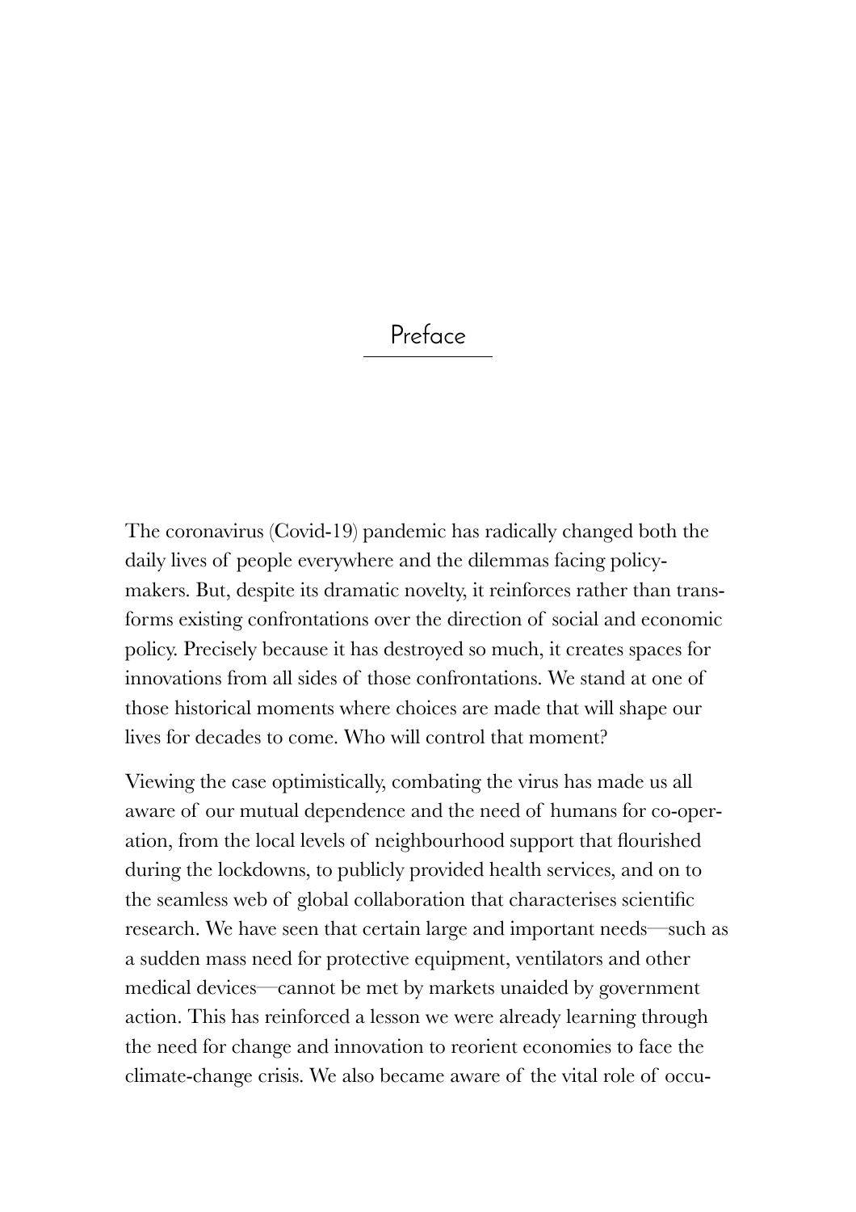# Preface

The coronavirus (Covid-19) pandemic has radically changed both the daily lives of people everywhere and the dilemmas facing policy-makers. But, despite its dramatic novelty, it reinforces rather than transforms existing confrontations over the direction of social and economic policy. Precisely because it has destroyed so much, it creates spaces for innovations from all sides of those confrontations. We stand at one of those historical moments where choices are made that will shape our lives for decades to come. Who will control that moment?

Viewing the case optimistically, combating the virus has made us all aware of our mutual dependence and the need of humans for co-operation, from the local levels of neighbourhood support that flourished during the lockdowns, to publicly provided health services, and on to the seamless web of global collaboration that characterises scientific research. We have seen that certain large and important needs—such as a sudden mass need for protective equipment, ventilators and other medical devices—cannot be met by markets unaided by government action. This has reinforced a lesson we were already learning through the need for change and innovation to reorient economies to face the climate-change crisis. We also became aware of the vital role of occu-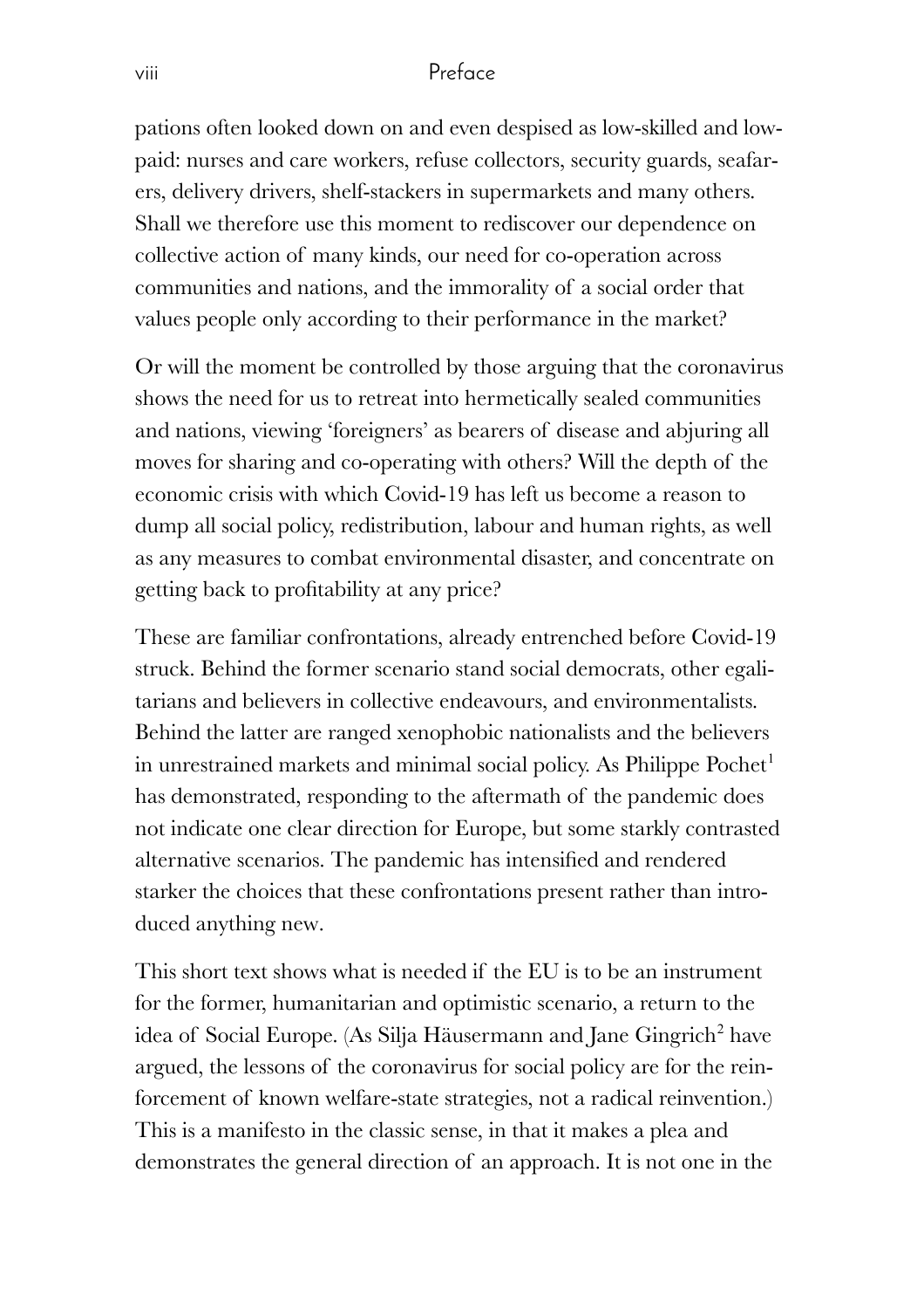pations often looked down on and even despised as low-skilled and low-paid: nurses and care workers, refuse collectors, security guards, seafarers, delivery drivers, shelf-stackers in supermarkets and many others. Shall we therefore use this moment to rediscover our dependence on collective action of many kinds, our need for co-operation across communities and nations, and the immorality of a social order that values people only according to their performance in the market?

Or will the moment be controlled by those arguing that the coronavirus shows the need for us to retreat into hermetically sealed communities and nations, viewing 'foreigners' as bearers of disease and abjuring all moves for sharing and co-operating with others? Will the depth of the economic crisis with which Covid-19 has left us become a reason to dump all social policy, redistribution, labour and human rights, as well as any measures to combat environmental disaster, and concentrate on getting back to profitability at any price?

These are familiar confrontations, already entrenched before Covid-19 struck. Behind the former scenario stand social democrats, other egalitarians and believers in collective endeavours, and environmentalists. Behind the latter are ranged xenophobic nationalists and the believers in unrestrained markets and minimal social policy. As Philippe Pochet[1] has demonstrated, responding to the aftermath of the pandemic does not indicate one clear direction for Europe, but some starkly contrasted alternative scenarios. The pandemic has intensified and rendered starker the choices that these confrontations present rather than introduced anything new.

This short text shows what is needed if the EU is to be an instrument for the former, humanitarian and optimistic scenario, a return to the idea of Social Europe. (As Silja Häusermann and Jane Gingrich[2] have argued, the lessons of the coronavirus for social policy are for the reinforcement of known welfare-state strategies, not a radical reinvention.) This is a manifesto in the classic sense, in that it makes a plea and demonstrates the general direction of an approach. It is not one in the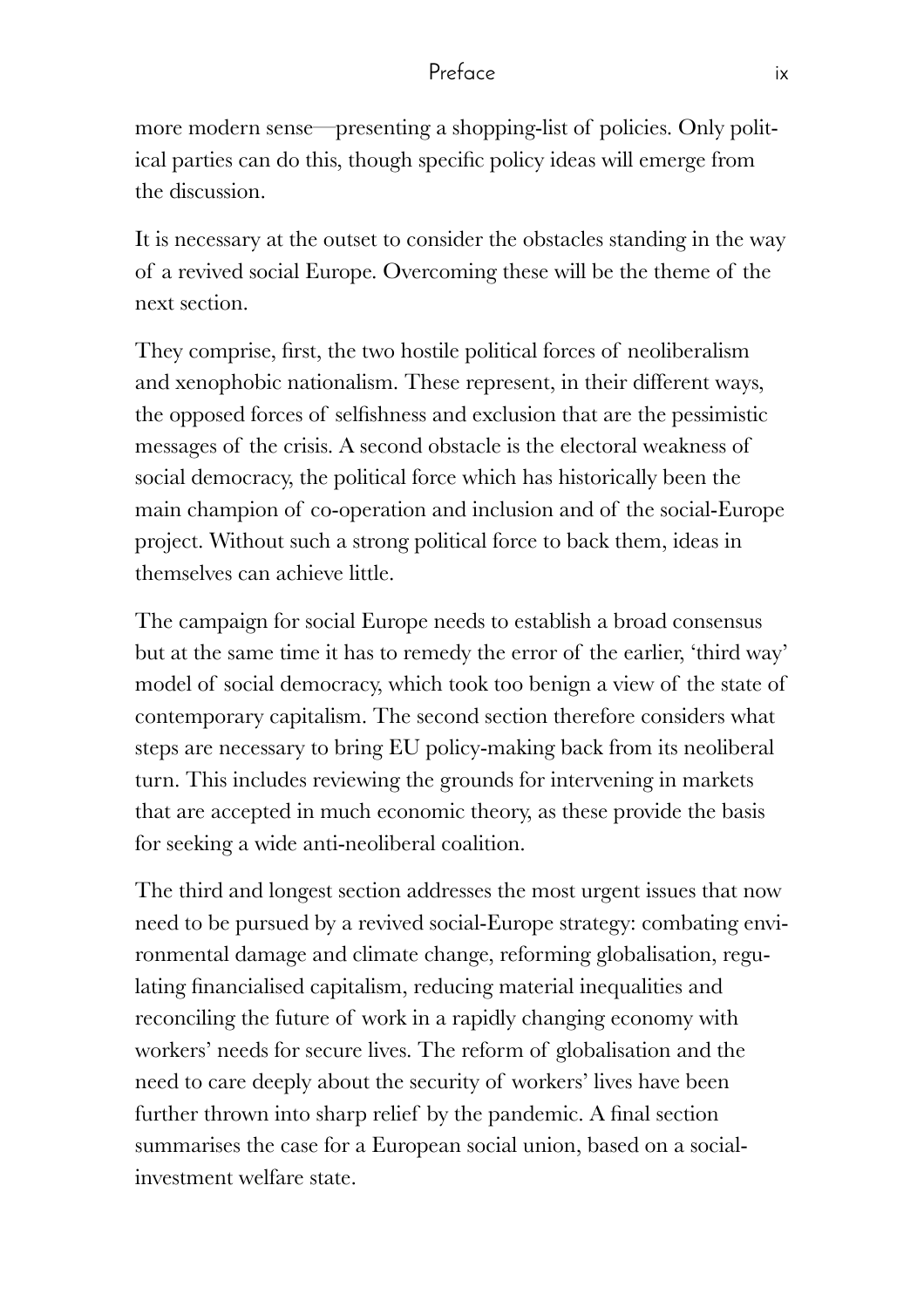more modern sense—presenting a shopping-list of policies. Only political parties can do this, though specific policy ideas will emerge from the discussion.

It is necessary at the outset to consider the obstacles standing in the way of a revived social Europe. Overcoming these will be the theme of the next section.

They comprise, first, the two hostile political forces of neoliberalism and xenophobic nationalism. These represent, in their different ways, the opposed forces of selfishness and exclusion that are the pessimistic messages of the crisis. A second obstacle is the electoral weakness of social democracy, the political force which has historically been the main champion of co-operation and inclusion and of the social-Europe project. Without such a strong political force to back them, ideas in themselves can achieve little.

The campaign for social Europe needs to establish a broad consensus but at the same time it has to remedy the error of the earlier, 'third way' model of social democracy, which took too benign a view of the state of contemporary capitalism. The second section therefore considers what steps are necessary to bring EU policy-making back from its neoliberal turn. This includes reviewing the grounds for intervening in markets that are accepted in much economic theory, as these provide the basis for seeking a wide anti-neoliberal coalition.

The third and longest section addresses the most urgent issues that now need to be pursued by a revived social-Europe strategy: combating environmental damage and climate change, reforming globalisation, regulating financialised capitalism, reducing material inequalities and reconciling the future of work in a rapidly changing economy with workers' needs for secure lives. The reform of globalisation and the need to care deeply about the security of workers' lives have been further thrown into sharp relief by the pandemic. A final section summarises the case for a European social union, based on a social-investment welfare state.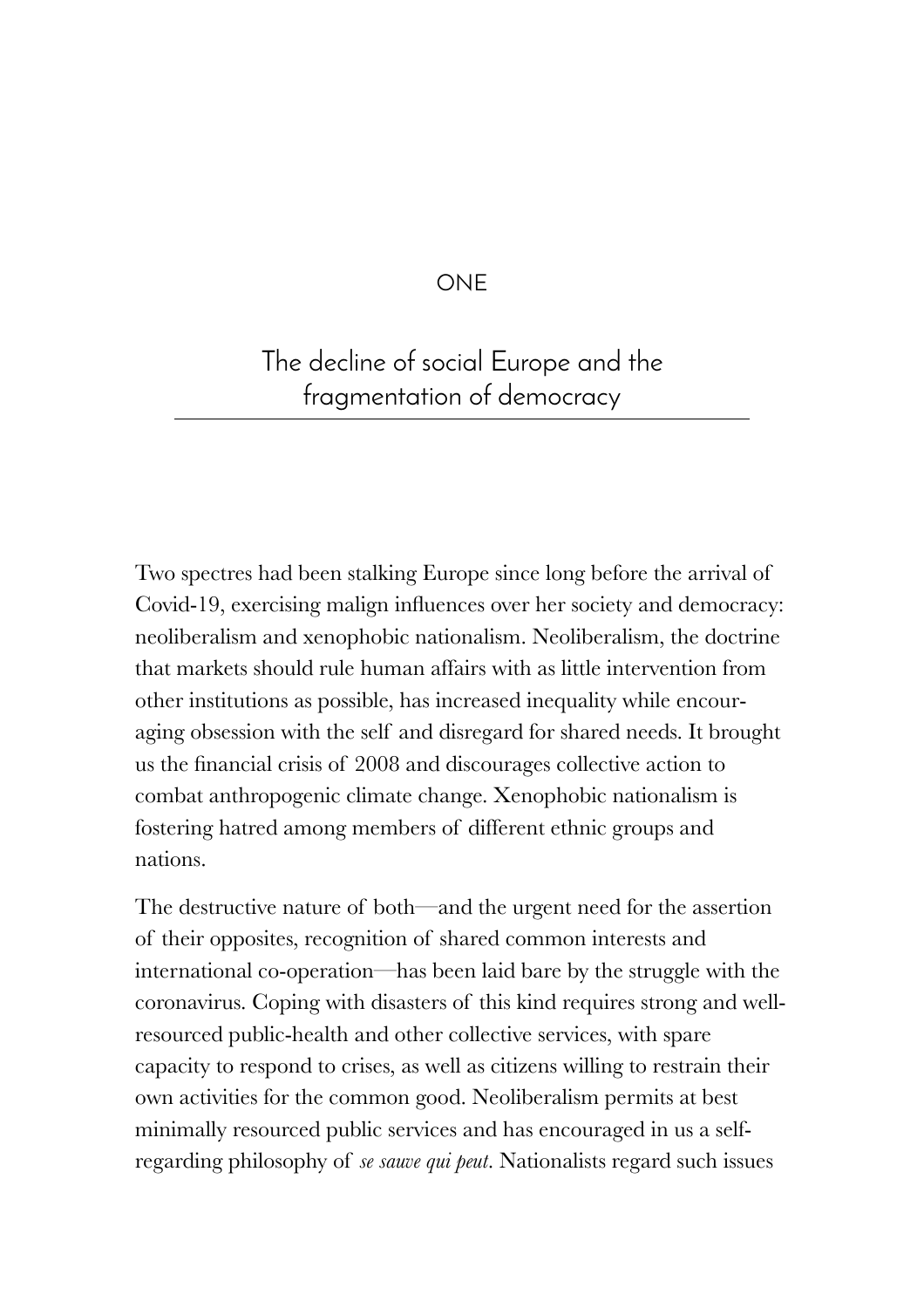# ONE

# The decline of social Europe and the fragmentation of democracy

Two spectres had been stalking Europe since long before the arrival of Covid-19, exercising malign influences over her society and democracy: neoliberalism and xenophobic nationalism. Neoliberalism, the doctrine that markets should rule human affairs with as little intervention from other institutions as possible, has increased inequality while encouraging obsession with the self and disregard for shared needs. It brought us the financial crisis of 2008 and discourages collective action to combat anthropogenic climate change. Xenophobic nationalism is fostering hatred among members of different ethnic groups and nations.

The destructive nature of both—and the urgent need for the assertion of their opposites, recognition of shared common interests and international co-operation—has been laid bare by the struggle with the coronavirus. Coping with disasters of this kind requires strong and well-resourced public-health and other collective services, with spare capacity to respond to crises, as well as citizens willing to restrain their own activities for the common good. Neoliberalism permits at best minimally resourced public services and has encouraged in us a self-regarding philosophy of *se sauve qui peut*. Nationalists regard such issues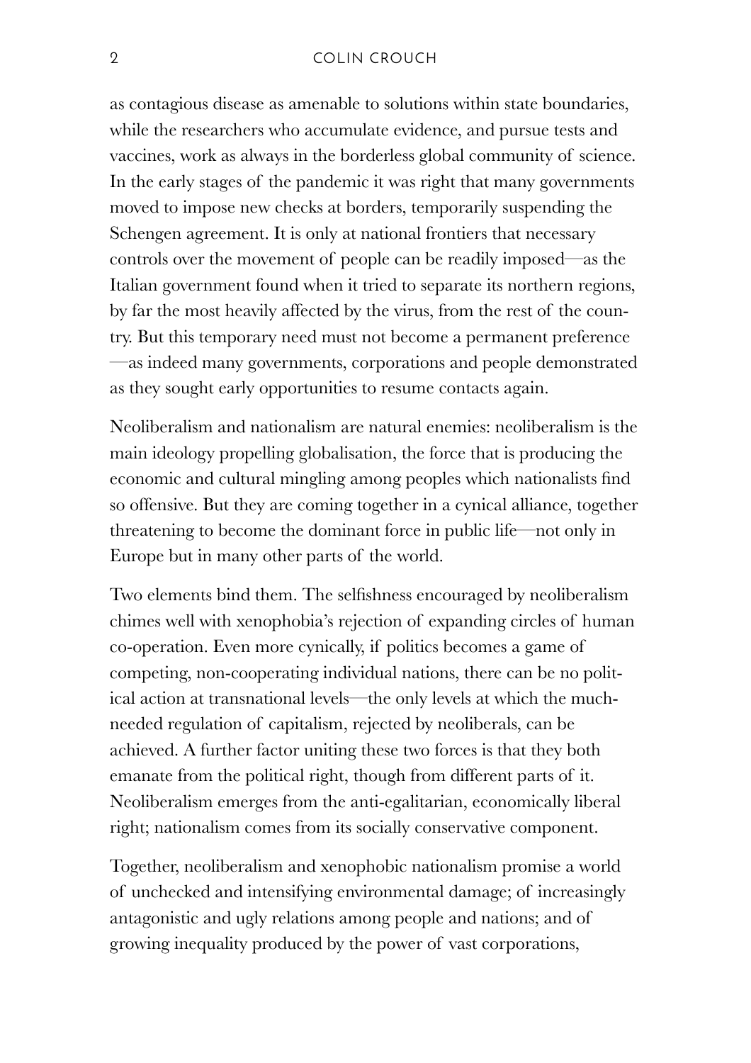as contagious disease as amenable to solutions within state boundaries, while the researchers who accumulate evidence, and pursue tests and vaccines, work as always in the borderless global community of science. In the early stages of the pandemic it was right that many governments moved to impose new checks at borders, temporarily suspending the Schengen agreement. It is only at national frontiers that necessary controls over the movement of people can be readily imposed—as the Italian government found when it tried to separate its northern regions, by far the most heavily affected by the virus, from the rest of the country. But this temporary need must not become a permanent preference—as indeed many governments, corporations and people demonstrated as they sought early opportunities to resume contacts again.

Neoliberalism and nationalism are natural enemies: neoliberalism is the main ideology propelling globalisation, the force that is producing the economic and cultural mingling among peoples which nationalists find so offensive. But they are coming together in a cynical alliance, together threatening to become the dominant force in public life—not only in Europe but in many other parts of the world.

Two elements bind them. The selfishness encouraged by neoliberalism chimes well with xenophobia's rejection of expanding circles of human co-operation. Even more cynically, if politics becomes a game of competing, non-cooperating individual nations, there can be no political action at transnational levels—the only levels at which the much-needed regulation of capitalism, rejected by neoliberals, can be achieved. A further factor uniting these two forces is that they both emanate from the political right, though from different parts of it. Neoliberalism emerges from the anti-egalitarian, economically liberal right; nationalism comes from its socially conservative component.

Together, neoliberalism and xenophobic nationalism promise a world of unchecked and intensifying environmental damage; of increasingly antagonistic and ugly relations among people and nations; and of growing inequality produced by the power of vast corporations,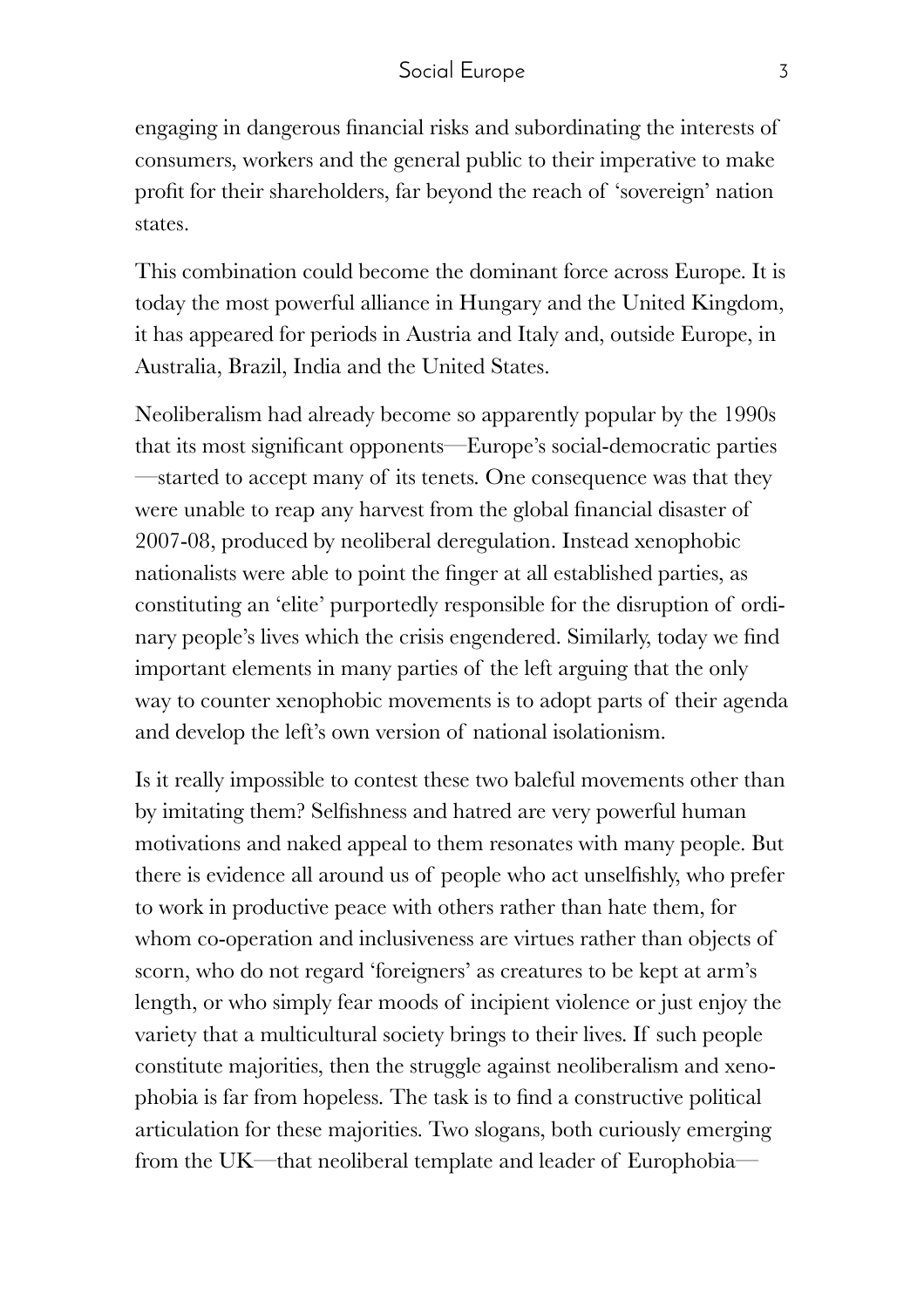engaging in dangerous financial risks and subordinating the interests of consumers, workers and the general public to their imperative to make profit for their shareholders, far beyond the reach of 'sovereign' nation states.

This combination could become the dominant force across Europe. It is today the most powerful alliance in Hungary and the United Kingdom, it has appeared for periods in Austria and Italy and, outside Europe, in Australia, Brazil, India and the United States.

Neoliberalism had already become so apparently popular by the 1990s that its most significant opponents—Europe's social-democratic parties—started to accept many of its tenets. One consequence was that they were unable to reap any harvest from the global financial disaster of 2007-08, produced by neoliberal deregulation. Instead xenophobic nationalists were able to point the finger at all established parties, as constituting an 'elite' purportedly responsible for the disruption of ordinary people's lives which the crisis engendered. Similarly, today we find important elements in many parties of the left arguing that the only way to counter xenophobic movements is to adopt parts of their agenda and develop the left's own version of national isolationism.

Is it really impossible to contest these two baleful movements other than by imitating them? Selfishness and hatred are very powerful human motivations and naked appeal to them resonates with many people. But there is evidence all around us of people who act unselfishly, who prefer to work in productive peace with others rather than hate them, for whom co-operation and inclusiveness are virtues rather than objects of scorn, who do not regard 'foreigners' as creatures to be kept at arm's length, or who simply fear moods of incipient violence or just enjoy the variety that a multicultural society brings to their lives. If such people constitute majorities, then the struggle against neoliberalism and xenophobia is far from hopeless. The task is to find a constructive political articulation for these majorities. Two slogans, both curiously emerging from the UK—that neoliberal template and leader of Europhobia—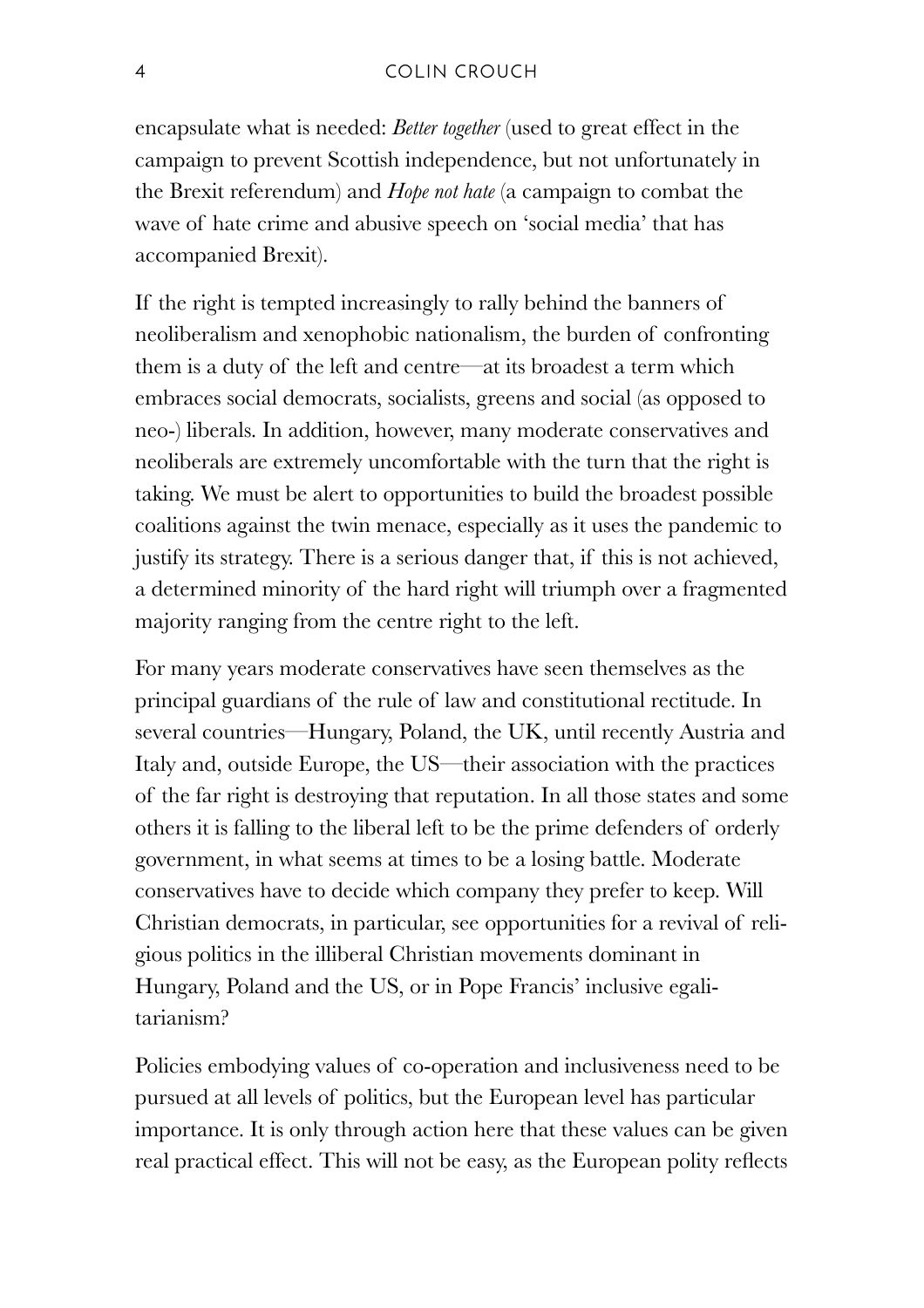encapsulate what is needed: *Better together* (used to great effect in the campaign to prevent Scottish independence, but not unfortunately in the Brexit referendum) and *Hope not hate* (a campaign to combat the wave of hate crime and abusive speech on 'social media' that has accompanied Brexit).

If the right is tempted increasingly to rally behind the banners of neoliberalism and xenophobic nationalism, the burden of confronting them is a duty of the left and centre—at its broadest a term which embraces social democrats, socialists, greens and social (as opposed to neo-) liberals. In addition, however, many moderate conservatives and neoliberals are extremely uncomfortable with the turn that the right is taking. We must be alert to opportunities to build the broadest possible coalitions against the twin menace, especially as it uses the pandemic to justify its strategy. There is a serious danger that, if this is not achieved, a determined minority of the hard right will triumph over a fragmented majority ranging from the centre right to the left.

For many years moderate conservatives have seen themselves as the principal guardians of the rule of law and constitutional rectitude. In several countries—Hungary, Poland, the UK, until recently Austria and Italy and, outside Europe, the US—their association with the practices of the far right is destroying that reputation. In all those states and some others it is falling to the liberal left to be the prime defenders of orderly government, in what seems at times to be a losing battle. Moderate conservatives have to decide which company they prefer to keep. Will Christian democrats, in particular, see opportunities for a revival of religious politics in the illiberal Christian movements dominant in Hungary, Poland and the US, or in Pope Francis' inclusive egalitarianism?

Policies embodying values of co-operation and inclusiveness need to be pursued at all levels of politics, but the European level has particular importance. It is only through action here that these values can be given real practical effect. This will not be easy, as the European polity reflects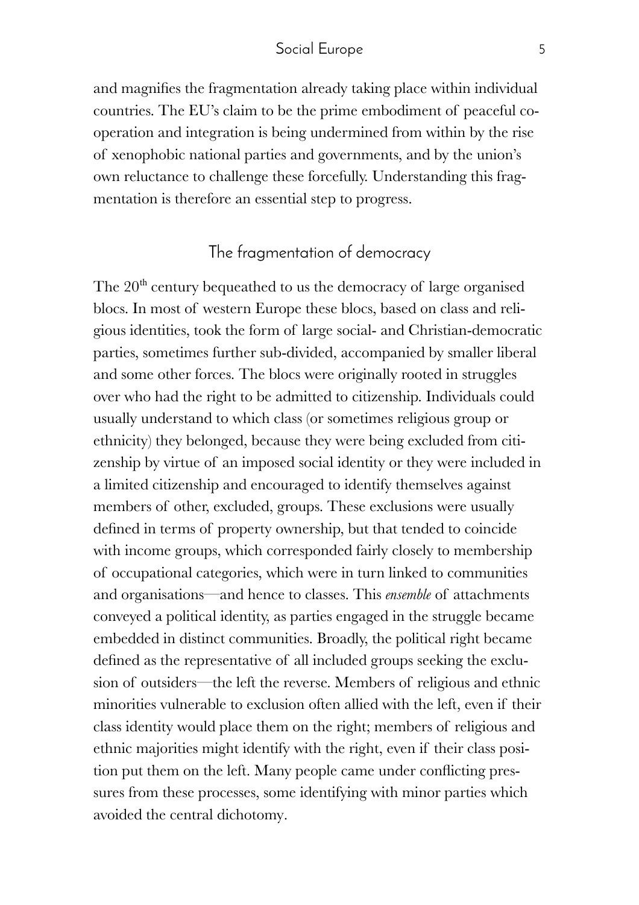and magnifies the fragmentation already taking place within individual countries. The EU's claim to be the prime embodiment of peaceful co-operation and integration is being undermined from within by the rise of xenophobic national parties and governments, and by the union's own reluctance to challenge these forcefully. Understanding this fragmentation is therefore an essential step to progress.

## The fragmentation of democracy

The 20th century bequeathed to us the democracy of large organised blocs. In most of western Europe these blocs, based on class and religious identities, took the form of large social- and Christian-democratic parties, sometimes further sub-divided, accompanied by smaller liberal and some other forces. The blocs were originally rooted in struggles over who had the right to be admitted to citizenship. Individuals could usually understand to which class (or sometimes religious group or ethnicity) they belonged, because they were being excluded from citizenship by virtue of an imposed social identity or they were included in a limited citizenship and encouraged to identify themselves against members of other, excluded, groups. These exclusions were usually defined in terms of property ownership, but that tended to coincide with income groups, which corresponded fairly closely to membership of occupational categories, which were in turn linked to communities and organisations—and hence to classes. This *ensemble* of attachments conveyed a political identity, as parties engaged in the struggle became embedded in distinct communities. Broadly, the political right became defined as the representative of all included groups seeking the exclusion of outsiders—the left the reverse. Members of religious and ethnic minorities vulnerable to exclusion often allied with the left, even if their class identity would place them on the right; members of religious and ethnic majorities might identify with the right, even if their class position put them on the left. Many people came under conflicting pressures from these processes, some identifying with minor parties which avoided the central dichotomy.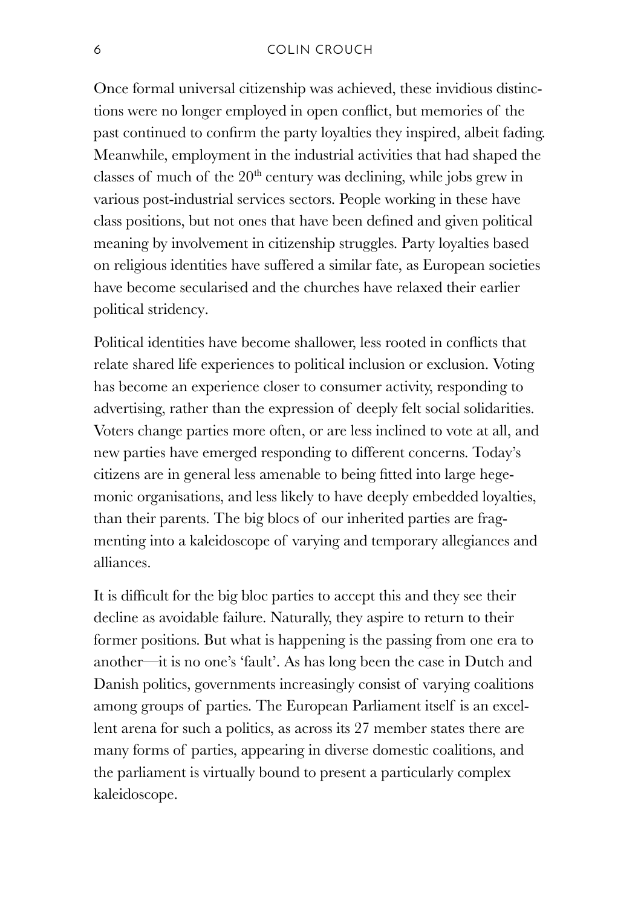Once formal universal citizenship was achieved, these invidious distinctions were no longer employed in open conflict, but memories of the past continued to confirm the party loyalties they inspired, albeit fading. Meanwhile, employment in the industrial activities that had shaped the classes of much of the $20^{th}$ century was declining, while jobs grew in various post-industrial services sectors. People working in these have class positions, but not ones that have been defined and given political meaning by involvement in citizenship struggles. Party loyalties based on religious identities have suffered a similar fate, as European societies have become secularised and the churches have relaxed their earlier political stridency.

Political identities have become shallower, less rooted in conflicts that relate shared life experiences to political inclusion or exclusion. Voting has become an experience closer to consumer activity, responding to advertising, rather than the expression of deeply felt social solidarities. Voters change parties more often, or are less inclined to vote at all, and new parties have emerged responding to different concerns. Today's citizens are in general less amenable to being fitted into large hegemonic organisations, and less likely to have deeply embedded loyalties, than their parents. The big blocs of our inherited parties are fragmenting into a kaleidoscope of varying and temporary allegiances and alliances.

It is difficult for the big bloc parties to accept this and they see their decline as avoidable failure. Naturally, they aspire to return to their former positions. But what is happening is the passing from one era to another—it is no one's 'fault'. As has long been the case in Dutch and Danish politics, governments increasingly consist of varying coalitions among groups of parties. The European Parliament itself is an excellent arena for such a politics, as across its 27 member states there are many forms of parties, appearing in diverse domestic coalitions, and the parliament is virtually bound to present a particularly complex kaleidoscope.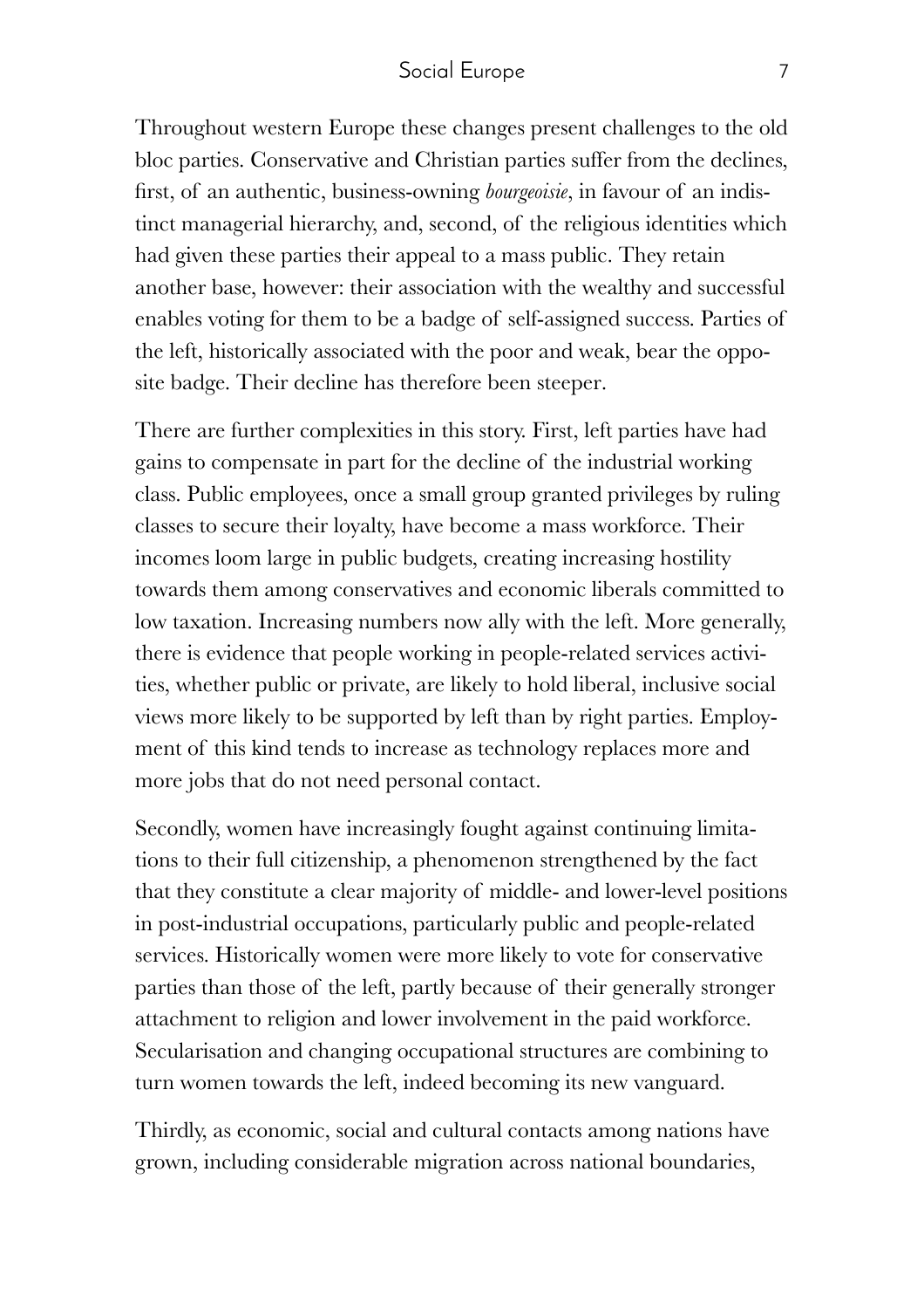Throughout western Europe these changes present challenges to the old bloc parties. Conservative and Christian parties suffer from the declines, first, of an authentic, business-owning *bourgeoisie*, in favour of an indistinct managerial hierarchy, and, second, of the religious identities which had given these parties their appeal to a mass public. They retain another base, however: their association with the wealthy and successful enables voting for them to be a badge of self-assigned success. Parties of the left, historically associated with the poor and weak, bear the opposite badge. Their decline has therefore been steeper.

There are further complexities in this story. First, left parties have had gains to compensate in part for the decline of the industrial working class. Public employees, once a small group granted privileges by ruling classes to secure their loyalty, have become a mass workforce. Their incomes loom large in public budgets, creating increasing hostility towards them among conservatives and economic liberals committed to low taxation. Increasing numbers now ally with the left. More generally, there is evidence that people working in people-related services activities, whether public or private, are likely to hold liberal, inclusive social views more likely to be supported by left than by right parties. Employment of this kind tends to increase as technology replaces more and more jobs that do not need personal contact.

Secondly, women have increasingly fought against continuing limitations to their full citizenship, a phenomenon strengthened by the fact that they constitute a clear majority of middle- and lower-level positions in post-industrial occupations, particularly public and people-related services. Historically women were more likely to vote for conservative parties than those of the left, partly because of their generally stronger attachment to religion and lower involvement in the paid workforce. Secularisation and changing occupational structures are combining to turn women towards the left, indeed becoming its new vanguard.

Thirdly, as economic, social and cultural contacts among nations have grown, including considerable migration across national boundaries,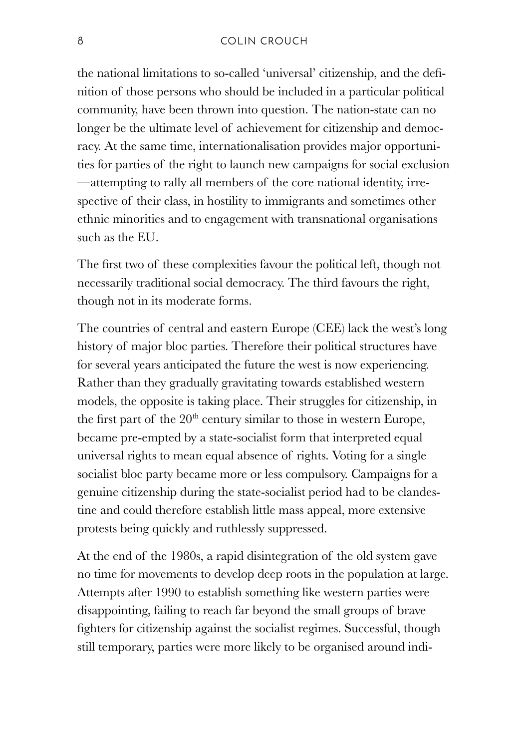the national limitations to so-called 'universal' citizenship, and the definition of those persons who should be included in a particular political community, have been thrown into question. The nation-state can no longer be the ultimate level of achievement for citizenship and democracy. At the same time, internationalisation provides major opportunities for parties of the right to launch new campaigns for social exclusion —attempting to rally all members of the core national identity, irrespective of their class, in hostility to immigrants and sometimes other ethnic minorities and to engagement with transnational organisations such as the EU.

The first two of these complexities favour the political left, though not necessarily traditional social democracy. The third favours the right, though not in its moderate forms.

The countries of central and eastern Europe (CEE) lack the west's long history of major bloc parties. Therefore their political structures have for several years anticipated the future the west is now experiencing. Rather than they gradually gravitating towards established western models, the opposite is taking place. Their struggles for citizenship, in the first part of the 20th century similar to those in western Europe, became pre-empted by a state-socialist form that interpreted equal universal rights to mean equal absence of rights. Voting for a single socialist bloc party became more or less compulsory. Campaigns for a genuine citizenship during the state-socialist period had to be clandestine and could therefore establish little mass appeal, more extensive protests being quickly and ruthlessly suppressed.

At the end of the 1980s, a rapid disintegration of the old system gave no time for movements to develop deep roots in the population at large. Attempts after 1990 to establish something like western parties were disappointing, failing to reach far beyond the small groups of brave fighters for citizenship against the socialist regimes. Successful, though still temporary, parties were more likely to be organised around indi-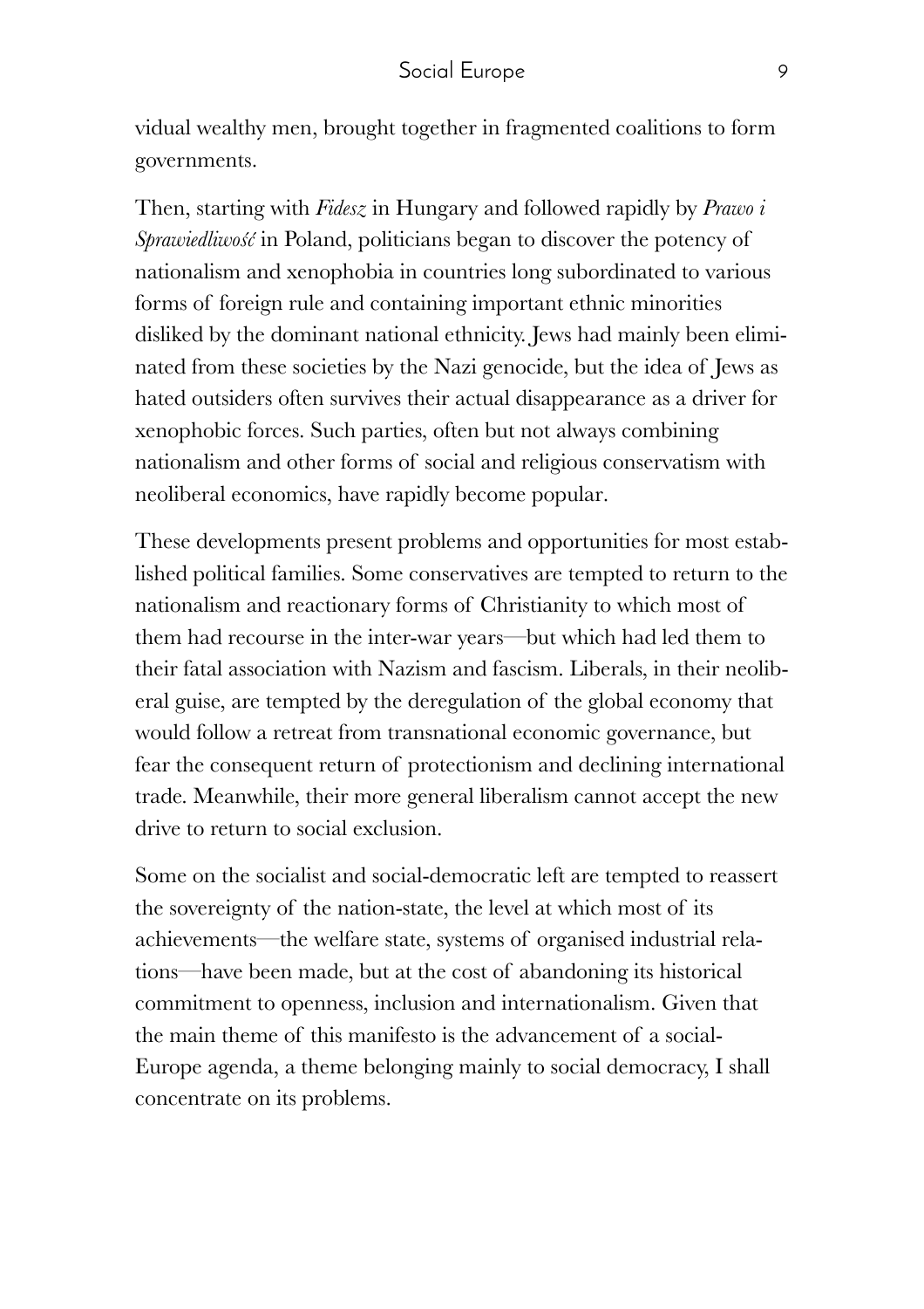vidual wealthy men, brought together in fragmented coalitions to form governments.

Then, starting with *Fidesz* in Hungary and followed rapidly by *Prawo i Sprawiedliwość* in Poland, politicians began to discover the potency of nationalism and xenophobia in countries long subordinated to various forms of foreign rule and containing important ethnic minorities disliked by the dominant national ethnicity. Jews had mainly been eliminated from these societies by the Nazi genocide, but the idea of Jews as hated outsiders often survives their actual disappearance as a driver for xenophobic forces. Such parties, often but not always combining nationalism and other forms of social and religious conservatism with neoliberal economics, have rapidly become popular.

These developments present problems and opportunities for most established political families. Some conservatives are tempted to return to the nationalism and reactionary forms of Christianity to which most of them had recourse in the inter-war years—but which had led them to their fatal association with Nazism and fascism. Liberals, in their neoliberal guise, are tempted by the deregulation of the global economy that would follow a retreat from transnational economic governance, but fear the consequent return of protectionism and declining international trade. Meanwhile, their more general liberalism cannot accept the new drive to return to social exclusion.

Some on the socialist and social-democratic left are tempted to reassert the sovereignty of the nation-state, the level at which most of its achievements—the welfare state, systems of organised industrial relations—have been made, but at the cost of abandoning its historical commitment to openness, inclusion and internationalism. Given that the main theme of this manifesto is the advancement of a social-Europe agenda, a theme belonging mainly to social democracy, I shall concentrate on its problems.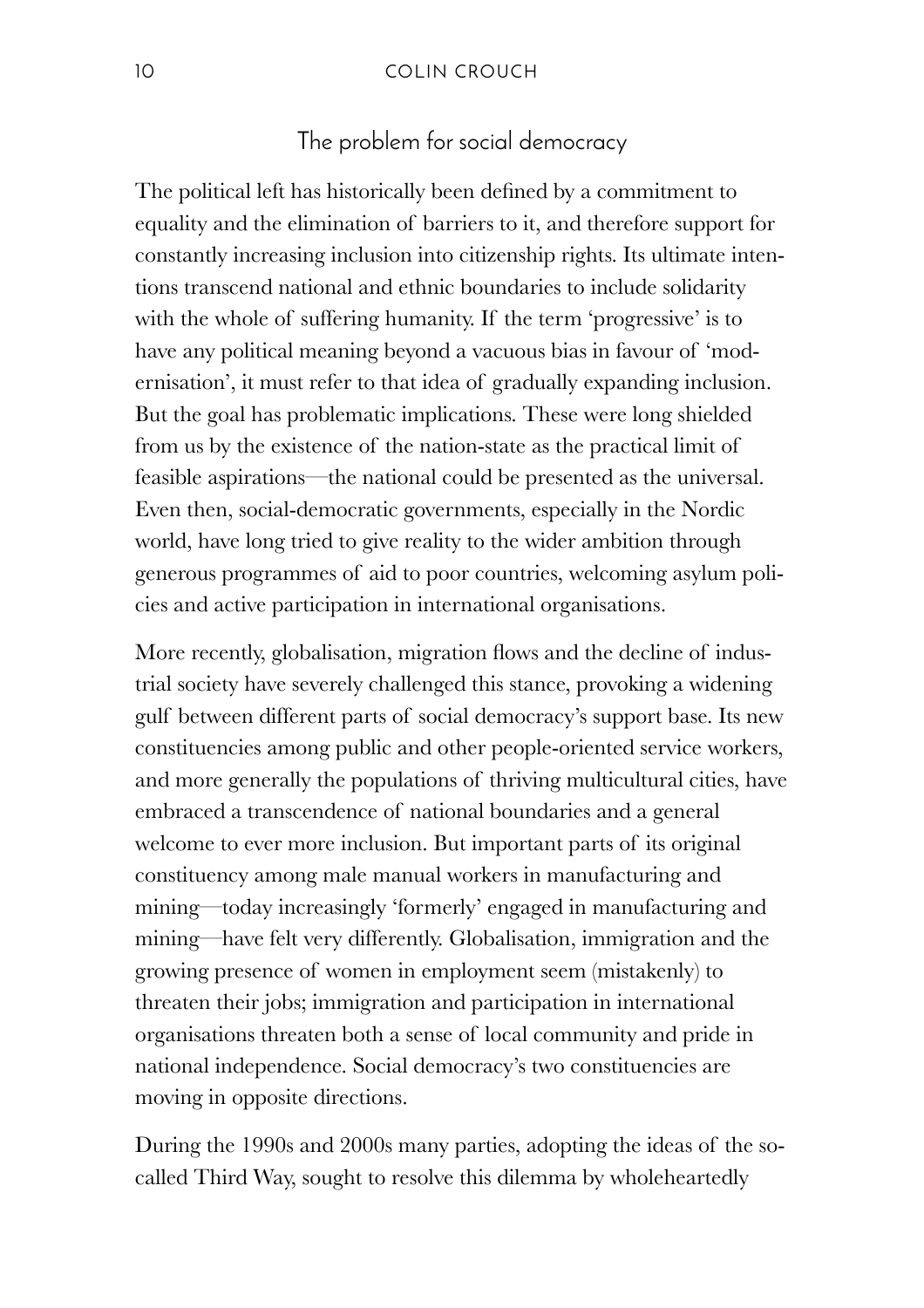## The problem for social democracy

The political left has historically been defined by a commitment to equality and the elimination of barriers to it, and therefore support for constantly increasing inclusion into citizenship rights. Its ultimate intentions transcend national and ethnic boundaries to include solidarity with the whole of suffering humanity. If the term 'progressive' is to have any political meaning beyond a vacuous bias in favour of 'modernisation', it must refer to that idea of gradually expanding inclusion. But the goal has problematic implications. These were long shielded from us by the existence of the nation-state as the practical limit of feasible aspirations—the national could be presented as the universal. Even then, social-democratic governments, especially in the Nordic world, have long tried to give reality to the wider ambition through generous programmes of aid to poor countries, welcoming asylum policies and active participation in international organisations.

More recently, globalisation, migration flows and the decline of industrial society have severely challenged this stance, provoking a widening gulf between different parts of social democracy's support base. Its new constituencies among public and other people-oriented service workers, and more generally the populations of thriving multicultural cities, have embraced a transcendence of national boundaries and a general welcome to ever more inclusion. But important parts of its original constituency among male manual workers in manufacturing and mining—today increasingly 'formerly' engaged in manufacturing and mining—have felt very differently. Globalisation, immigration and the growing presence of women in employment seem (mistakenly) to threaten their jobs; immigration and participation in international organisations threaten both a sense of local community and pride in national independence. Social democracy's two constituencies are moving in opposite directions.

During the 1990s and 2000s many parties, adopting the ideas of the so-called Third Way, sought to resolve this dilemma by wholeheartedly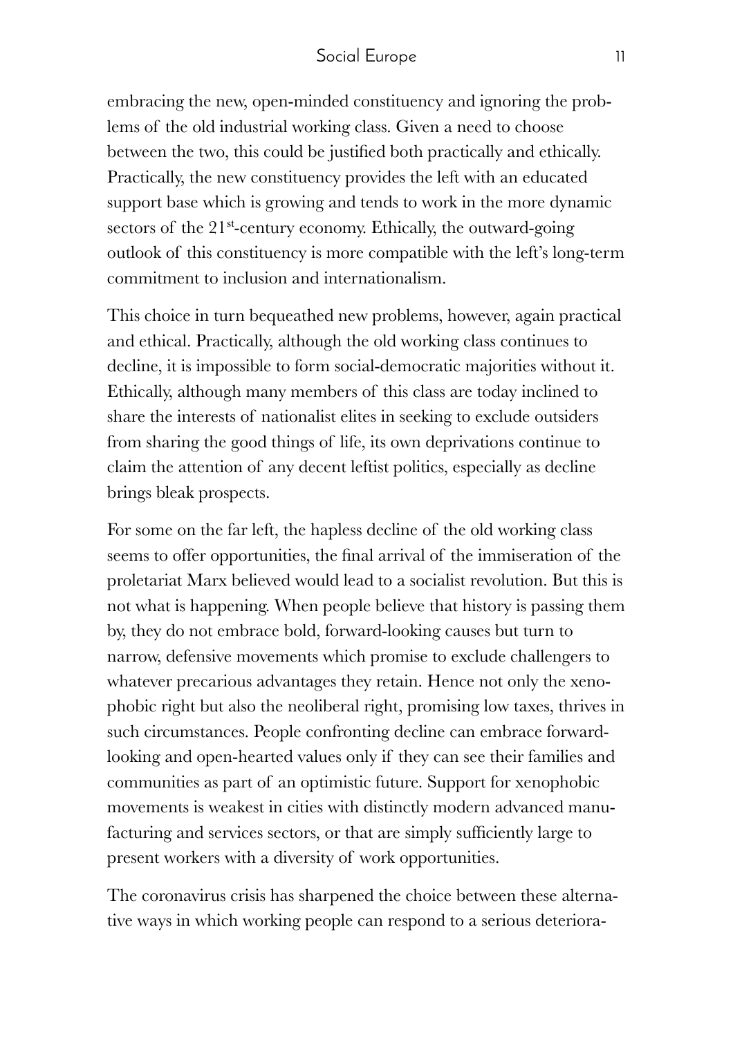embracing the new, open-minded constituency and ignoring the problems of the old industrial working class. Given a need to choose between the two, this could be justified both practically and ethically. Practically, the new constituency provides the left with an educated support base which is growing and tends to work in the more dynamic sectors of the 21st-century economy. Ethically, the outward-going outlook of this constituency is more compatible with the left's long-term commitment to inclusion and internationalism.

This choice in turn bequeathed new problems, however, again practical and ethical. Practically, although the old working class continues to decline, it is impossible to form social-democratic majorities without it. Ethically, although many members of this class are today inclined to share the interests of nationalist elites in seeking to exclude outsiders from sharing the good things of life, its own deprivations continue to claim the attention of any decent leftist politics, especially as decline brings bleak prospects.

For some on the far left, the hapless decline of the old working class seems to offer opportunities, the final arrival of the immiseration of the proletariat Marx believed would lead to a socialist revolution. But this is not what is happening. When people believe that history is passing them by, they do not embrace bold, forward-looking causes but turn to narrow, defensive movements which promise to exclude challengers to whatever precarious advantages they retain. Hence not only the xenophobic right but also the neoliberal right, promising low taxes, thrives in such circumstances. People confronting decline can embrace forward-looking and open-hearted values only if they can see their families and communities as part of an optimistic future. Support for xenophobic movements is weakest in cities with distinctly modern advanced manufacturing and services sectors, or that are simply sufficiently large to present workers with a diversity of work opportunities.

The coronavirus crisis has sharpened the choice between these alternative ways in which working people can respond to a serious deteriora-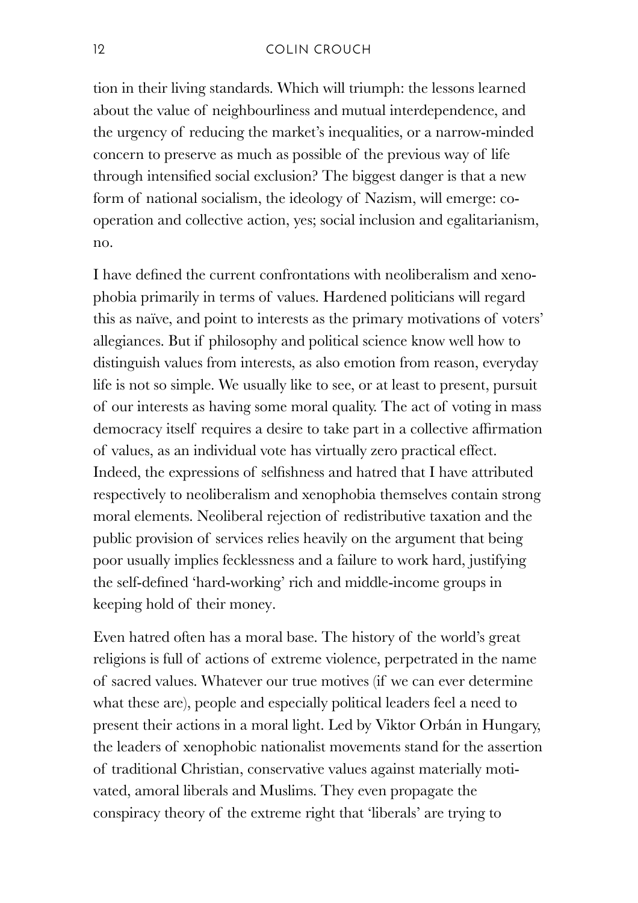tion in their living standards. Which will triumph: the lessons learned about the value of neighbourliness and mutual interdependence, and the urgency of reducing the market's inequalities, or a narrow-minded concern to preserve as much as possible of the previous way of life through intensified social exclusion? The biggest danger is that a new form of national socialism, the ideology of Nazism, will emerge: co-operation and collective action, yes; social inclusion and egalitarianism, no.

I have defined the current confrontations with neoliberalism and xenophobia primarily in terms of values. Hardened politicians will regard this as naïve, and point to interests as the primary motivations of voters' allegiances. But if philosophy and political science know well how to distinguish values from interests, as also emotion from reason, everyday life is not so simple. We usually like to see, or at least to present, pursuit of our interests as having some moral quality. The act of voting in mass democracy itself requires a desire to take part in a collective affirmation of values, as an individual vote has virtually zero practical effect. Indeed, the expressions of selfishness and hatred that I have attributed respectively to neoliberalism and xenophobia themselves contain strong moral elements. Neoliberal rejection of redistributive taxation and the public provision of services relies heavily on the argument that being poor usually implies fecklessness and a failure to work hard, justifying the self-defined 'hard-working' rich and middle-income groups in keeping hold of their money.

Even hatred often has a moral base. The history of the world's great religions is full of actions of extreme violence, perpetrated in the name of sacred values. Whatever our true motives (if we can ever determine what these are), people and especially political leaders feel a need to present their actions in a moral light. Led by Viktor Orbán in Hungary, the leaders of xenophobic nationalist movements stand for the assertion of traditional Christian, conservative values against materially motivated, amoral liberals and Muslims. They even propagate the conspiracy theory of the extreme right that 'liberals' are trying to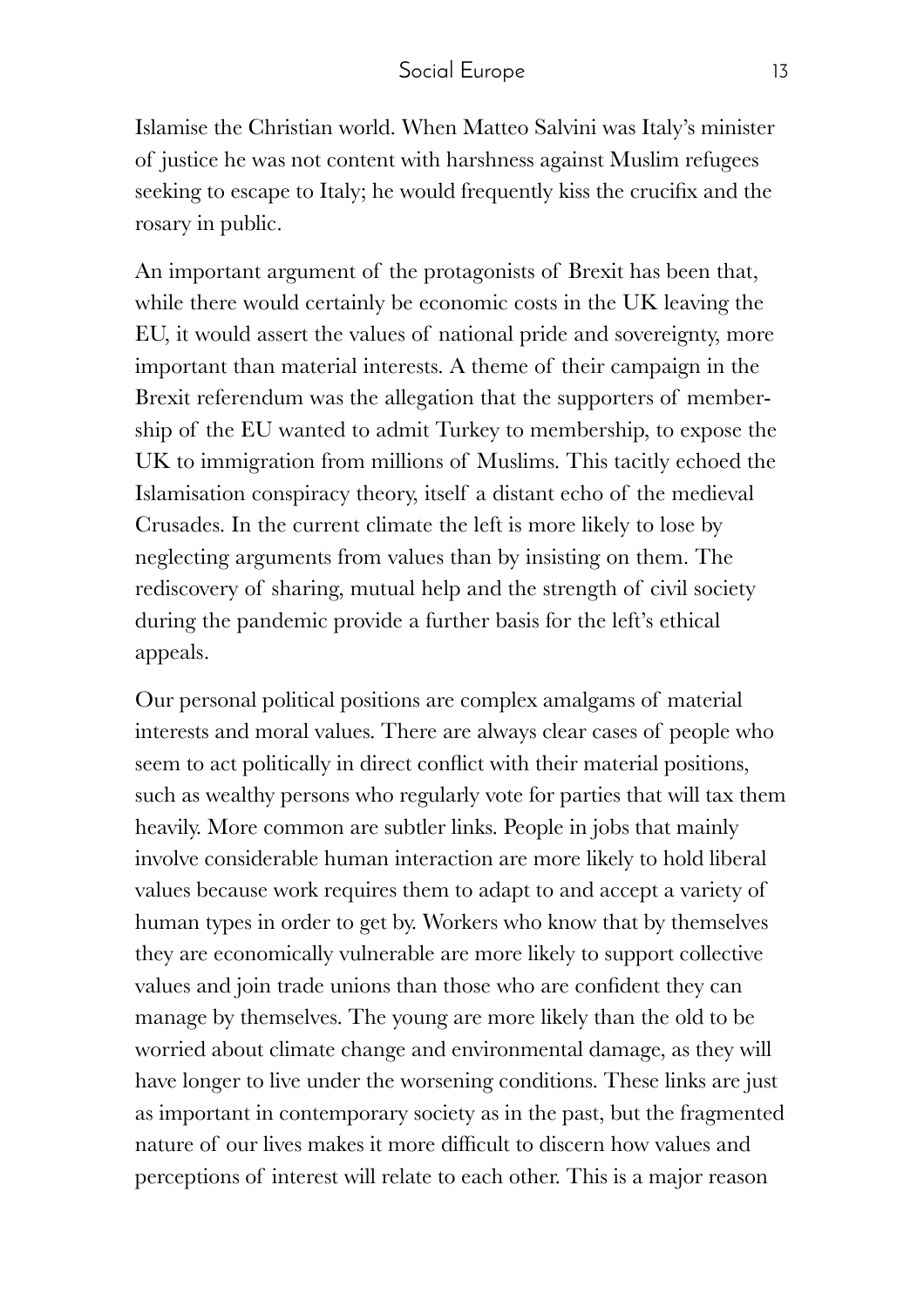Islamise the Christian world. When Matteo Salvini was Italy's minister of justice he was not content with harshness against Muslim refugees seeking to escape to Italy; he would frequently kiss the crucifix and the rosary in public.

An important argument of the protagonists of Brexit has been that, while there would certainly be economic costs in the UK leaving the EU, it would assert the values of national pride and sovereignty, more important than material interests. A theme of their campaign in the Brexit referendum was the allegation that the supporters of membership of the EU wanted to admit Turkey to membership, to expose the UK to immigration from millions of Muslims. This tacitly echoed the Islamisation conspiracy theory, itself a distant echo of the medieval Crusades. In the current climate the left is more likely to lose by neglecting arguments from values than by insisting on them. The rediscovery of sharing, mutual help and the strength of civil society during the pandemic provide a further basis for the left's ethical appeals.

Our personal political positions are complex amalgams of material interests and moral values. There are always clear cases of people who seem to act politically in direct conflict with their material positions, such as wealthy persons who regularly vote for parties that will tax them heavily. More common are subtler links. People in jobs that mainly involve considerable human interaction are more likely to hold liberal values because work requires them to adapt to and accept a variety of human types in order to get by. Workers who know that by themselves they are economically vulnerable are more likely to support collective values and join trade unions than those who are confident they can manage by themselves. The young are more likely than the old to be worried about climate change and environmental damage, as they will have longer to live under the worsening conditions. These links are just as important in contemporary society as in the past, but the fragmented nature of our lives makes it more difficult to discern how values and perceptions of interest will relate to each other. This is a major reason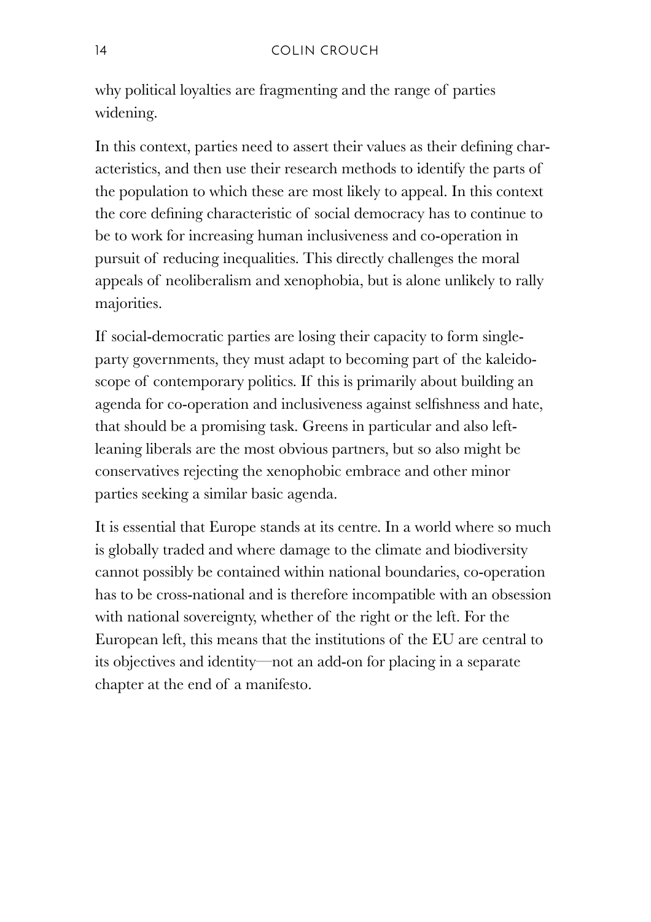why political loyalties are fragmenting and the range of parties widening.

In this context, parties need to assert their values as their defining characteristics, and then use their research methods to identify the parts of the population to which these are most likely to appeal. In this context the core defining characteristic of social democracy has to continue to be to work for increasing human inclusiveness and co-operation in pursuit of reducing inequalities. This directly challenges the moral appeals of neoliberalism and xenophobia, but is alone unlikely to rally majorities.

If social-democratic parties are losing their capacity to form single-party governments, they must adapt to becoming part of the kaleidoscope of contemporary politics. If this is primarily about building an agenda for co-operation and inclusiveness against selfishness and hate, that should be a promising task. Greens in particular and also left-leaning liberals are the most obvious partners, but so also might be conservatives rejecting the xenophobic embrace and other minor parties seeking a similar basic agenda.

It is essential that Europe stands at its centre. In a world where so much is globally traded and where damage to the climate and biodiversity cannot possibly be contained within national boundaries, co-operation has to be cross-national and is therefore incompatible with an obsession with national sovereignty, whether of the right or the left. For the European left, this means that the institutions of the EU are central to its objectives and identity—not an add-on for placing in a separate chapter at the end of a manifesto.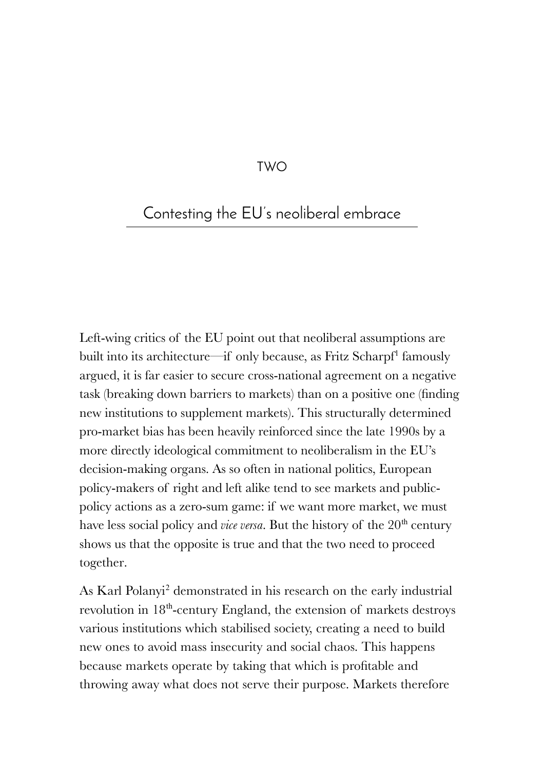# TWO

## Contesting the EU's neoliberal embrace

Left-wing critics of the EU point out that neoliberal assumptions are built into its architecture—if only because, as Fritz Scharpf[1] famously argued, it is far easier to secure cross-national agreement on a negative task (breaking down barriers to markets) than on a positive one (finding new institutions to supplement markets). This structurally determined pro-market bias has been heavily reinforced since the late 1990s by a more directly ideological commitment to neoliberalism in the EU's decision-making organs. As so often in national politics, European policy-makers of right and left alike tend to see markets and public-policy actions as a zero-sum game: if we want more market, we must have less social policy and *vice versa*. But the history of the 20th century shows us that the opposite is true and that the two need to proceed together.

As Karl Polanyi[2] demonstrated in his research on the early industrial revolution in 18th-century England, the extension of markets destroys various institutions which stabilised society, creating a need to build new ones to avoid mass insecurity and social chaos. This happens because markets operate by taking that which is profitable and throwing away what does not serve their purpose. Markets therefore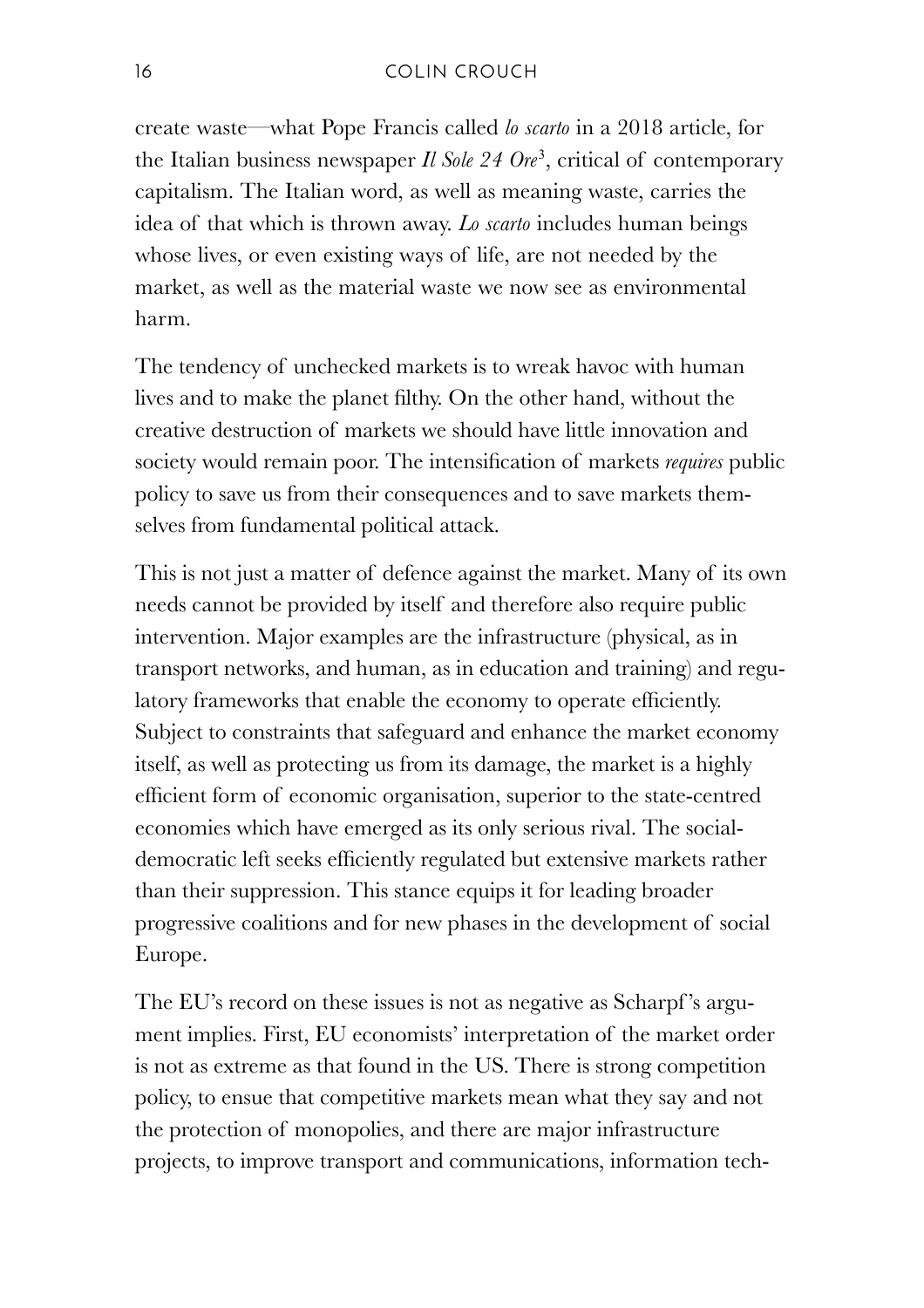create waste—what Pope Francis called *lo scarto* in a 2018 article, for the Italian business newspaper *Il Sole 24 Ore*[3], critical of contemporary capitalism. The Italian word, as well as meaning waste, carries the idea of that which is thrown away. *Lo scarto* includes human beings whose lives, or even existing ways of life, are not needed by the market, as well as the material waste we now see as environmental harm.

The tendency of unchecked markets is to wreak havoc with human lives and to make the planet filthy. On the other hand, without the creative destruction of markets we should have little innovation and society would remain poor. The intensification of markets *requires* public policy to save us from their consequences and to save markets themselves from fundamental political attack.

This is not just a matter of defence against the market. Many of its own needs cannot be provided by itself and therefore also require public intervention. Major examples are the infrastructure (physical, as in transport networks, and human, as in education and training) and regulatory frameworks that enable the economy to operate efficiently. Subject to constraints that safeguard and enhance the market economy itself, as well as protecting us from its damage, the market is a highly efficient form of economic organisation, superior to the state-centred economies which have emerged as its only serious rival. The social-democratic left seeks efficiently regulated but extensive markets rather than their suppression. This stance equips it for leading broader progressive coalitions and for new phases in the development of social Europe.

The EU's record on these issues is not as negative as Scharpf's argument implies. First, EU economists' interpretation of the market order is not as extreme as that found in the US. There is strong competition policy, to ensue that competitive markets mean what they say and not the protection of monopolies, and there are major infrastructure projects, to improve transport and communications, information tech-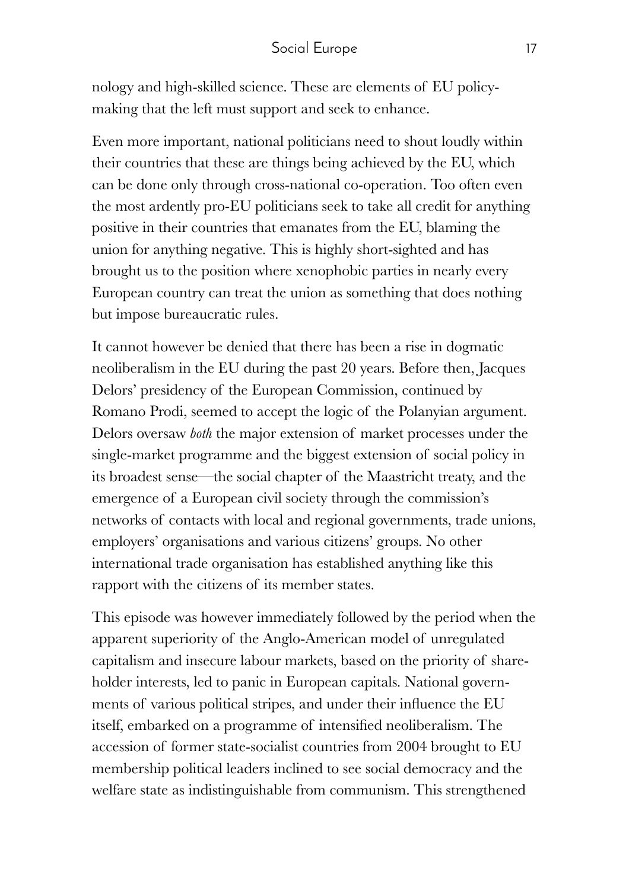nology and high-skilled science. These are elements of EU policy-making that the left must support and seek to enhance.

Even more important, national politicians need to shout loudly within their countries that these are things being achieved by the EU, which can be done only through cross-national co-operation. Too often even the most ardently pro-EU politicians seek to take all credit for anything positive in their countries that emanates from the EU, blaming the union for anything negative. This is highly short-sighted and has brought us to the position where xenophobic parties in nearly every European country can treat the union as something that does nothing but impose bureaucratic rules.

It cannot however be denied that there has been a rise in dogmatic neoliberalism in the EU during the past 20 years. Before then, Jacques Delors' presidency of the European Commission, continued by Romano Prodi, seemed to accept the logic of the Polanyian argument. Delors oversaw *both* the major extension of market processes under the single-market programme and the biggest extension of social policy in its broadest sense—the social chapter of the Maastricht treaty, and the emergence of a European civil society through the commission's networks of contacts with local and regional governments, trade unions, employers' organisations and various citizens' groups. No other international trade organisation has established anything like this rapport with the citizens of its member states.

This episode was however immediately followed by the period when the apparent superiority of the Anglo-American model of unregulated capitalism and insecure labour markets, based on the priority of shareholder interests, led to panic in European capitals. National governments of various political stripes, and under their influence the EU itself, embarked on a programme of intensified neoliberalism. The accession of former state-socialist countries from 2004 brought to EU membership political leaders inclined to see social democracy and the welfare state as indistinguishable from communism. This strengthened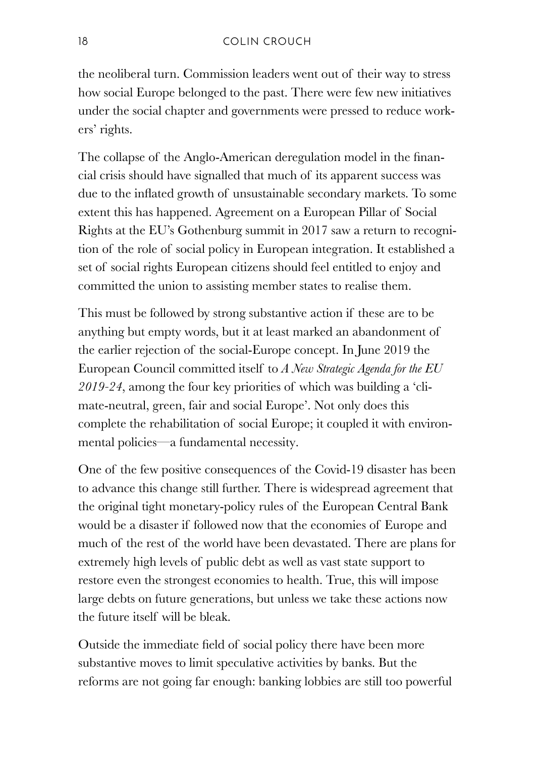the neoliberal turn. Commission leaders went out of their way to stress how social Europe belonged to the past. There were few new initiatives under the social chapter and governments were pressed to reduce workers' rights.

The collapse of the Anglo-American deregulation model in the financial crisis should have signalled that much of its apparent success was due to the inflated growth of unsustainable secondary markets. To some extent this has happened. Agreement on a European Pillar of Social Rights at the EU's Gothenburg summit in 2017 saw a return to recognition of the role of social policy in European integration. It established a set of social rights European citizens should feel entitled to enjoy and committed the union to assisting member states to realise them.

This must be followed by strong substantive action if these are to be anything but empty words, but it at least marked an abandonment of the earlier rejection of the social-Europe concept. In June 2019 the European Council committed itself to *A New Strategic Agenda for the EU 2019-24*, among the four key priorities of which was building a 'climate-neutral, green, fair and social Europe'. Not only does this complete the rehabilitation of social Europe; it coupled it with environmental policies—a fundamental necessity.

One of the few positive consequences of the Covid-19 disaster has been to advance this change still further. There is widespread agreement that the original tight monetary-policy rules of the European Central Bank would be a disaster if followed now that the economies of Europe and much of the rest of the world have been devastated. There are plans for extremely high levels of public debt as well as vast state support to restore even the strongest economies to health. True, this will impose large debts on future generations, but unless we take these actions now the future itself will be bleak.

Outside the immediate field of social policy there have been more substantive moves to limit speculative activities by banks. But the reforms are not going far enough: banking lobbies are still too powerful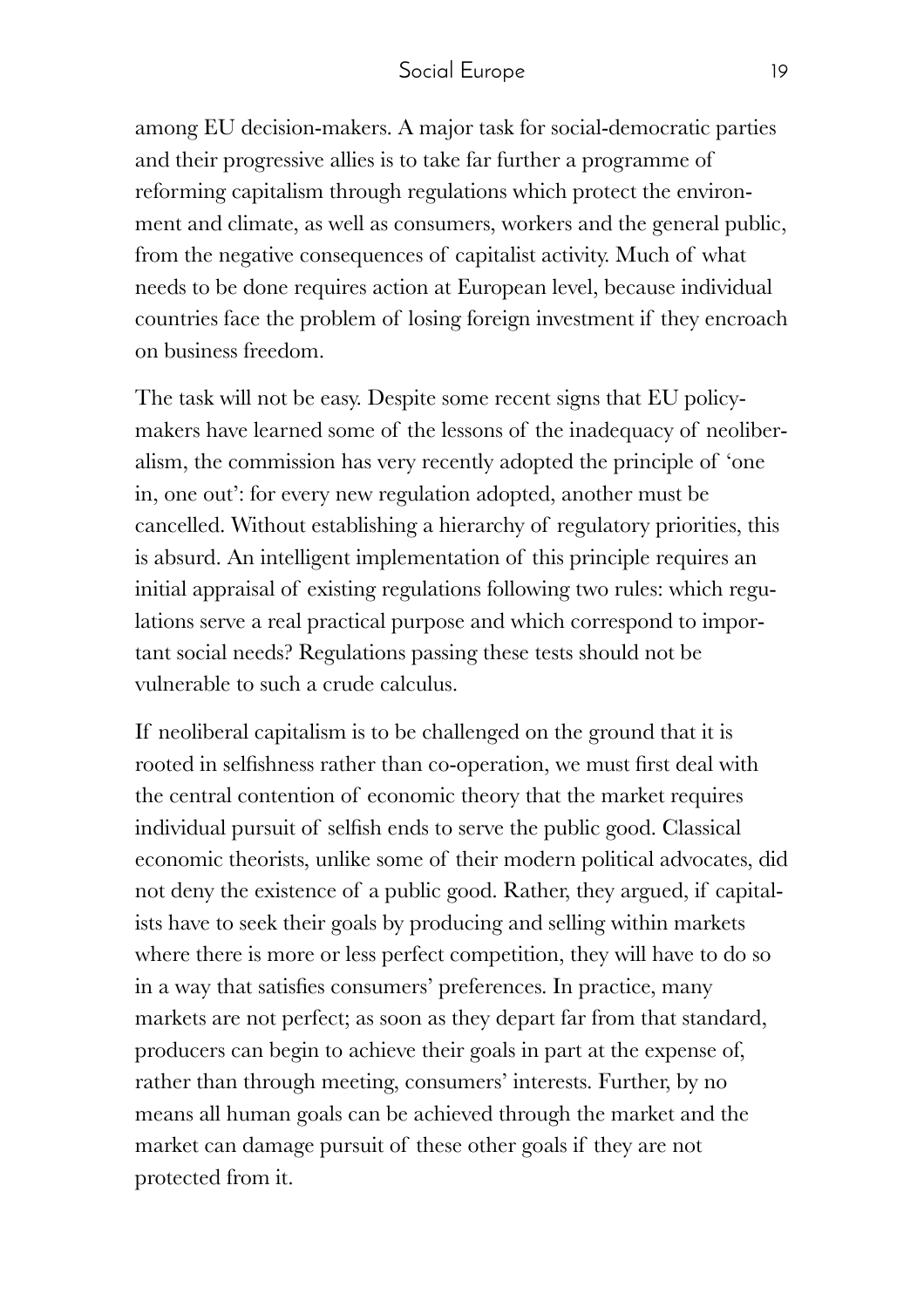among EU decision-makers. A major task for social-democratic parties and their progressive allies is to take far further a programme of reforming capitalism through regulations which protect the environment and climate, as well as consumers, workers and the general public, from the negative consequences of capitalist activity. Much of what needs to be done requires action at European level, because individual countries face the problem of losing foreign investment if they encroach on business freedom.

The task will not be easy. Despite some recent signs that EU policy-makers have learned some of the lessons of the inadequacy of neoliberalism, the commission has very recently adopted the principle of 'one in, one out': for every new regulation adopted, another must be cancelled. Without establishing a hierarchy of regulatory priorities, this is absurd. An intelligent implementation of this principle requires an initial appraisal of existing regulations following two rules: which regulations serve a real practical purpose and which correspond to important social needs? Regulations passing these tests should not be vulnerable to such a crude calculus.

If neoliberal capitalism is to be challenged on the ground that it is rooted in selfishness rather than co-operation, we must first deal with the central contention of economic theory that the market requires individual pursuit of selfish ends to serve the public good. Classical economic theorists, unlike some of their modern political advocates, did not deny the existence of a public good. Rather, they argued, if capitalists have to seek their goals by producing and selling within markets where there is more or less perfect competition, they will have to do so in a way that satisfies consumers' preferences. In practice, many markets are not perfect; as soon as they depart far from that standard, producers can begin to achieve their goals in part at the expense of, rather than through meeting, consumers' interests. Further, by no means all human goals can be achieved through the market and the market can damage pursuit of these other goals if they are not protected from it.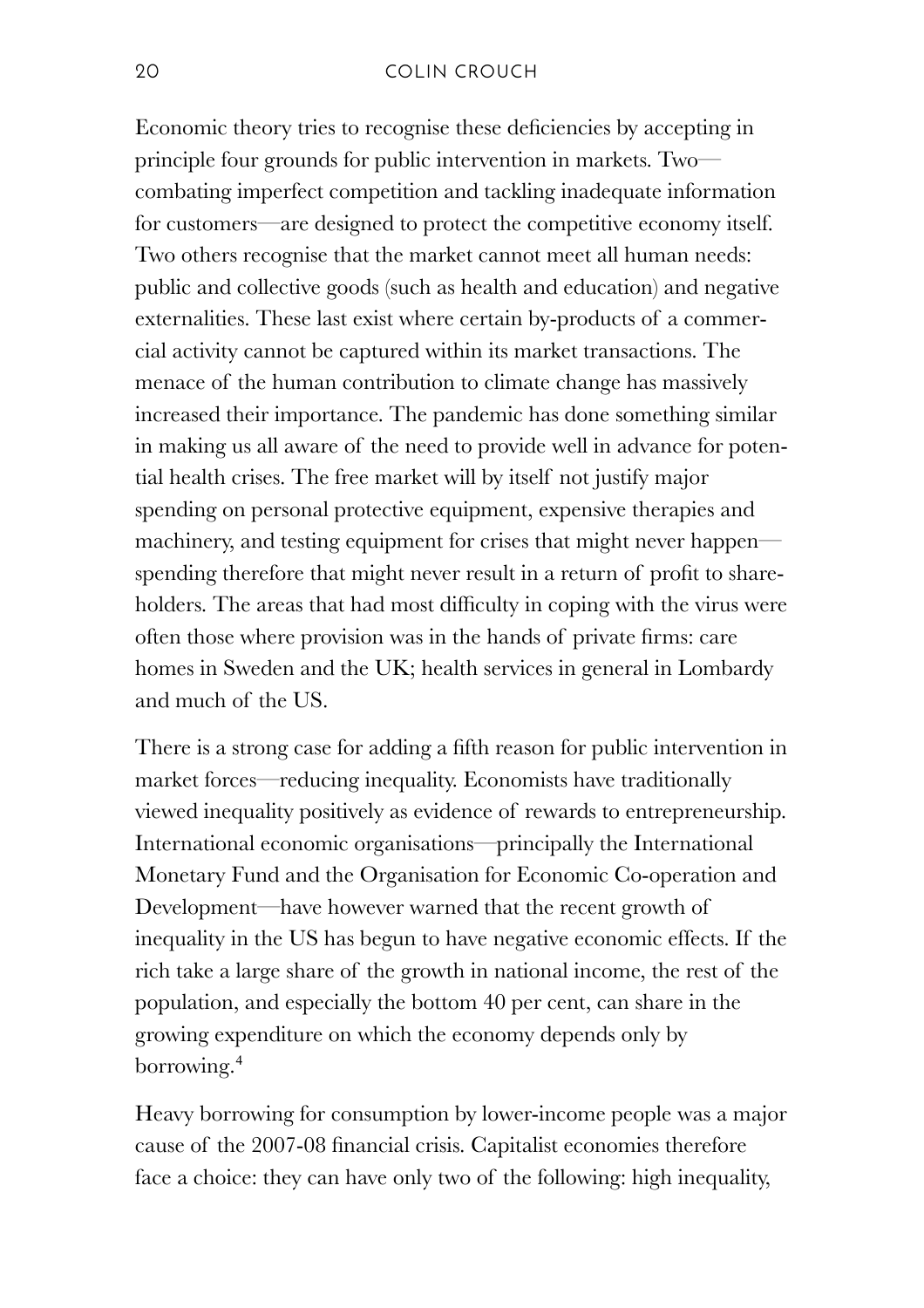Economic theory tries to recognise these deficiencies by accepting in principle four grounds for public intervention in markets. Two—combating imperfect competition and tackling inadequate information for customers—are designed to protect the competitive economy itself. Two others recognise that the market cannot meet all human needs: public and collective goods (such as health and education) and negative externalities. These last exist where certain by-products of a commercial activity cannot be captured within its market transactions. The menace of the human contribution to climate change has massively increased their importance. The pandemic has done something similar in making us all aware of the need to provide well in advance for potential health crises. The free market will by itself not justify major spending on personal protective equipment, expensive therapies and machinery, and testing equipment for crises that might never happen—spending therefore that might never result in a return of profit to shareholders. The areas that had most difficulty in coping with the virus were often those where provision was in the hands of private firms: care homes in Sweden and the UK; health services in general in Lombardy and much of the US.

There is a strong case for adding a fifth reason for public intervention in market forces—reducing inequality. Economists have traditionally viewed inequality positively as evidence of rewards to entrepreneurship. International economic organisations—principally the International Monetary Fund and the Organisation for Economic Co-operation and Development—have however warned that the recent growth of inequality in the US has begun to have negative economic effects. If the rich take a large share of the growth in national income, the rest of the population, and especially the bottom 40 per cent, can share in the growing expenditure on which the economy depends only by borrowing.[4]

Heavy borrowing for consumption by lower-income people was a major cause of the 2007-08 financial crisis. Capitalist economies therefore face a choice: they can have only two of the following: high inequality,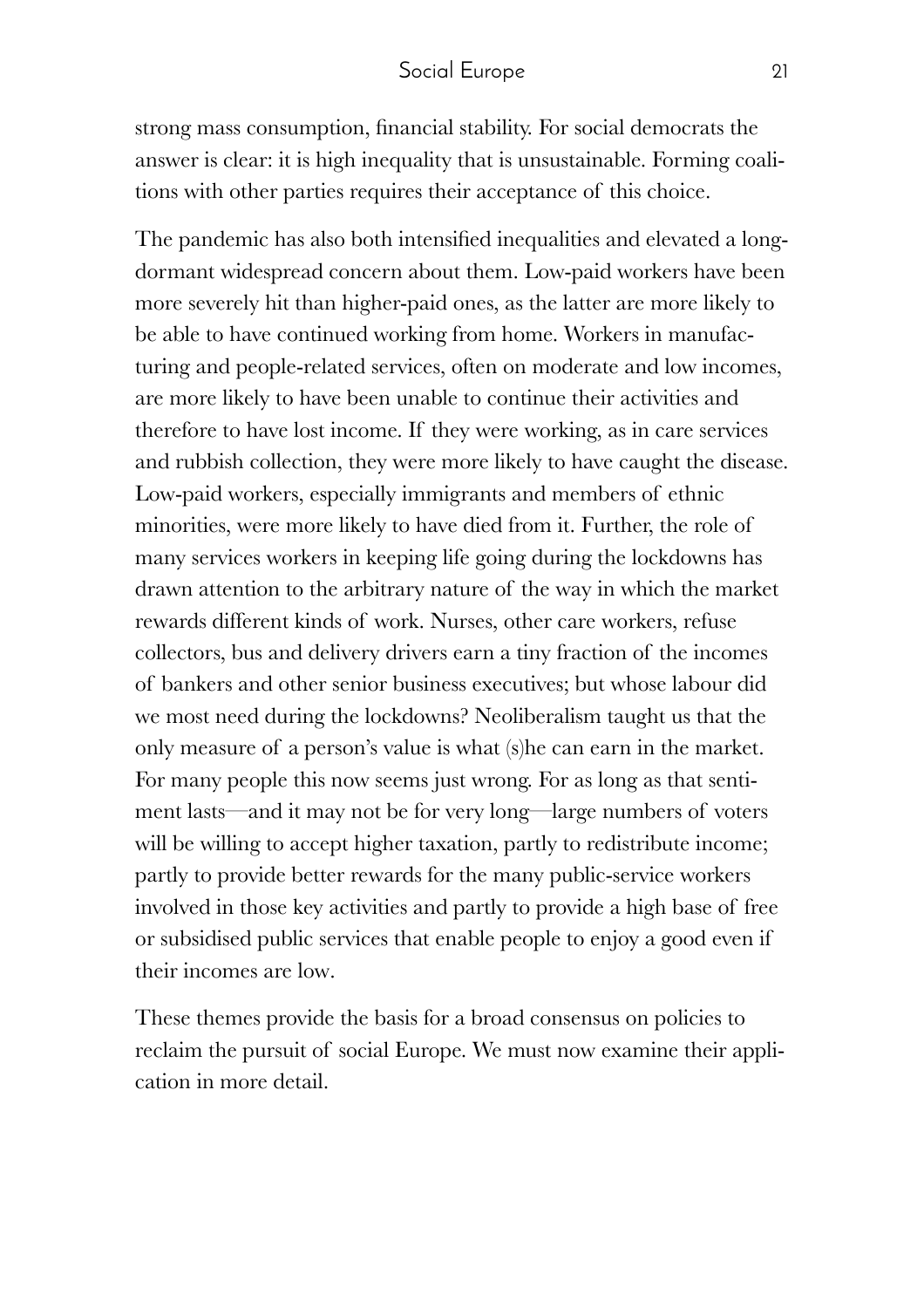strong mass consumption, financial stability. For social democrats the answer is clear: it is high inequality that is unsustainable. Forming coalitions with other parties requires their acceptance of this choice.

The pandemic has also both intensified inequalities and elevated a long-dormant widespread concern about them. Low-paid workers have been more severely hit than higher-paid ones, as the latter are more likely to be able to have continued working from home. Workers in manufacturing and people-related services, often on moderate and low incomes, are more likely to have been unable to continue their activities and therefore to have lost income. If they were working, as in care services and rubbish collection, they were more likely to have caught the disease. Low-paid workers, especially immigrants and members of ethnic minorities, were more likely to have died from it. Further, the role of many services workers in keeping life going during the lockdowns has drawn attention to the arbitrary nature of the way in which the market rewards different kinds of work. Nurses, other care workers, refuse collectors, bus and delivery drivers earn a tiny fraction of the incomes of bankers and other senior business executives; but whose labour did we most need during the lockdowns? Neoliberalism taught us that the only measure of a person's value is what (s)he can earn in the market. For many people this now seems just wrong. For as long as that sentiment lasts—and it may not be for very long—large numbers of voters will be willing to accept higher taxation, partly to redistribute income; partly to provide better rewards for the many public-service workers involved in those key activities and partly to provide a high base of free or subsidised public services that enable people to enjoy a good even if their incomes are low.

These themes provide the basis for a broad consensus on policies to reclaim the pursuit of social Europe. We must now examine their application in more detail.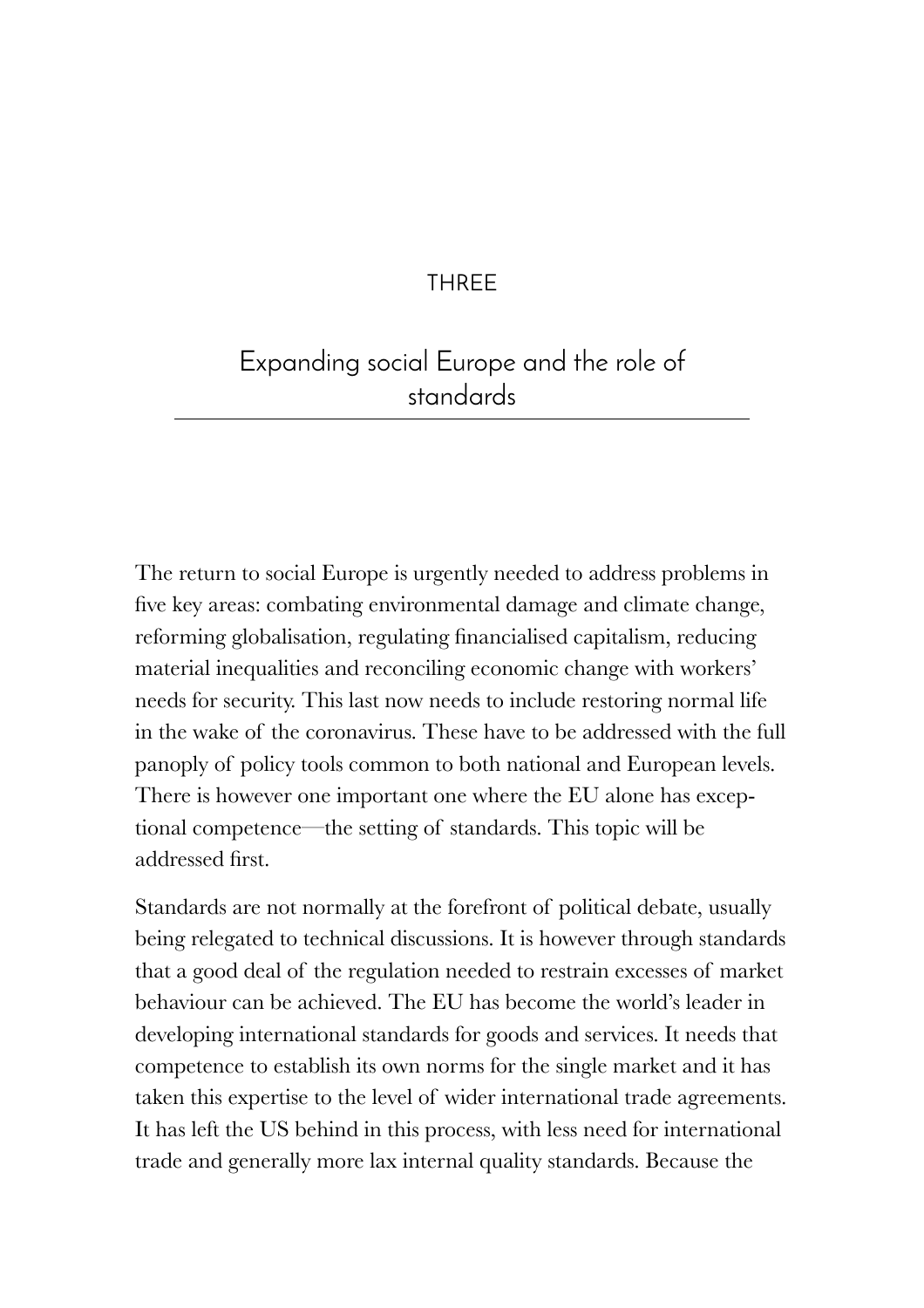# THREE

## Expanding social Europe and the role of standards

The return to social Europe is urgently needed to address problems in five key areas: combating environmental damage and climate change, reforming globalisation, regulating financialised capitalism, reducing material inequalities and reconciling economic change with workers' needs for security. This last now needs to include restoring normal life in the wake of the coronavirus. These have to be addressed with the full panoply of policy tools common to both national and European levels. There is however one important one where the EU alone has exceptional competence—the setting of standards. This topic will be addressed first.

Standards are not normally at the forefront of political debate, usually being relegated to technical discussions. It is however through standards that a good deal of the regulation needed to restrain excesses of market behaviour can be achieved. The EU has become the world's leader in developing international standards for goods and services. It needs that competence to establish its own norms for the single market and it has taken this expertise to the level of wider international trade agreements. It has left the US behind in this process, with less need for international trade and generally more lax internal quality standards. Because the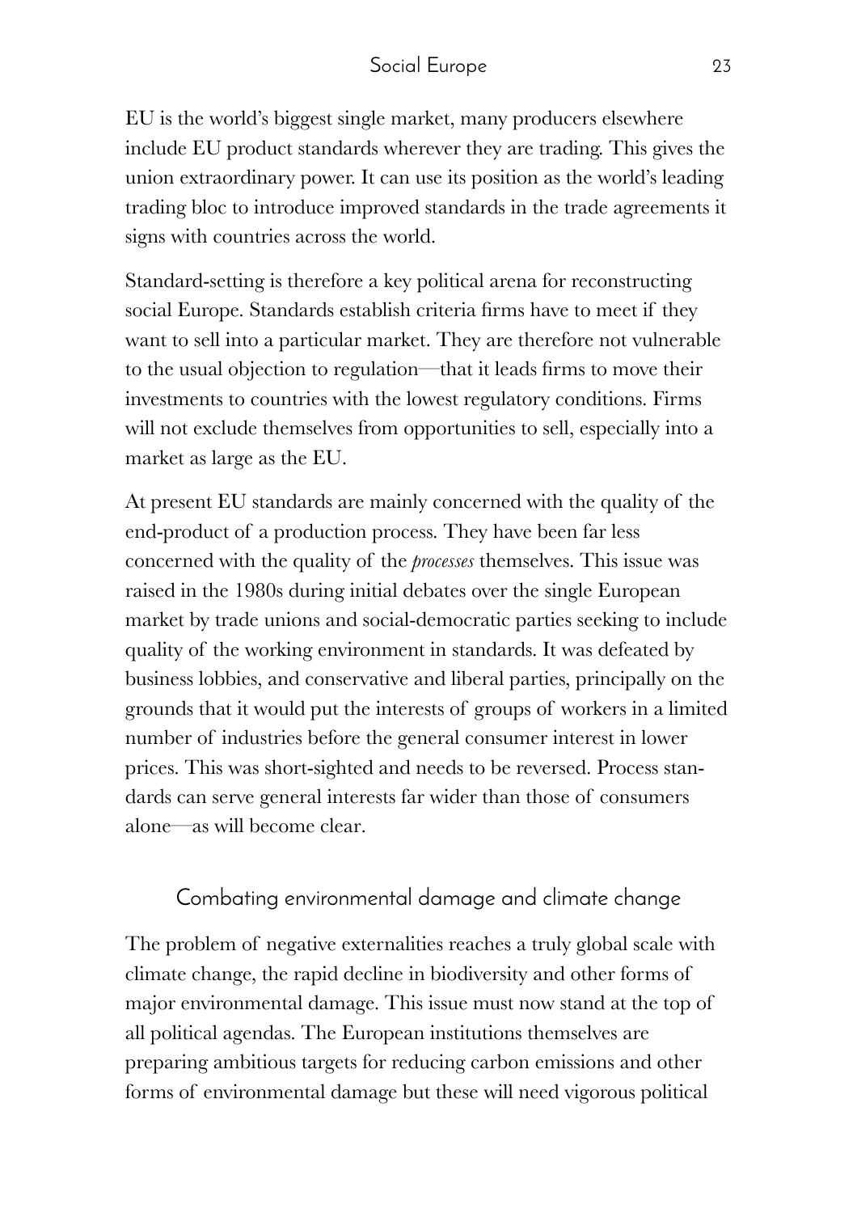EU is the world's biggest single market, many producers elsewhere include EU product standards wherever they are trading. This gives the union extraordinary power. It can use its position as the world's leading trading bloc to introduce improved standards in the trade agreements it signs with countries across the world.

Standard-setting is therefore a key political arena for reconstructing social Europe. Standards establish criteria firms have to meet if they want to sell into a particular market. They are therefore not vulnerable to the usual objection to regulation—that it leads firms to move their investments to countries with the lowest regulatory conditions. Firms will not exclude themselves from opportunities to sell, especially into a market as large as the EU.

At present EU standards are mainly concerned with the quality of the end-product of a production process. They have been far less concerned with the quality of the *processes* themselves. This issue was raised in the 1980s during initial debates over the single European market by trade unions and social-democratic parties seeking to include quality of the working environment in standards. It was defeated by business lobbies, and conservative and liberal parties, principally on the grounds that it would put the interests of groups of workers in a limited number of industries before the general consumer interest in lower prices. This was short-sighted and needs to be reversed. Process standards can serve general interests far wider than those of consumers alone—as will become clear.

## Combating environmental damage and climate change

The problem of negative externalities reaches a truly global scale with climate change, the rapid decline in biodiversity and other forms of major environmental damage. This issue must now stand at the top of all political agendas. The European institutions themselves are preparing ambitious targets for reducing carbon emissions and other forms of environmental damage but these will need vigorous political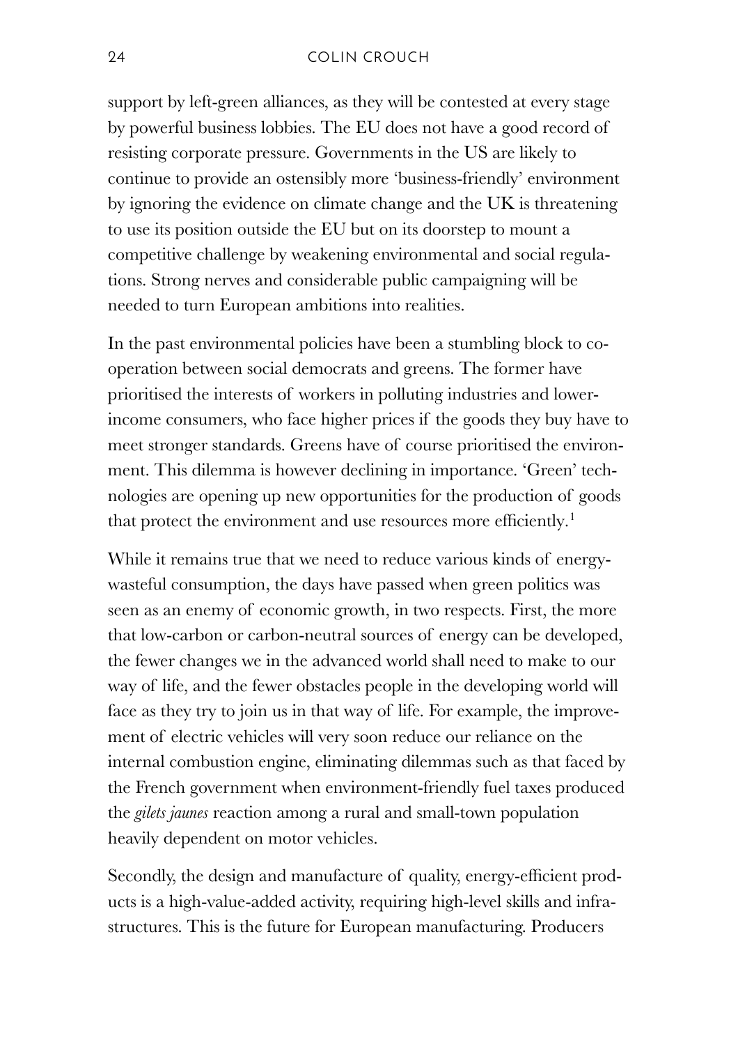support by left-green alliances, as they will be contested at every stage by powerful business lobbies. The EU does not have a good record of resisting corporate pressure. Governments in the US are likely to continue to provide an ostensibly more 'business-friendly' environment by ignoring the evidence on climate change and the UK is threatening to use its position outside the EU but on its doorstep to mount a competitive challenge by weakening environmental and social regulations. Strong nerves and considerable public campaigning will be needed to turn European ambitions into realities.

In the past environmental policies have been a stumbling block to co-operation between social democrats and greens. The former have prioritised the interests of workers in polluting industries and lower-income consumers, who face higher prices if the goods they buy have to meet stronger standards. Greens have of course prioritised the environment. This dilemma is however declining in importance. 'Green' technologies are opening up new opportunities for the production of goods that protect the environment and use resources more efficiently.[1]

While it remains true that we need to reduce various kinds of energy-wasteful consumption, the days have passed when green politics was seen as an enemy of economic growth, in two respects. First, the more that low-carbon or carbon-neutral sources of energy can be developed, the fewer changes we in the advanced world shall need to make to our way of life, and the fewer obstacles people in the developing world will face as they try to join us in that way of life. For example, the improvement of electric vehicles will very soon reduce our reliance on the internal combustion engine, eliminating dilemmas such as that faced by the French government when environment-friendly fuel taxes produced the *gilets jaunes* reaction among a rural and small-town population heavily dependent on motor vehicles.

Secondly, the design and manufacture of quality, energy-efficient products is a high-value-added activity, requiring high-level skills and infrastructures. This is the future for European manufacturing. Producers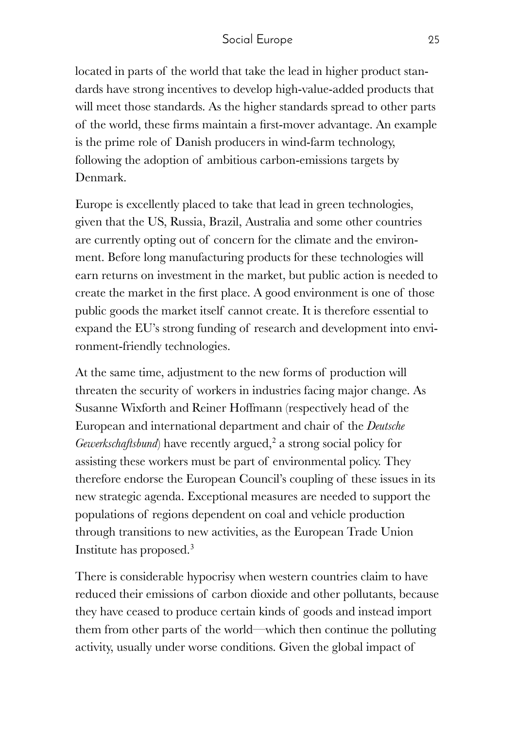located in parts of the world that take the lead in higher product standards have strong incentives to develop high-value-added products that will meet those standards. As the higher standards spread to other parts of the world, these firms maintain a first-mover advantage. An example is the prime role of Danish producers in wind-farm technology, following the adoption of ambitious carbon-emissions targets by Denmark.

Europe is excellently placed to take that lead in green technologies, given that the US, Russia, Brazil, Australia and some other countries are currently opting out of concern for the climate and the environment. Before long manufacturing products for these technologies will earn returns on investment in the market, but public action is needed to create the market in the first place. A good environment is one of those public goods the market itself cannot create. It is therefore essential to expand the EU's strong funding of research and development into environment-friendly technologies.

At the same time, adjustment to the new forms of production will threaten the security of workers in industries facing major change. As Susanne Wixforth and Reiner Hoffmann (respectively head of the European and international department and chair of the *Deutsche Gewerkschaftsbund*) have recently argued,[2] a strong social policy for assisting these workers must be part of environmental policy. They therefore endorse the European Council's coupling of these issues in its new strategic agenda. Exceptional measures are needed to support the populations of regions dependent on coal and vehicle production through transitions to new activities, as the European Trade Union Institute has proposed.[3]

There is considerable hypocrisy when western countries claim to have reduced their emissions of carbon dioxide and other pollutants, because they have ceased to produce certain kinds of goods and instead import them from other parts of the world—which then continue the polluting activity, usually under worse conditions. Given the global impact of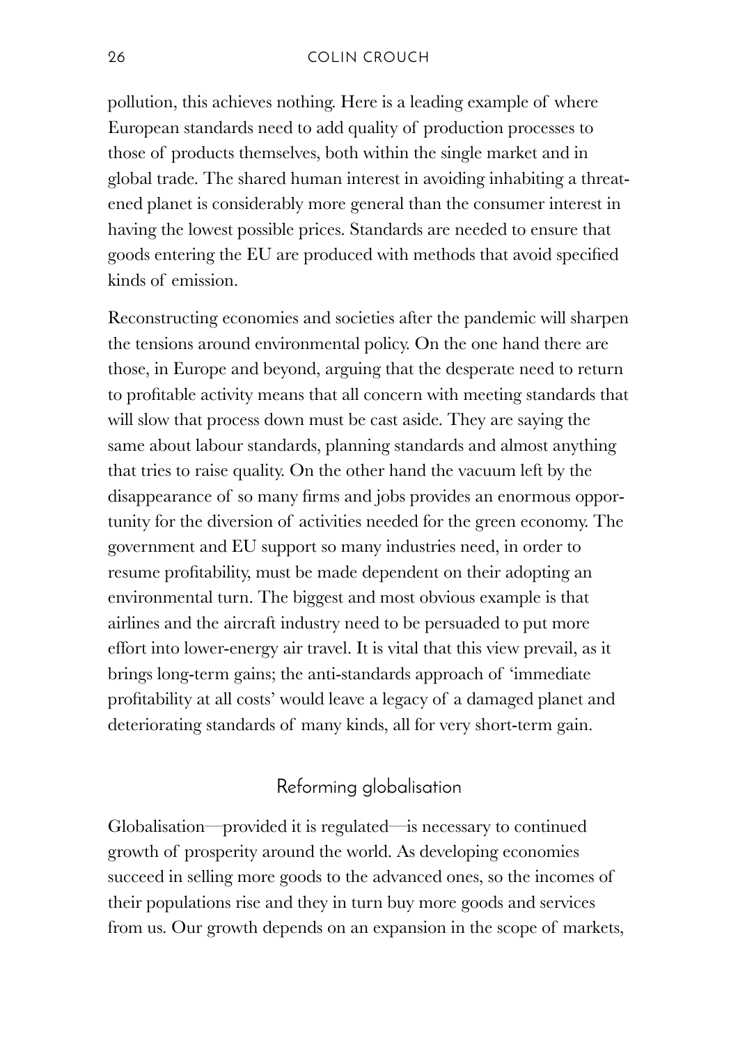pollution, this achieves nothing. Here is a leading example of where European standards need to add quality of production processes to those of products themselves, both within the single market and in global trade. The shared human interest in avoiding inhabiting a threatened planet is considerably more general than the consumer interest in having the lowest possible prices. Standards are needed to ensure that goods entering the EU are produced with methods that avoid specified kinds of emission.

Reconstructing economies and societies after the pandemic will sharpen the tensions around environmental policy. On the one hand there are those, in Europe and beyond, arguing that the desperate need to return to profitable activity means that all concern with meeting standards that will slow that process down must be cast aside. They are saying the same about labour standards, planning standards and almost anything that tries to raise quality. On the other hand the vacuum left by the disappearance of so many firms and jobs provides an enormous opportunity for the diversion of activities needed for the green economy. The government and EU support so many industries need, in order to resume profitability, must be made dependent on their adopting an environmental turn. The biggest and most obvious example is that airlines and the aircraft industry need to be persuaded to put more effort into lower-energy air travel. It is vital that this view prevail, as it brings long-term gains; the anti-standards approach of 'immediate profitability at all costs' would leave a legacy of a damaged planet and deteriorating standards of many kinds, all for very short-term gain.

## Reforming globalisation

Globalisation—provided it is regulated—is necessary to continued growth of prosperity around the world. As developing economies succeed in selling more goods to the advanced ones, so the incomes of their populations rise and they in turn buy more goods and services from us. Our growth depends on an expansion in the scope of markets,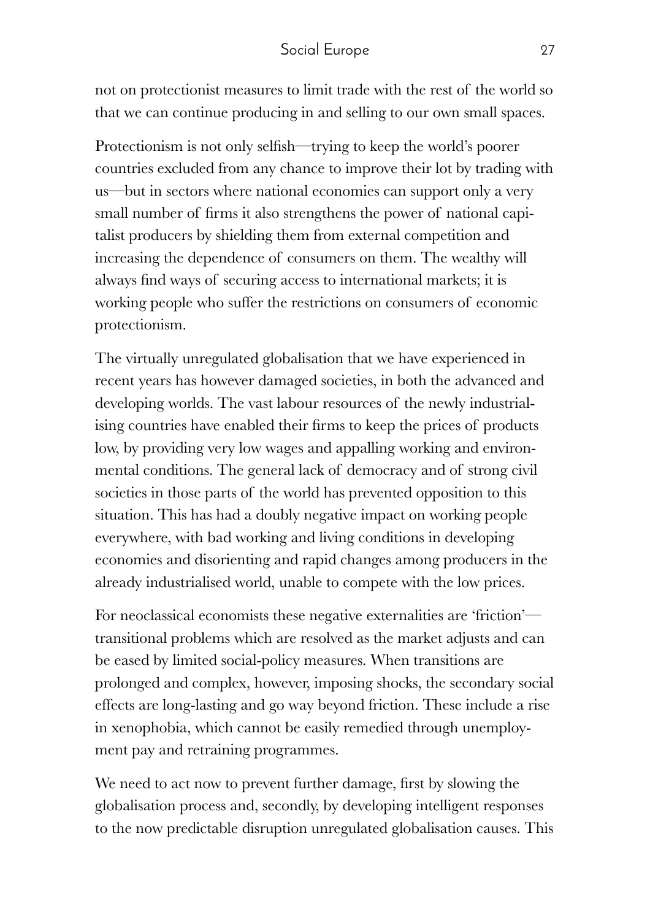not on protectionist measures to limit trade with the rest of the world so that we can continue producing in and selling to our own small spaces.

Protectionism is not only selfish—trying to keep the world's poorer countries excluded from any chance to improve their lot by trading with us—but in sectors where national economies can support only a very small number of firms it also strengthens the power of national capitalist producers by shielding them from external competition and increasing the dependence of consumers on them. The wealthy will always find ways of securing access to international markets; it is working people who suffer the restrictions on consumers of economic protectionism.

The virtually unregulated globalisation that we have experienced in recent years has however damaged societies, in both the advanced and developing worlds. The vast labour resources of the newly industrialising countries have enabled their firms to keep the prices of products low, by providing very low wages and appalling working and environmental conditions. The general lack of democracy and of strong civil societies in those parts of the world has prevented opposition to this situation. This has had a doubly negative impact on working people everywhere, with bad working and living conditions in developing economies and disorienting and rapid changes among producers in the already industrialised world, unable to compete with the low prices.

For neoclassical economists these negative externalities are 'friction'—transitional problems which are resolved as the market adjusts and can be eased by limited social-policy measures. When transitions are prolonged and complex, however, imposing shocks, the secondary social effects are long-lasting and go way beyond friction. These include a rise in xenophobia, which cannot be easily remedied through unemployment pay and retraining programmes.

We need to act now to prevent further damage, first by slowing the globalisation process and, secondly, by developing intelligent responses to the now predictable disruption unregulated globalisation causes. This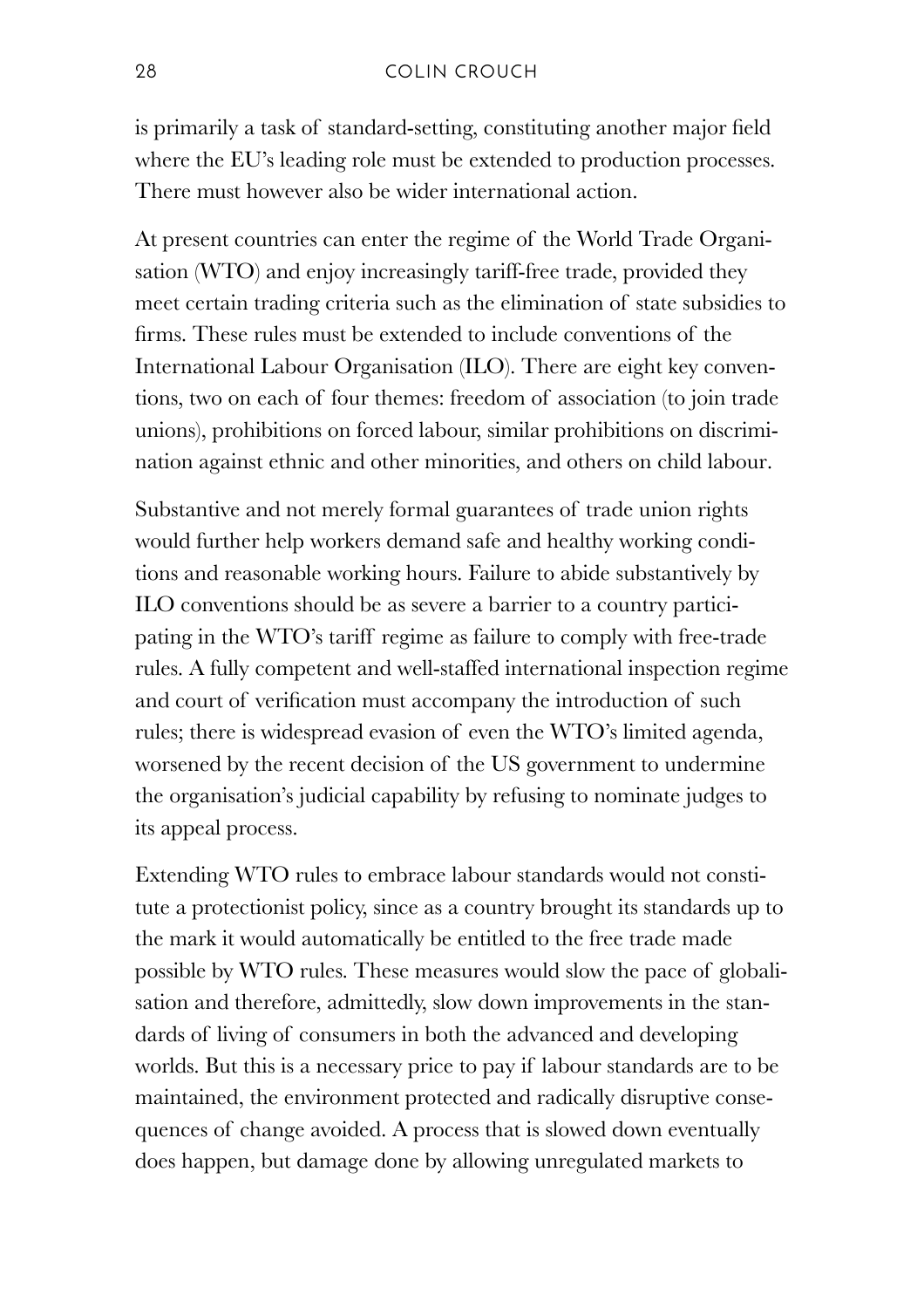is primarily a task of standard-setting, constituting another major field where the EU's leading role must be extended to production processes. There must however also be wider international action.

At present countries can enter the regime of the World Trade Organisation (WTO) and enjoy increasingly tariff-free trade, provided they meet certain trading criteria such as the elimination of state subsidies to firms. These rules must be extended to include conventions of the International Labour Organisation (ILO). There are eight key conventions, two on each of four themes: freedom of association (to join trade unions), prohibitions on forced labour, similar prohibitions on discrimination against ethnic and other minorities, and others on child labour.

Substantive and not merely formal guarantees of trade union rights would further help workers demand safe and healthy working conditions and reasonable working hours. Failure to abide substantively by ILO conventions should be as severe a barrier to a country participating in the WTO's tariff regime as failure to comply with free-trade rules. A fully competent and well-staffed international inspection regime and court of verification must accompany the introduction of such rules; there is widespread evasion of even the WTO's limited agenda, worsened by the recent decision of the US government to undermine the organisation's judicial capability by refusing to nominate judges to its appeal process.

Extending WTO rules to embrace labour standards would not constitute a protectionist policy, since as a country brought its standards up to the mark it would automatically be entitled to the free trade made possible by WTO rules. These measures would slow the pace of globalisation and therefore, admittedly, slow down improvements in the standards of living of consumers in both the advanced and developing worlds. But this is a necessary price to pay if labour standards are to be maintained, the environment protected and radically disruptive consequences of change avoided. A process that is slowed down eventually does happen, but damage done by allowing unregulated markets to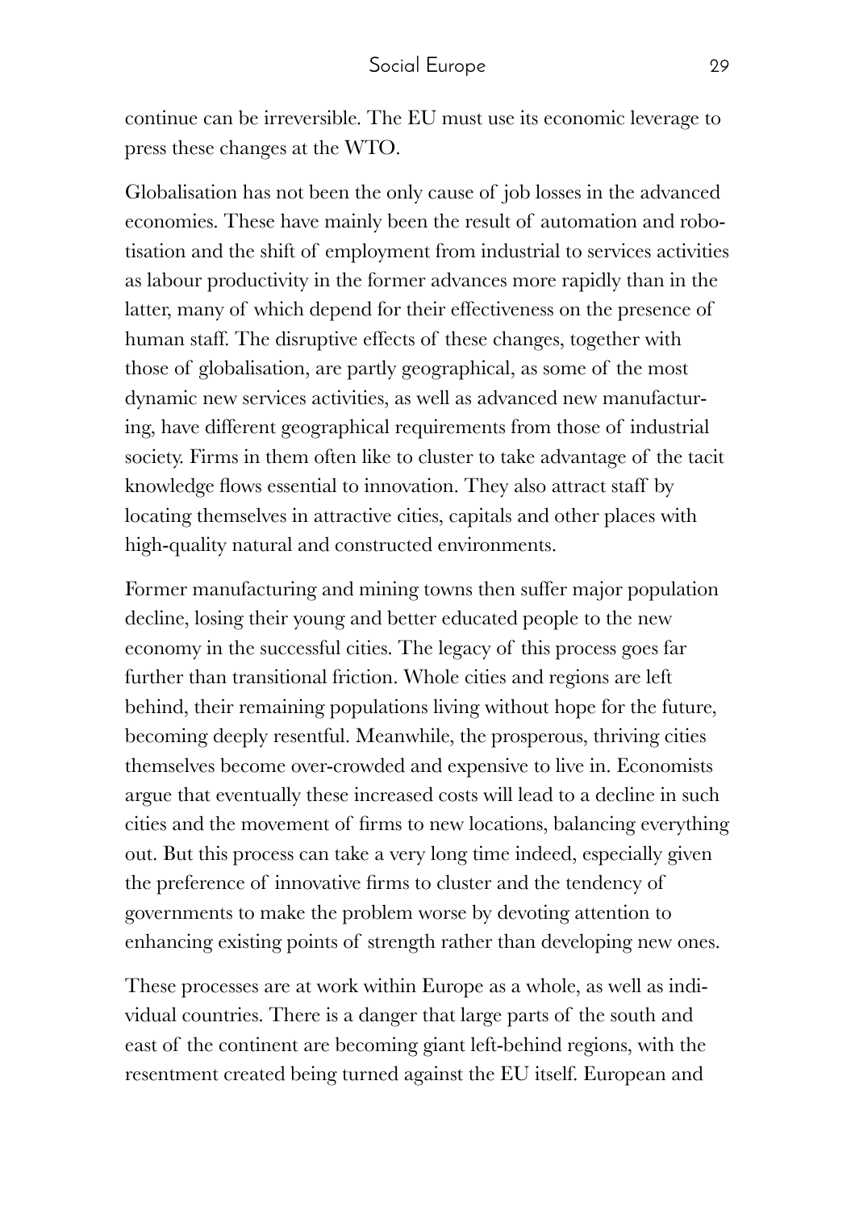continue can be irreversible. The EU must use its economic leverage to press these changes at the WTO.

Globalisation has not been the only cause of job losses in the advanced economies. These have mainly been the result of automation and robotisation and the shift of employment from industrial to services activities as labour productivity in the former advances more rapidly than in the latter, many of which depend for their effectiveness on the presence of human staff. The disruptive effects of these changes, together with those of globalisation, are partly geographical, as some of the most dynamic new services activities, as well as advanced new manufacturing, have different geographical requirements from those of industrial society. Firms in them often like to cluster to take advantage of the tacit knowledge flows essential to innovation. They also attract staff by locating themselves in attractive cities, capitals and other places with high-quality natural and constructed environments.

Former manufacturing and mining towns then suffer major population decline, losing their young and better educated people to the new economy in the successful cities. The legacy of this process goes far further than transitional friction. Whole cities and regions are left behind, their remaining populations living without hope for the future, becoming deeply resentful. Meanwhile, the prosperous, thriving cities themselves become over-crowded and expensive to live in. Economists argue that eventually these increased costs will lead to a decline in such cities and the movement of firms to new locations, balancing everything out. But this process can take a very long time indeed, especially given the preference of innovative firms to cluster and the tendency of governments to make the problem worse by devoting attention to enhancing existing points of strength rather than developing new ones.

These processes are at work within Europe as a whole, as well as individual countries. There is a danger that large parts of the south and east of the continent are becoming giant left-behind regions, with the resentment created being turned against the EU itself. European and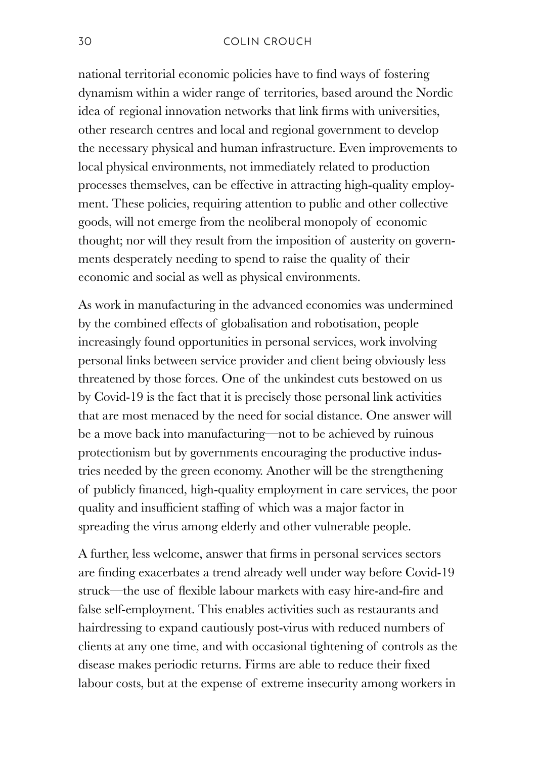national territorial economic policies have to find ways of fostering dynamism within a wider range of territories, based around the Nordic idea of regional innovation networks that link firms with universities, other research centres and local and regional government to develop the necessary physical and human infrastructure. Even improvements to local physical environments, not immediately related to production processes themselves, can be effective in attracting high-quality employment. These policies, requiring attention to public and other collective goods, will not emerge from the neoliberal monopoly of economic thought; nor will they result from the imposition of austerity on governments desperately needing to spend to raise the quality of their economic and social as well as physical environments.

As work in manufacturing in the advanced economies was undermined by the combined effects of globalisation and robotisation, people increasingly found opportunities in personal services, work involving personal links between service provider and client being obviously less threatened by those forces. One of the unkindest cuts bestowed on us by Covid-19 is the fact that it is precisely those personal link activities that are most menaced by the need for social distance. One answer will be a move back into manufacturing—not to be achieved by ruinous protectionism but by governments encouraging the productive industries needed by the green economy. Another will be the strengthening of publicly financed, high-quality employment in care services, the poor quality and insufficient staffing of which was a major factor in spreading the virus among elderly and other vulnerable people.

A further, less welcome, answer that firms in personal services sectors are finding exacerbates a trend already well under way before Covid-19 struck—the use of flexible labour markets with easy hire-and-fire and false self-employment. This enables activities such as restaurants and hairdressing to expand cautiously post-virus with reduced numbers of clients at any one time, and with occasional tightening of controls as the disease makes periodic returns. Firms are able to reduce their fixed labour costs, but at the expense of extreme insecurity among workers in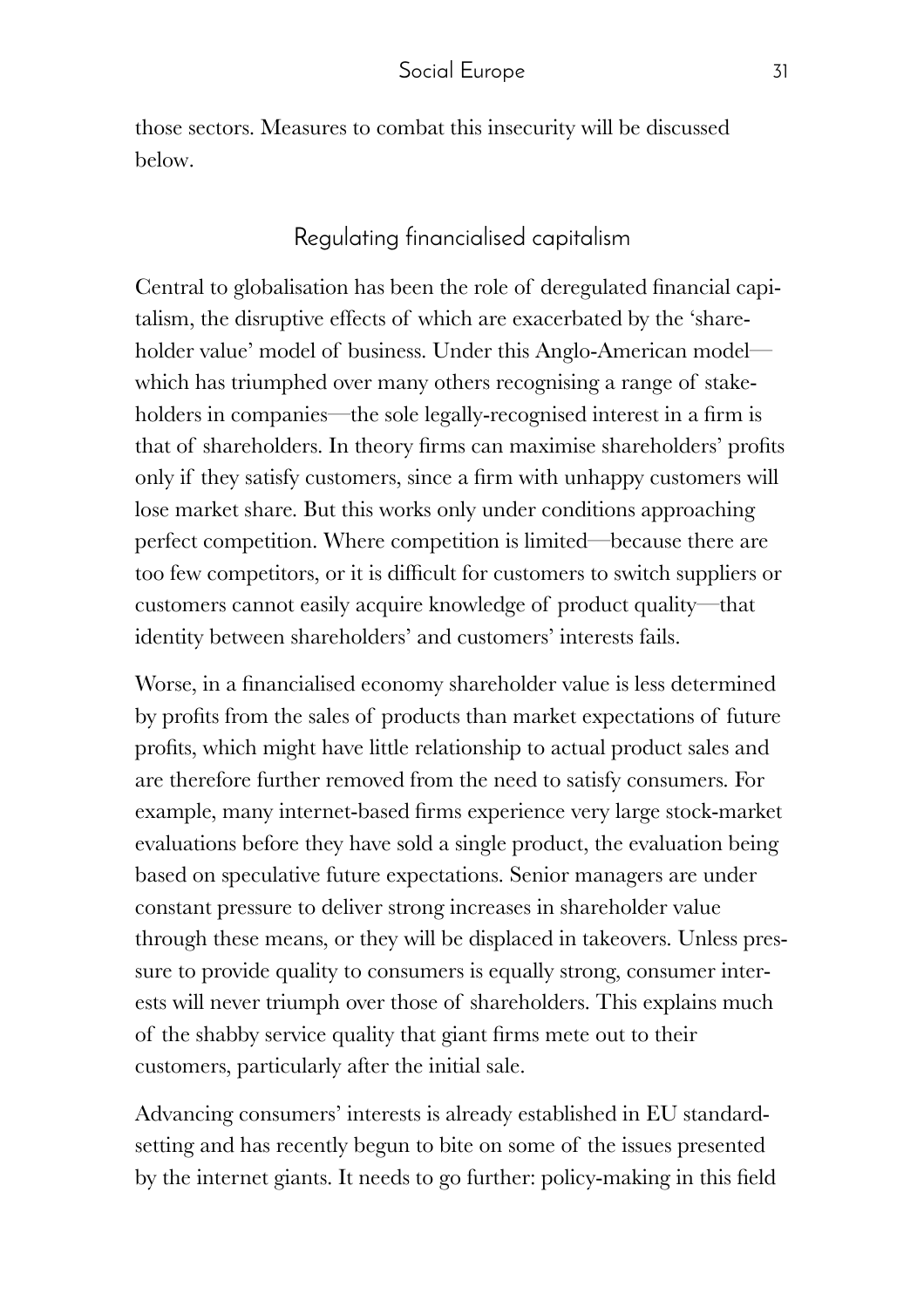those sectors. Measures to combat this insecurity will be discussed below.

## Regulating financialised capitalism

Central to globalisation has been the role of deregulated financial capitalism, the disruptive effects of which are exacerbated by the 'shareholder value' model of business. Under this Anglo-American model—which has triumphed over many others recognising a range of stakeholders in companies—the sole legally-recognised interest in a firm is that of shareholders. In theory firms can maximise shareholders' profits only if they satisfy customers, since a firm with unhappy customers will lose market share. But this works only under conditions approaching perfect competition. Where competition is limited—because there are too few competitors, or it is difficult for customers to switch suppliers or customers cannot easily acquire knowledge of product quality—that identity between shareholders' and customers' interests fails.

Worse, in a financialised economy shareholder value is less determined by profits from the sales of products than market expectations of future profits, which might have little relationship to actual product sales and are therefore further removed from the need to satisfy consumers. For example, many internet-based firms experience very large stock-market evaluations before they have sold a single product, the evaluation being based on speculative future expectations. Senior managers are under constant pressure to deliver strong increases in shareholder value through these means, or they will be displaced in takeovers. Unless pressure to provide quality to consumers is equally strong, consumer interests will never triumph over those of shareholders. This explains much of the shabby service quality that giant firms mete out to their customers, particularly after the initial sale.

Advancing consumers' interests is already established in EU standard-setting and has recently begun to bite on some of the issues presented by the internet giants. It needs to go further: policy-making in this field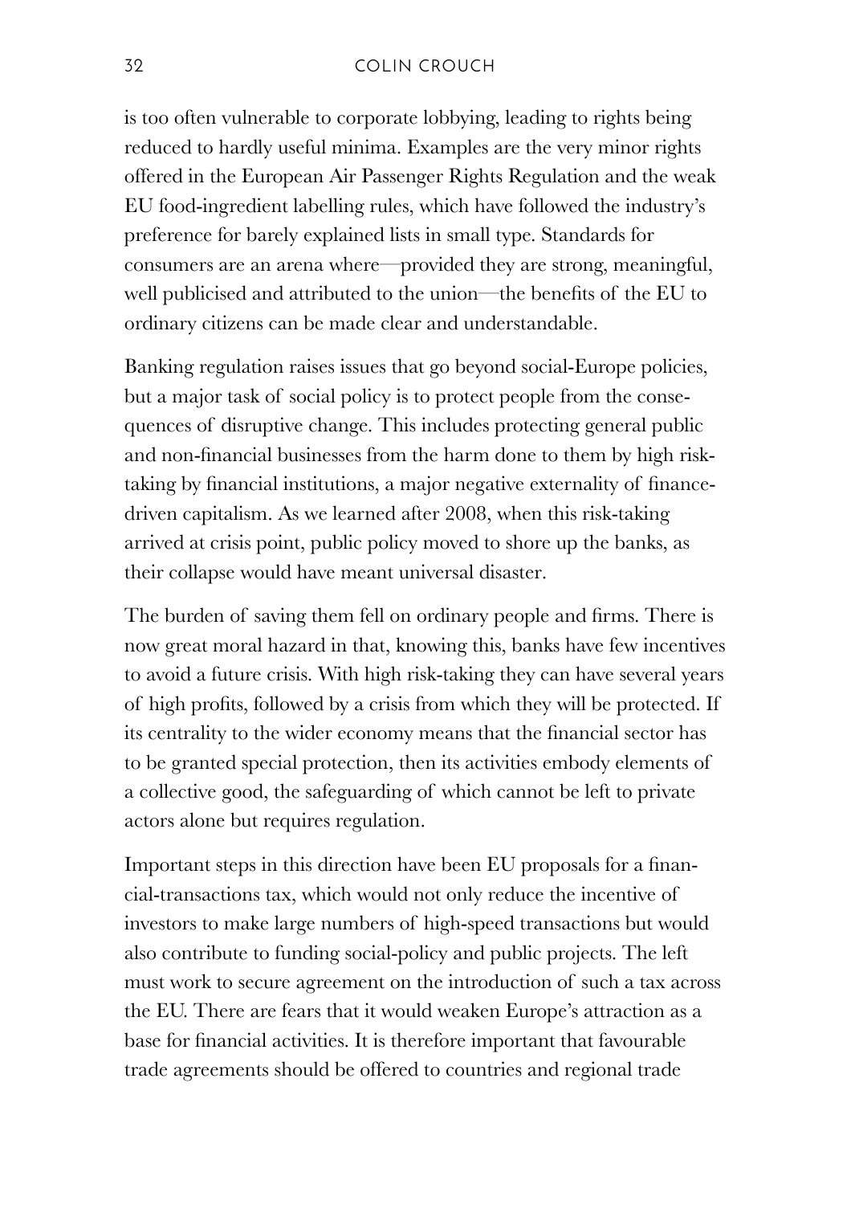is too often vulnerable to corporate lobbying, leading to rights being reduced to hardly useful minima. Examples are the very minor rights offered in the European Air Passenger Rights Regulation and the weak EU food-ingredient labelling rules, which have followed the industry's preference for barely explained lists in small type. Standards for consumers are an arena where—provided they are strong, meaningful, well publicised and attributed to the union—the benefits of the EU to ordinary citizens can be made clear and understandable.

Banking regulation raises issues that go beyond social-Europe policies, but a major task of social policy is to protect people from the consequences of disruptive change. This includes protecting general public and non-financial businesses from the harm done to them by high risk-taking by financial institutions, a major negative externality of finance-driven capitalism. As we learned after 2008, when this risk-taking arrived at crisis point, public policy moved to shore up the banks, as their collapse would have meant universal disaster.

The burden of saving them fell on ordinary people and firms. There is now great moral hazard in that, knowing this, banks have few incentives to avoid a future crisis. With high risk-taking they can have several years of high profits, followed by a crisis from which they will be protected. If its centrality to the wider economy means that the financial sector has to be granted special protection, then its activities embody elements of a collective good, the safeguarding of which cannot be left to private actors alone but requires regulation.

Important steps in this direction have been EU proposals for a financial-transactions tax, which would not only reduce the incentive of investors to make large numbers of high-speed transactions but would also contribute to funding social-policy and public projects. The left must work to secure agreement on the introduction of such a tax across the EU. There are fears that it would weaken Europe's attraction as a base for financial activities. It is therefore important that favourable trade agreements should be offered to countries and regional trade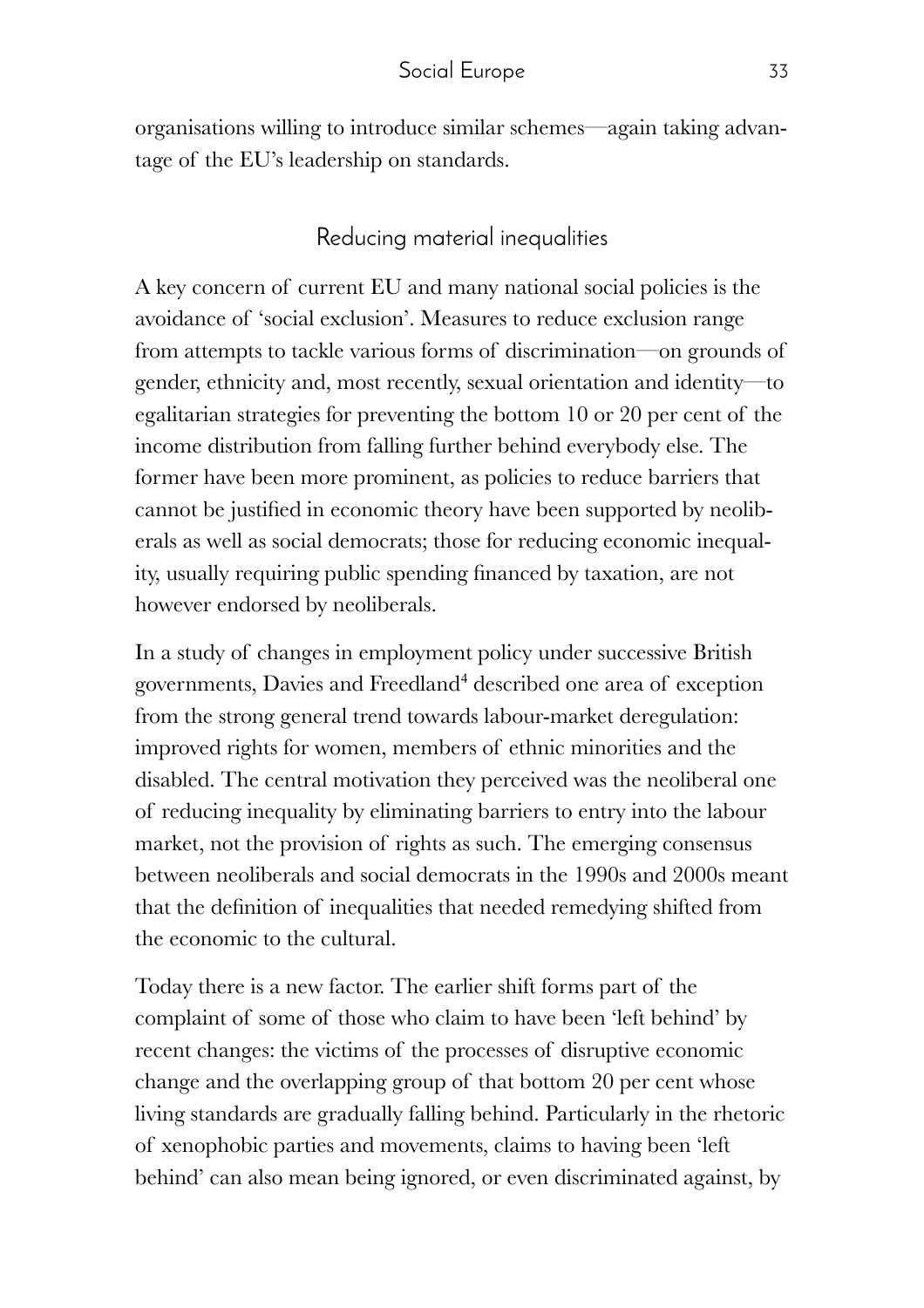organisations willing to introduce similar schemes—again taking advantage of the EU's leadership on standards.

## Reducing material inequalities

A key concern of current EU and many national social policies is the avoidance of 'social exclusion'. Measures to reduce exclusion range from attempts to tackle various forms of discrimination—on grounds of gender, ethnicity and, most recently, sexual orientation and identity—to egalitarian strategies for preventing the bottom 10 or 20 per cent of the income distribution from falling further behind everybody else. The former have been more prominent, as policies to reduce barriers that cannot be justified in economic theory have been supported by neoliberals as well as social democrats; those for reducing economic inequality, usually requiring public spending financed by taxation, are not however endorsed by neoliberals.

In a study of changes in employment policy under successive British governments, Davies and Freedland[4] described one area of exception from the strong general trend towards labour-market deregulation: improved rights for women, members of ethnic minorities and the disabled. The central motivation they perceived was the neoliberal one of reducing inequality by eliminating barriers to entry into the labour market, not the provision of rights as such. The emerging consensus between neoliberals and social democrats in the 1990s and 2000s meant that the definition of inequalities that needed remedying shifted from the economic to the cultural.

Today there is a new factor. The earlier shift forms part of the complaint of some of those who claim to have been 'left behind' by recent changes: the victims of the processes of disruptive economic change and the overlapping group of that bottom 20 per cent whose living standards are gradually falling behind. Particularly in the rhetoric of xenophobic parties and movements, claims to having been 'left behind' can also mean being ignored, or even discriminated against, by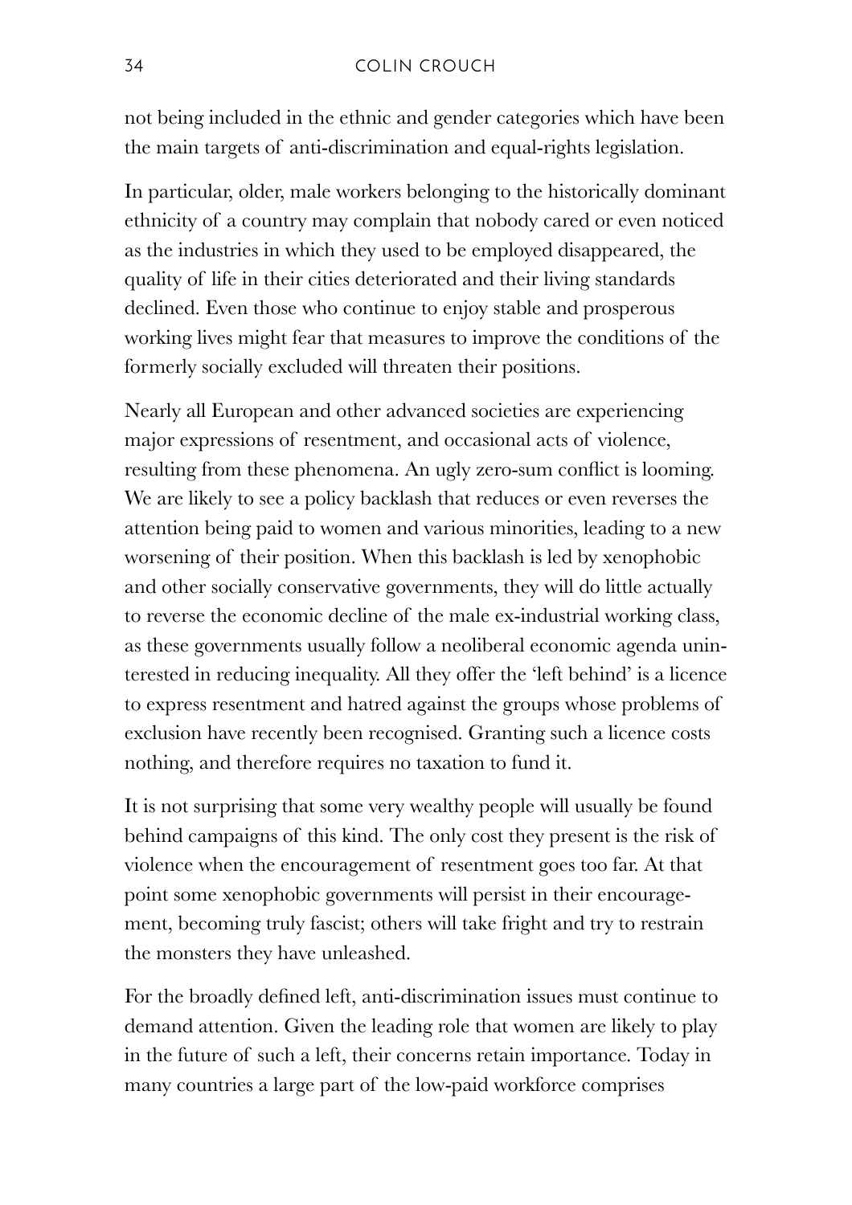not being included in the ethnic and gender categories which have been the main targets of anti-discrimination and equal-rights legislation.

In particular, older, male workers belonging to the historically dominant ethnicity of a country may complain that nobody cared or even noticed as the industries in which they used to be employed disappeared, the quality of life in their cities deteriorated and their living standards declined. Even those who continue to enjoy stable and prosperous working lives might fear that measures to improve the conditions of the formerly socially excluded will threaten their positions.

Nearly all European and other advanced societies are experiencing major expressions of resentment, and occasional acts of violence, resulting from these phenomena. An ugly zero-sum conflict is looming. We are likely to see a policy backlash that reduces or even reverses the attention being paid to women and various minorities, leading to a new worsening of their position. When this backlash is led by xenophobic and other socially conservative governments, they will do little actually to reverse the economic decline of the male ex-industrial working class, as these governments usually follow a neoliberal economic agenda uninterested in reducing inequality. All they offer the 'left behind' is a licence to express resentment and hatred against the groups whose problems of exclusion have recently been recognised. Granting such a licence costs nothing, and therefore requires no taxation to fund it.

It is not surprising that some very wealthy people will usually be found behind campaigns of this kind. The only cost they present is the risk of violence when the encouragement of resentment goes too far. At that point some xenophobic governments will persist in their encouragement, becoming truly fascist; others will take fright and try to restrain the monsters they have unleashed.

For the broadly defined left, anti-discrimination issues must continue to demand attention. Given the leading role that women are likely to play in the future of such a left, their concerns retain importance. Today in many countries a large part of the low-paid workforce comprises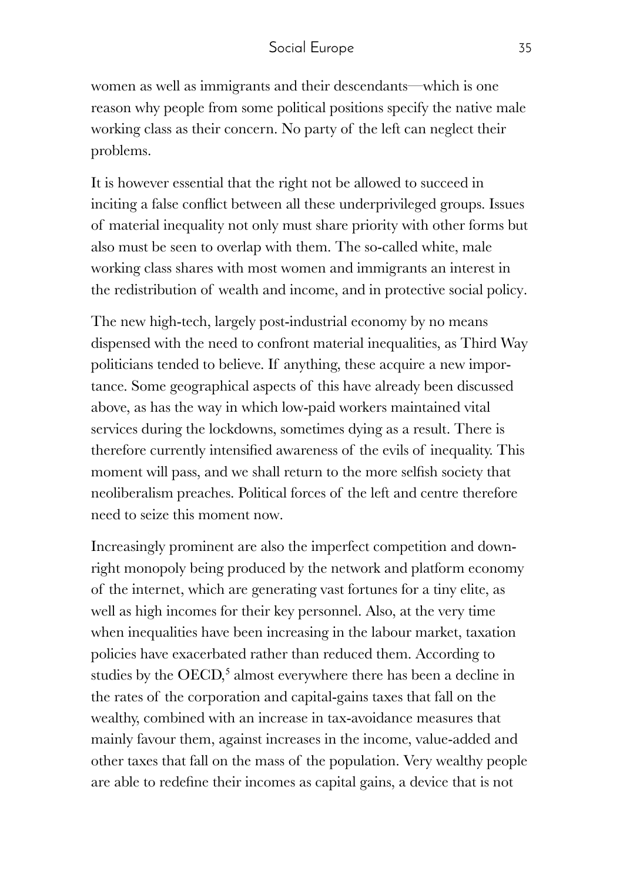women as well as immigrants and their descendants—which is one reason why people from some political positions specify the native male working class as their concern. No party of the left can neglect their problems.

It is however essential that the right not be allowed to succeed in inciting a false conflict between all these underprivileged groups. Issues of material inequality not only must share priority with other forms but also must be seen to overlap with them. The so-called white, male working class shares with most women and immigrants an interest in the redistribution of wealth and income, and in protective social policy.

The new high-tech, largely post-industrial economy by no means dispensed with the need to confront material inequalities, as Third Way politicians tended to believe. If anything, these acquire a new importance. Some geographical aspects of this have already been discussed above, as has the way in which low-paid workers maintained vital services during the lockdowns, sometimes dying as a result. There is therefore currently intensified awareness of the evils of inequality. This moment will pass, and we shall return to the more selfish society that neoliberalism preaches. Political forces of the left and centre therefore need to seize this moment now.

Increasingly prominent are also the imperfect competition and downright monopoly being produced by the network and platform economy of the internet, which are generating vast fortunes for a tiny elite, as well as high incomes for their key personnel. Also, at the very time when inequalities have been increasing in the labour market, taxation policies have exacerbated rather than reduced them. According to studies by the OECD,[5] almost everywhere there has been a decline in the rates of the corporation and capital-gains taxes that fall on the wealthy, combined with an increase in tax-avoidance measures that mainly favour them, against increases in the income, value-added and other taxes that fall on the mass of the population. Very wealthy people are able to redefine their incomes as capital gains, a device that is not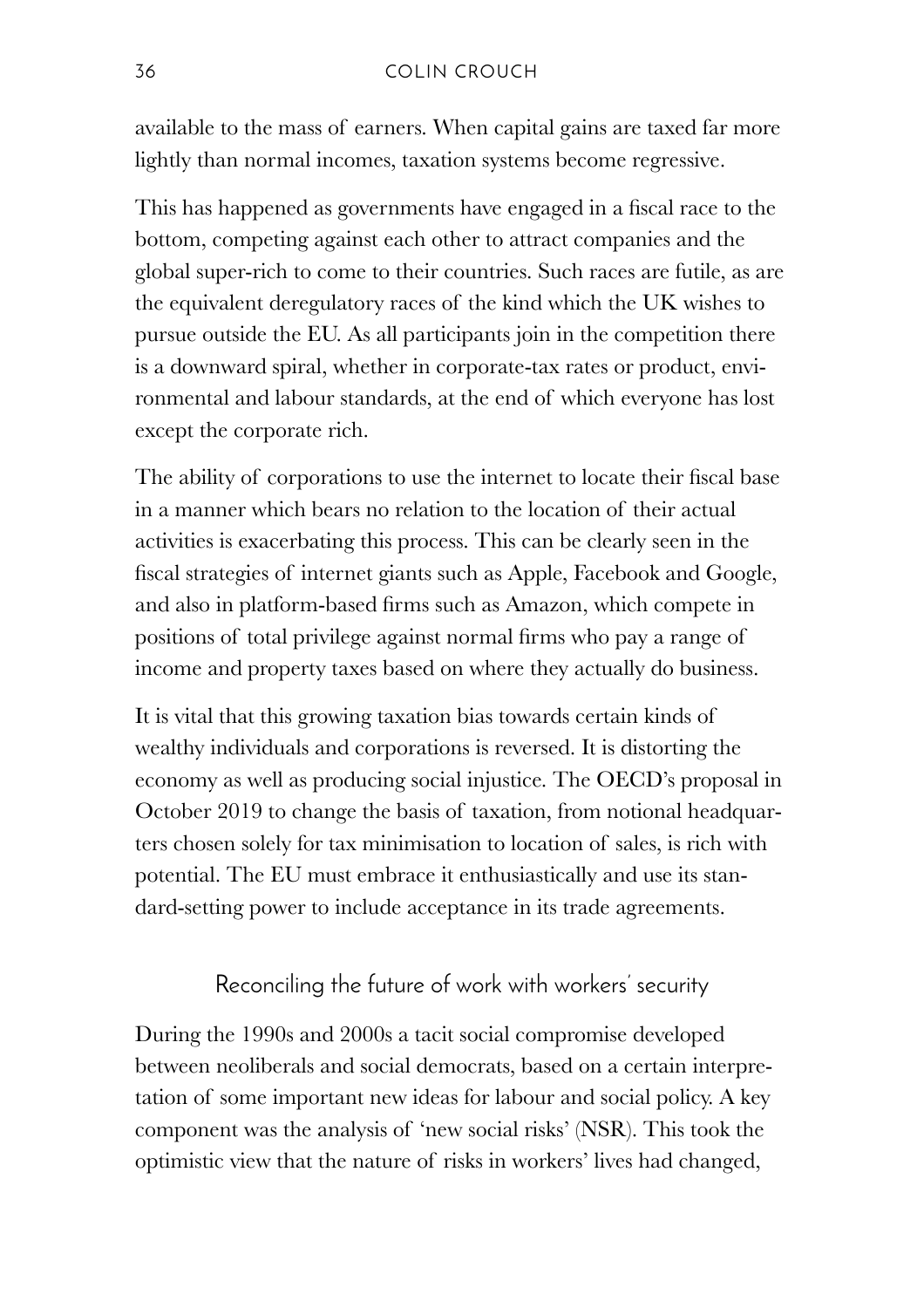available to the mass of earners. When capital gains are taxed far more lightly than normal incomes, taxation systems become regressive.

This has happened as governments have engaged in a fiscal race to the bottom, competing against each other to attract companies and the global super-rich to come to their countries. Such races are futile, as are the equivalent deregulatory races of the kind which the UK wishes to pursue outside the EU. As all participants join in the competition there is a downward spiral, whether in corporate-tax rates or product, environmental and labour standards, at the end of which everyone has lost except the corporate rich.

The ability of corporations to use the internet to locate their fiscal base in a manner which bears no relation to the location of their actual activities is exacerbating this process. This can be clearly seen in the fiscal strategies of internet giants such as Apple, Facebook and Google, and also in platform-based firms such as Amazon, which compete in positions of total privilege against normal firms who pay a range of income and property taxes based on where they actually do business.

It is vital that this growing taxation bias towards certain kinds of wealthy individuals and corporations is reversed. It is distorting the economy as well as producing social injustice. The OECD's proposal in October 2019 to change the basis of taxation, from notional headquarters chosen solely for tax minimisation to location of sales, is rich with potential. The EU must embrace it enthusiastically and use its standard-setting power to include acceptance in its trade agreements.

## Reconciling the future of work with workers' security

During the 1990s and 2000s a tacit social compromise developed between neoliberals and social democrats, based on a certain interpretation of some important new ideas for labour and social policy. A key component was the analysis of 'new social risks' (NSR). This took the optimistic view that the nature of risks in workers' lives had changed,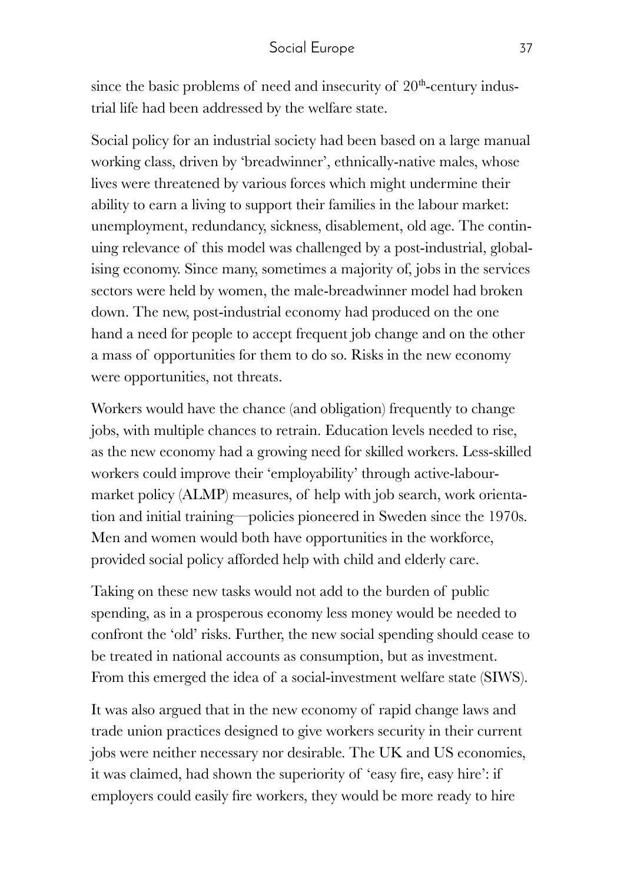since the basic problems of need and insecurity of 20th-century industrial life had been addressed by the welfare state.

Social policy for an industrial society had been based on a large manual working class, driven by 'breadwinner', ethnically-native males, whose lives were threatened by various forces which might undermine their ability to earn a living to support their families in the labour market: unemployment, redundancy, sickness, disablement, old age. The continuing relevance of this model was challenged by a post-industrial, globalising economy. Since many, sometimes a majority of, jobs in the services sectors were held by women, the male-breadwinner model had broken down. The new, post-industrial economy had produced on the one hand a need for people to accept frequent job change and on the other a mass of opportunities for them to do so. Risks in the new economy were opportunities, not threats.

Workers would have the chance (and obligation) frequently to change jobs, with multiple chances to retrain. Education levels needed to rise, as the new economy had a growing need for skilled workers. Less-skilled workers could improve their 'employability' through active-labour-market policy (ALMP) measures, of help with job search, work orientation and initial training—policies pioneered in Sweden since the 1970s. Men and women would both have opportunities in the workforce, provided social policy afforded help with child and elderly care.

Taking on these new tasks would not add to the burden of public spending, as in a prosperous economy less money would be needed to confront the 'old' risks. Further, the new social spending should cease to be treated in national accounts as consumption, but as investment. From this emerged the idea of a social-investment welfare state (SIWS).

It was also argued that in the new economy of rapid change laws and trade union practices designed to give workers security in their current jobs were neither necessary nor desirable. The UK and US economies, it was claimed, had shown the superiority of 'easy fire, easy hire': if employers could easily fire workers, they would be more ready to hire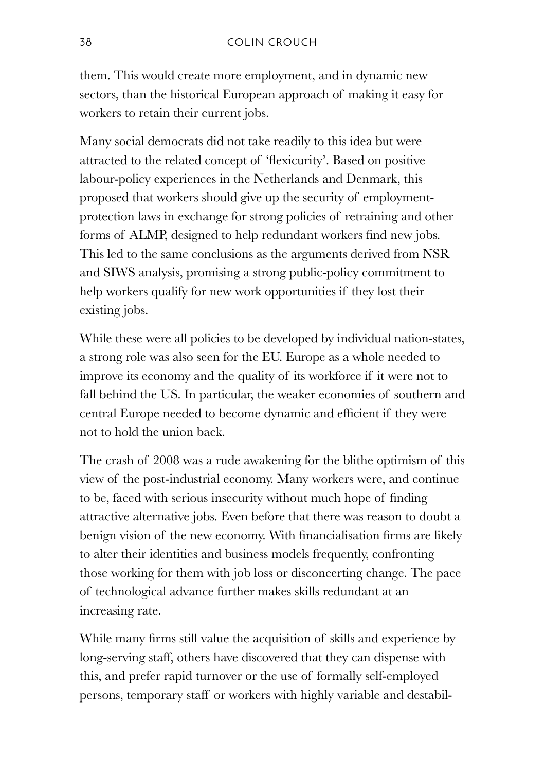them. This would create more employment, and in dynamic new sectors, than the historical European approach of making it easy for workers to retain their current jobs.

Many social democrats did not take readily to this idea but were attracted to the related concept of 'flexicurity'. Based on positive labour-policy experiences in the Netherlands and Denmark, this proposed that workers should give up the security of employment-protection laws in exchange for strong policies of retraining and other forms of ALMP, designed to help redundant workers find new jobs. This led to the same conclusions as the arguments derived from NSR and SIWS analysis, promising a strong public-policy commitment to help workers qualify for new work opportunities if they lost their existing jobs.

While these were all policies to be developed by individual nation-states, a strong role was also seen for the EU. Europe as a whole needed to improve its economy and the quality of its workforce if it were not to fall behind the US. In particular, the weaker economies of southern and central Europe needed to become dynamic and efficient if they were not to hold the union back.

The crash of 2008 was a rude awakening for the blithe optimism of this view of the post-industrial economy. Many workers were, and continue to be, faced with serious insecurity without much hope of finding attractive alternative jobs. Even before that there was reason to doubt a benign vision of the new economy. With financialisation firms are likely to alter their identities and business models frequently, confronting those working for them with job loss or disconcerting change. The pace of technological advance further makes skills redundant at an increasing rate.

While many firms still value the acquisition of skills and experience by long-serving staff, others have discovered that they can dispense with this, and prefer rapid turnover or the use of formally self-employed persons, temporary staff or workers with highly variable and destabil-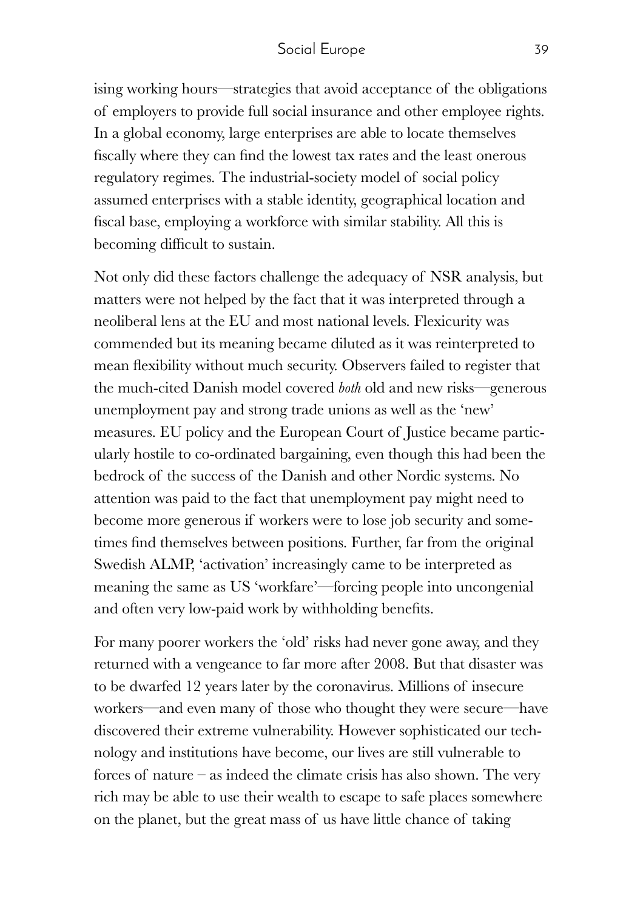ising working hours—strategies that avoid acceptance of the obligations of employers to provide full social insurance and other employee rights. In a global economy, large enterprises are able to locate themselves fiscally where they can find the lowest tax rates and the least onerous regulatory regimes. The industrial-society model of social policy assumed enterprises with a stable identity, geographical location and fiscal base, employing a workforce with similar stability. All this is becoming difficult to sustain.

Not only did these factors challenge the adequacy of NSR analysis, but matters were not helped by the fact that it was interpreted through a neoliberal lens at the EU and most national levels. Flexicurity was commended but its meaning became diluted as it was reinterpreted to mean flexibility without much security. Observers failed to register that the much-cited Danish model covered *both* old and new risks—generous unemployment pay and strong trade unions as well as the 'new' measures. EU policy and the European Court of Justice became particularly hostile to co-ordinated bargaining, even though this had been the bedrock of the success of the Danish and other Nordic systems. No attention was paid to the fact that unemployment pay might need to become more generous if workers were to lose job security and sometimes find themselves between positions. Further, far from the original Swedish ALMP, 'activation' increasingly came to be interpreted as meaning the same as US 'workfare'—forcing people into uncongenial and often very low-paid work by withholding benefits.

For many poorer workers the 'old' risks had never gone away, and they returned with a vengeance to far more after 2008. But that disaster was to be dwarfed 12 years later by the coronavirus. Millions of insecure workers—and even many of those who thought they were secure—have discovered their extreme vulnerability. However sophisticated our technology and institutions have become, our lives are still vulnerable to forces of nature – as indeed the climate crisis has also shown. The very rich may be able to use their wealth to escape to safe places somewhere on the planet, but the great mass of us have little chance of taking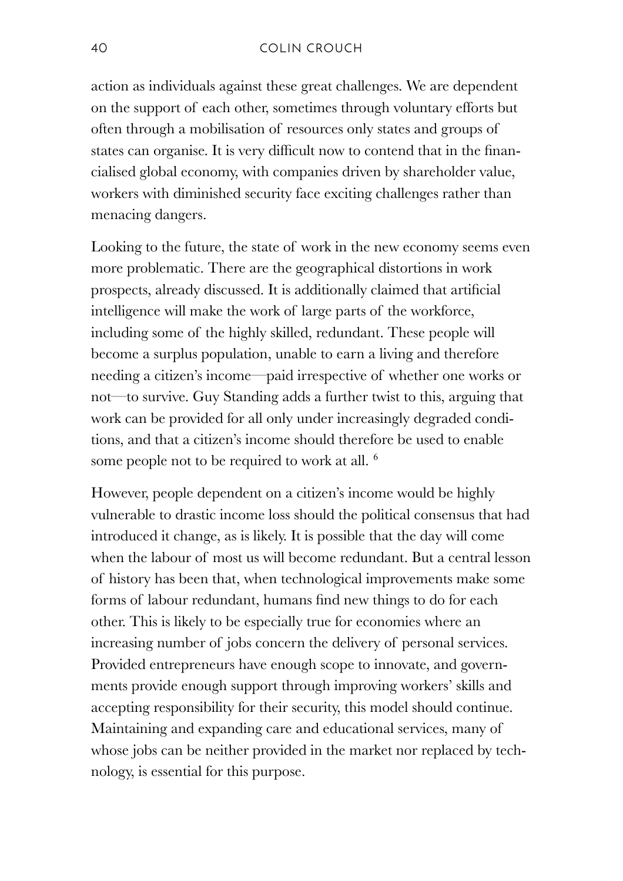action as individuals against these great challenges. We are dependent on the support of each other, sometimes through voluntary efforts but often through a mobilisation of resources only states and groups of states can organise. It is very difficult now to contend that in the financialised global economy, with companies driven by shareholder value, workers with diminished security face exciting challenges rather than menacing dangers.

Looking to the future, the state of work in the new economy seems even more problematic. There are the geographical distortions in work prospects, already discussed. It is additionally claimed that artificial intelligence will make the work of large parts of the workforce, including some of the highly skilled, redundant. These people will become a surplus population, unable to earn a living and therefore needing a citizen's income—paid irrespective of whether one works or not—to survive. Guy Standing adds a further twist to this, arguing that work can be provided for all only under increasingly degraded conditions, and that a citizen's income should therefore be used to enable some people not to be required to work at all. [6]

However, people dependent on a citizen's income would be highly vulnerable to drastic income loss should the political consensus that had introduced it change, as is likely. It is possible that the day will come when the labour of most us will become redundant. But a central lesson of history has been that, when technological improvements make some forms of labour redundant, humans find new things to do for each other. This is likely to be especially true for economies where an increasing number of jobs concern the delivery of personal services. Provided entrepreneurs have enough scope to innovate, and governments provide enough support through improving workers' skills and accepting responsibility for their security, this model should continue. Maintaining and expanding care and educational services, many of whose jobs can be neither provided in the market nor replaced by technology, is essential for this purpose.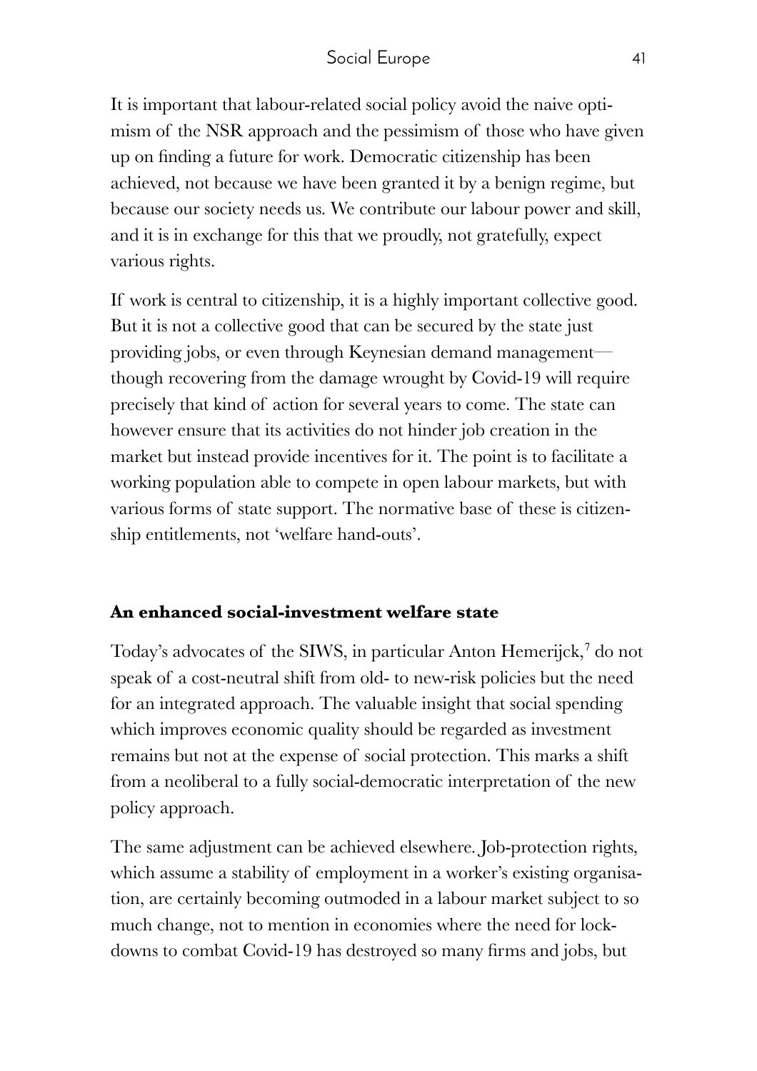It is important that labour-related social policy avoid the naive optimism of the NSR approach and the pessimism of those who have given up on finding a future for work. Democratic citizenship has been achieved, not because we have been granted it by a benign regime, but because our society needs us. We contribute our labour power and skill, and it is in exchange for this that we proudly, not gratefully, expect various rights.

If work is central to citizenship, it is a highly important collective good. But it is not a collective good that can be secured by the state just providing jobs, or even through Keynesian demand management—though recovering from the damage wrought by Covid-19 will require precisely that kind of action for several years to come. The state can however ensure that its activities do not hinder job creation in the market but instead provide incentives for it. The point is to facilitate a working population able to compete in open labour markets, but with various forms of state support. The normative base of these is citizenship entitlements, not 'welfare hand-outs'.

### An enhanced social-investment welfare state

Today's advocates of the SIWS, in particular Anton Hemerijck,[7] do not speak of a cost-neutral shift from old- to new-risk policies but the need for an integrated approach. The valuable insight that social spending which improves economic quality should be regarded as investment remains but not at the expense of social protection. This marks a shift from a neoliberal to a fully social-democratic interpretation of the new policy approach.

The same adjustment can be achieved elsewhere. Job-protection rights, which assume a stability of employment in a worker's existing organisation, are certainly becoming outmoded in a labour market subject to so much change, not to mention in economies where the need for lockdowns to combat Covid-19 has destroyed so many firms and jobs, but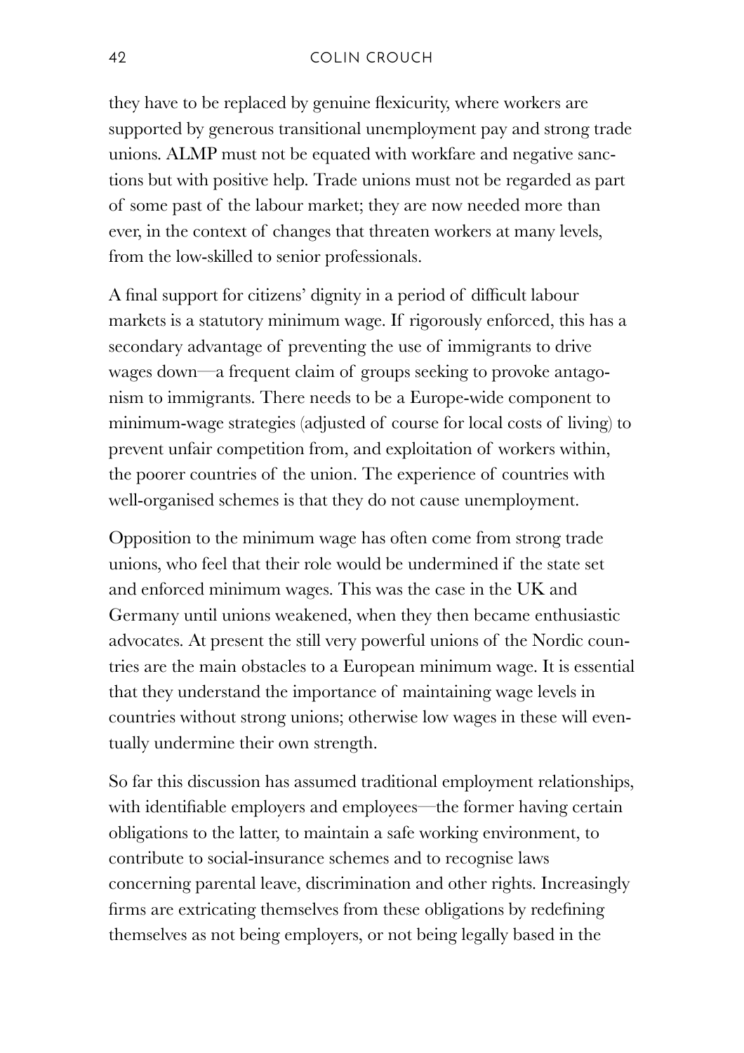they have to be replaced by genuine flexicurity, where workers are supported by generous transitional unemployment pay and strong trade unions. ALMP must not be equated with workfare and negative sanctions but with positive help. Trade unions must not be regarded as part of some past of the labour market; they are now needed more than ever, in the context of changes that threaten workers at many levels, from the low-skilled to senior professionals.

A final support for citizens' dignity in a period of difficult labour markets is a statutory minimum wage. If rigorously enforced, this has a secondary advantage of preventing the use of immigrants to drive wages down—a frequent claim of groups seeking to provoke antagonism to immigrants. There needs to be a Europe-wide component to minimum-wage strategies (adjusted of course for local costs of living) to prevent unfair competition from, and exploitation of workers within, the poorer countries of the union. The experience of countries with well-organised schemes is that they do not cause unemployment.

Opposition to the minimum wage has often come from strong trade unions, who feel that their role would be undermined if the state set and enforced minimum wages. This was the case in the UK and Germany until unions weakened, when they then became enthusiastic advocates. At present the still very powerful unions of the Nordic countries are the main obstacles to a European minimum wage. It is essential that they understand the importance of maintaining wage levels in countries without strong unions; otherwise low wages in these will eventually undermine their own strength.

So far this discussion has assumed traditional employment relationships, with identifiable employers and employees—the former having certain obligations to the latter, to maintain a safe working environment, to contribute to social-insurance schemes and to recognise laws concerning parental leave, discrimination and other rights. Increasingly firms are extricating themselves from these obligations by redefining themselves as not being employers, or not being legally based in the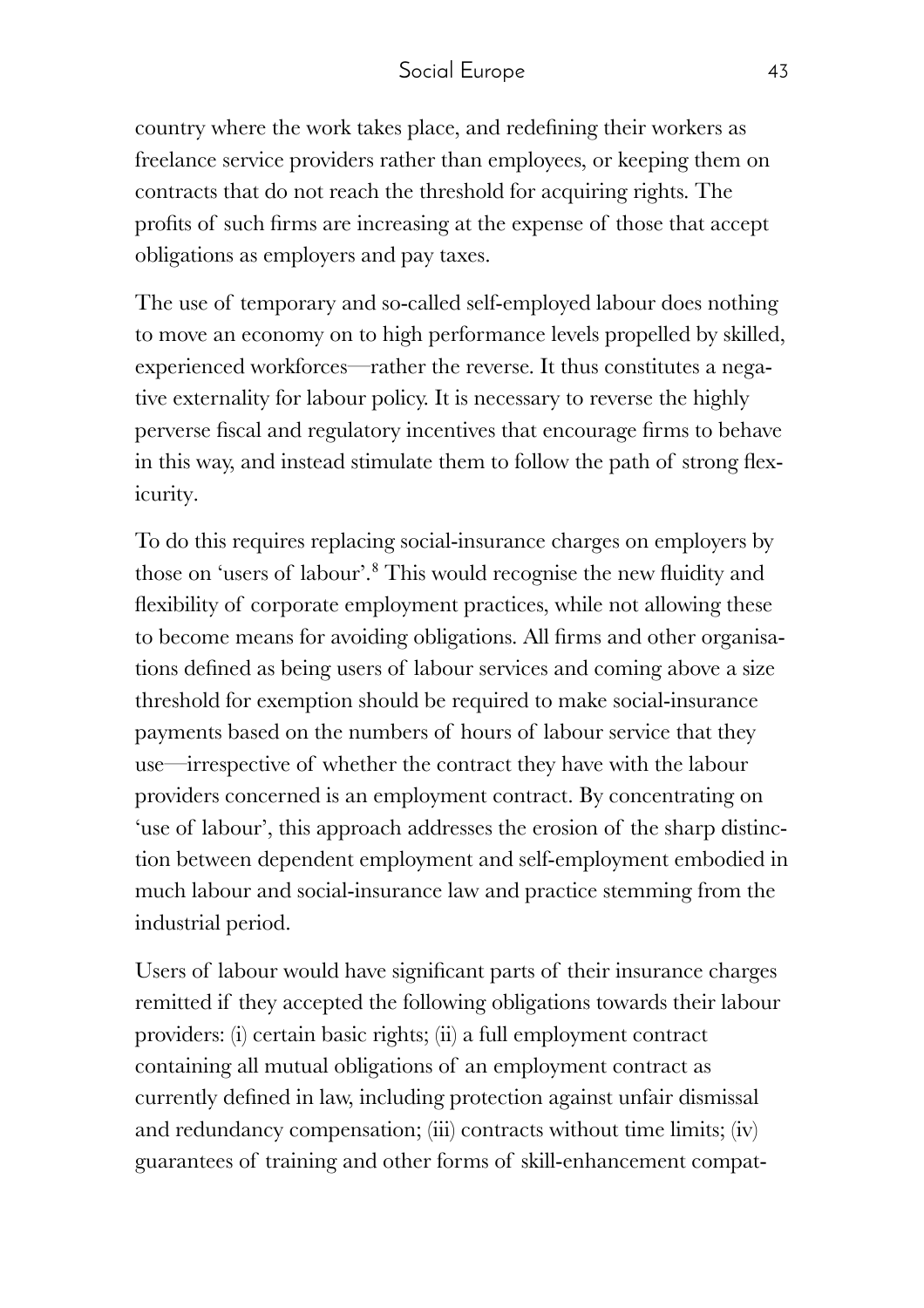country where the work takes place, and redefining their workers as freelance service providers rather than employees, or keeping them on contracts that do not reach the threshold for acquiring rights. The profits of such firms are increasing at the expense of those that accept obligations as employers and pay taxes.

The use of temporary and so-called self-employed labour does nothing to move an economy on to high performance levels propelled by skilled, experienced workforces—rather the reverse. It thus constitutes a negative externality for labour policy. It is necessary to reverse the highly perverse fiscal and regulatory incentives that encourage firms to behave in this way, and instead stimulate them to follow the path of strong flexicurity.

To do this requires replacing social-insurance charges on employers by those on 'users of labour'.[8] This would recognise the new fluidity and flexibility of corporate employment practices, while not allowing these to become means for avoiding obligations. All firms and other organisations defined as being users of labour services and coming above a size threshold for exemption should be required to make social-insurance payments based on the numbers of hours of labour service that they use—irrespective of whether the contract they have with the labour providers concerned is an employment contract. By concentrating on 'use of labour', this approach addresses the erosion of the sharp distinction between dependent employment and self-employment embodied in much labour and social-insurance law and practice stemming from the industrial period.

Users of labour would have significant parts of their insurance charges remitted if they accepted the following obligations towards their labour providers: (i) certain basic rights; (ii) a full employment contract containing all mutual obligations of an employment contract as currently defined in law, including protection against unfair dismissal and redundancy compensation; (iii) contracts without time limits; (iv) guarantees of training and other forms of skill-enhancement compat-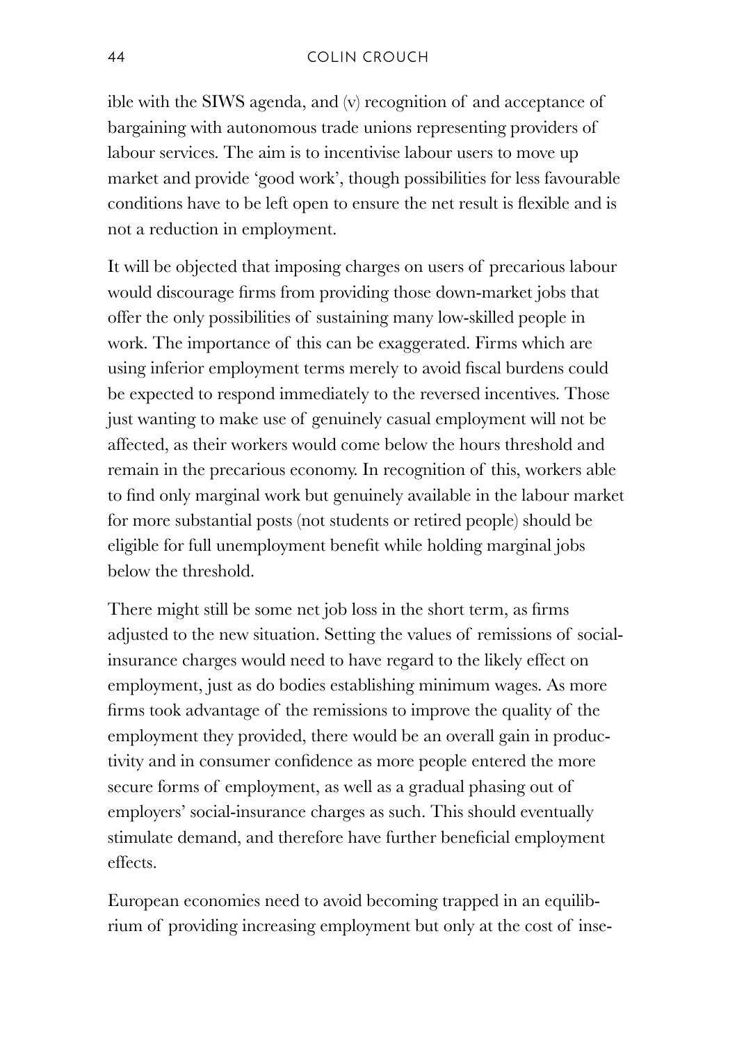ible with the SIWS agenda, and (v) recognition of and acceptance of bargaining with autonomous trade unions representing providers of labour services. The aim is to incentivise labour users to move up market and provide 'good work', though possibilities for less favourable conditions have to be left open to ensure the net result is flexible and is not a reduction in employment.

It will be objected that imposing charges on users of precarious labour would discourage firms from providing those down-market jobs that offer the only possibilities of sustaining many low-skilled people in work. The importance of this can be exaggerated. Firms which are using inferior employment terms merely to avoid fiscal burdens could be expected to respond immediately to the reversed incentives. Those just wanting to make use of genuinely casual employment will not be affected, as their workers would come below the hours threshold and remain in the precarious economy. In recognition of this, workers able to find only marginal work but genuinely available in the labour market for more substantial posts (not students or retired people) should be eligible for full unemployment benefit while holding marginal jobs below the threshold.

There might still be some net job loss in the short term, as firms adjusted to the new situation. Setting the values of remissions of social-insurance charges would need to have regard to the likely effect on employment, just as do bodies establishing minimum wages. As more firms took advantage of the remissions to improve the quality of the employment they provided, there would be an overall gain in productivity and in consumer confidence as more people entered the more secure forms of employment, as well as a gradual phasing out of employers' social-insurance charges as such. This should eventually stimulate demand, and therefore have further beneficial employment effects.

European economies need to avoid becoming trapped in an equilibrium of providing increasing employment but only at the cost of inse-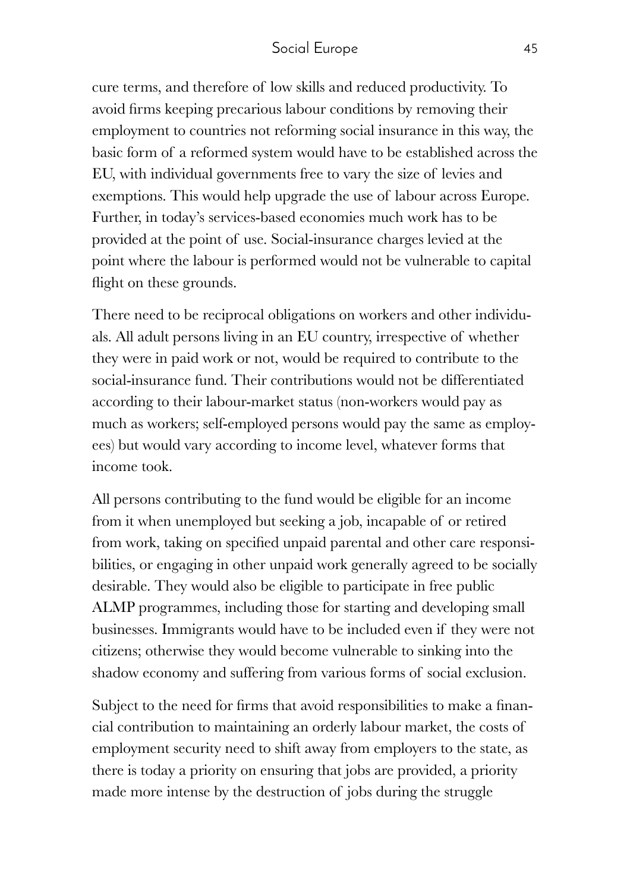cure terms, and therefore of low skills and reduced productivity. To avoid firms keeping precarious labour conditions by removing their employment to countries not reforming social insurance in this way, the basic form of a reformed system would have to be established across the EU, with individual governments free to vary the size of levies and exemptions. This would help upgrade the use of labour across Europe. Further, in today's services-based economies much work has to be provided at the point of use. Social-insurance charges levied at the point where the labour is performed would not be vulnerable to capital flight on these grounds.

There need to be reciprocal obligations on workers and other individuals. All adult persons living in an EU country, irrespective of whether they were in paid work or not, would be required to contribute to the social-insurance fund. Their contributions would not be differentiated according to their labour-market status (non-workers would pay as much as workers; self-employed persons would pay the same as employees) but would vary according to income level, whatever forms that income took.

All persons contributing to the fund would be eligible for an income from it when unemployed but seeking a job, incapable of or retired from work, taking on specified unpaid parental and other care responsibilities, or engaging in other unpaid work generally agreed to be socially desirable. They would also be eligible to participate in free public ALMP programmes, including those for starting and developing small businesses. Immigrants would have to be included even if they were not citizens; otherwise they would become vulnerable to sinking into the shadow economy and suffering from various forms of social exclusion.

Subject to the need for firms that avoid responsibilities to make a financial contribution to maintaining an orderly labour market, the costs of employment security need to shift away from employers to the state, as there is today a priority on ensuring that jobs are provided, a priority made more intense by the destruction of jobs during the struggle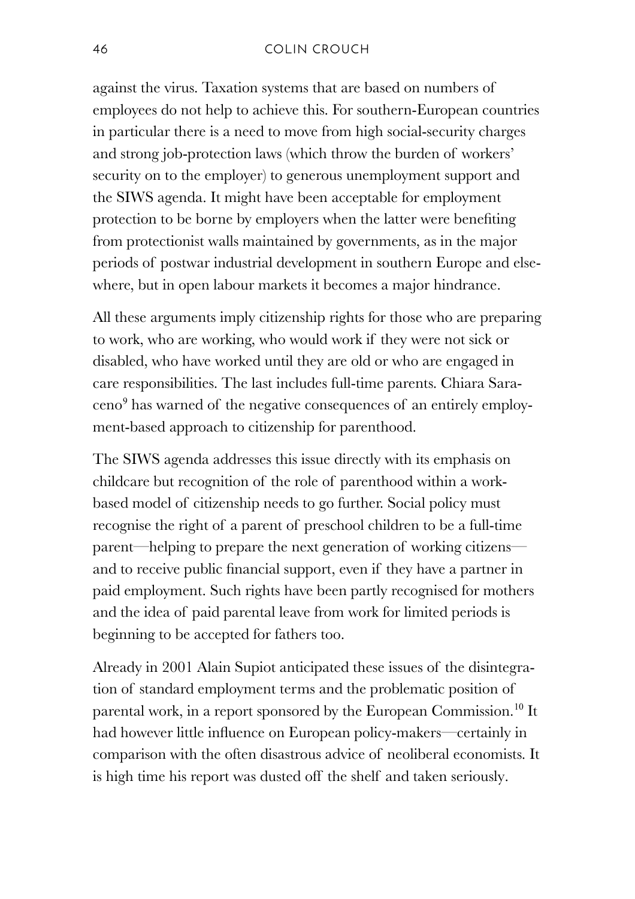against the virus. Taxation systems that are based on numbers of employees do not help to achieve this. For southern-European countries in particular there is a need to move from high social-security charges and strong job-protection laws (which throw the burden of workers' security on to the employer) to generous unemployment support and the SIWS agenda. It might have been acceptable for employment protection to be borne by employers when the latter were benefiting from protectionist walls maintained by governments, as in the major periods of postwar industrial development in southern Europe and elsewhere, but in open labour markets it becomes a major hindrance.

All these arguments imply citizenship rights for those who are preparing to work, who are working, who would work if they were not sick or disabled, who have worked until they are old or who are engaged in care responsibilities. The last includes full-time parents. Chiara Saraceno[9] has warned of the negative consequences of an entirely employment-based approach to citizenship for parenthood.

The SIWS agenda addresses this issue directly with its emphasis on childcare but recognition of the role of parenthood within a work-based model of citizenship needs to go further. Social policy must recognise the right of a parent of preschool children to be a full-time parent—helping to prepare the next generation of working citizens—and to receive public financial support, even if they have a partner in paid employment. Such rights have been partly recognised for mothers and the idea of paid parental leave from work for limited periods is beginning to be accepted for fathers too.

Already in 2001 Alain Supiot anticipated these issues of the disintegration of standard employment terms and the problematic position of parental work, in a report sponsored by the European Commission.[10] It had however little influence on European policy-makers—certainly in comparison with the often disastrous advice of neoliberal economists. It is high time his report was dusted off the shelf and taken seriously.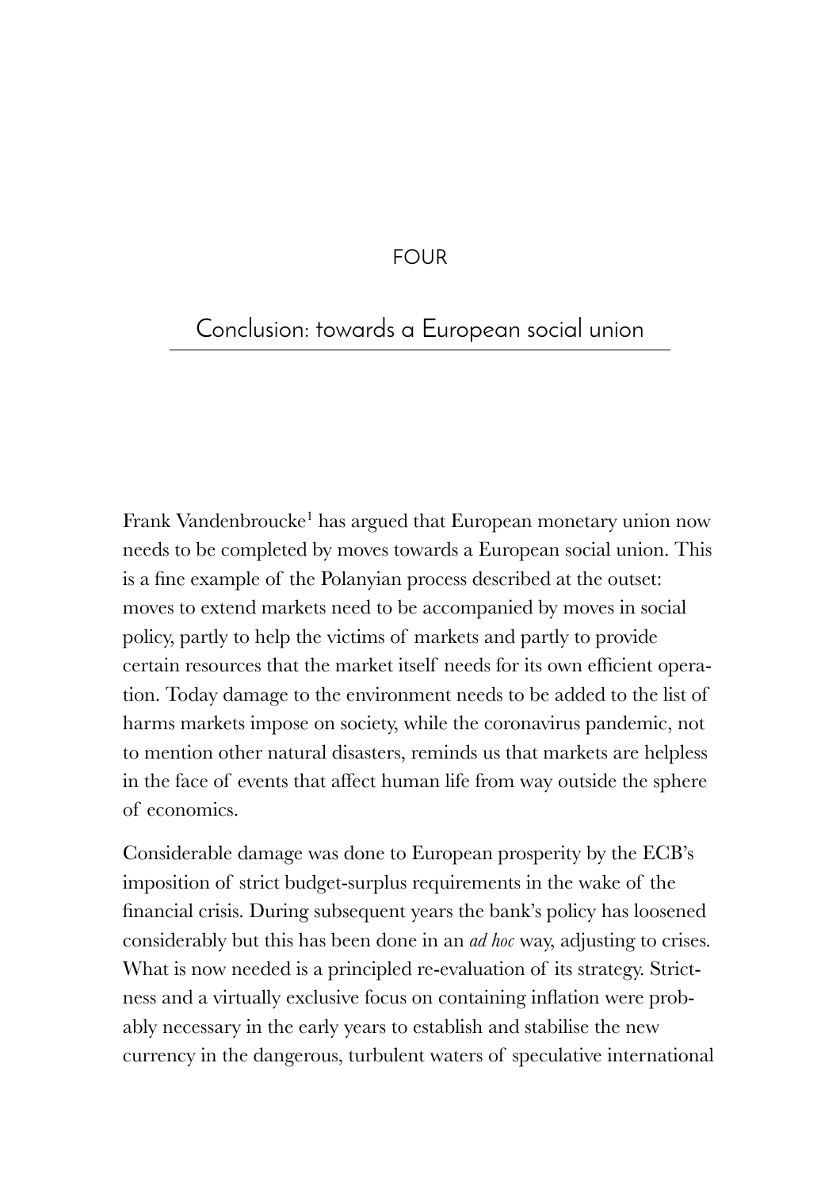# FOUR

# Conclusion: towards a European social union

Frank Vandenbroucke[1] has argued that European monetary union now needs to be completed by moves towards a European social union. This is a fine example of the Polanyian process described at the outset: moves to extend markets need to be accompanied by moves in social policy, partly to help the victims of markets and partly to provide certain resources that the market itself needs for its own efficient operation. Today damage to the environment needs to be added to the list of harms markets impose on society, while the coronavirus pandemic, not to mention other natural disasters, reminds us that markets are helpless in the face of events that affect human life from way outside the sphere of economics.

Considerable damage was done to European prosperity by the ECB's imposition of strict budget-surplus requirements in the wake of the financial crisis. During subsequent years the bank's policy has loosened considerably but this has been done in an *ad hoc* way, adjusting to crises. What is now needed is a principled re-evaluation of its strategy. Strictness and a virtually exclusive focus on containing inflation were probably necessary in the early years to establish and stabilise the new currency in the dangerous, turbulent waters of speculative international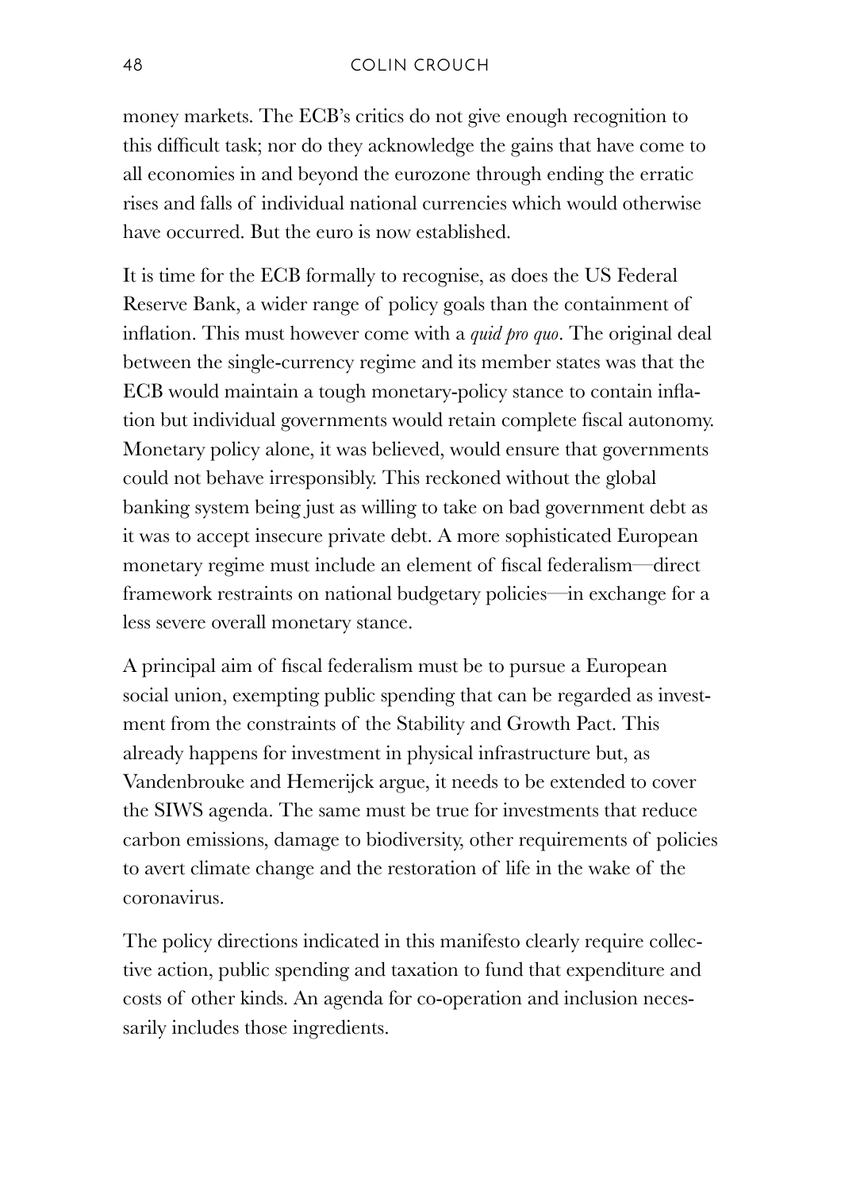money markets. The ECB's critics do not give enough recognition to this difficult task; nor do they acknowledge the gains that have come to all economies in and beyond the eurozone through ending the erratic rises and falls of individual national currencies which would otherwise have occurred. But the euro is now established.

It is time for the ECB formally to recognise, as does the US Federal Reserve Bank, a wider range of policy goals than the containment of inflation. This must however come with a *quid pro quo*. The original deal between the single-currency regime and its member states was that the ECB would maintain a tough monetary-policy stance to contain inflation but individual governments would retain complete fiscal autonomy. Monetary policy alone, it was believed, would ensure that governments could not behave irresponsibly. This reckoned without the global banking system being just as willing to take on bad government debt as it was to accept insecure private debt. A more sophisticated European monetary regime must include an element of fiscal federalism—direct framework restraints on national budgetary policies—in exchange for a less severe overall monetary stance.

A principal aim of fiscal federalism must be to pursue a European social union, exempting public spending that can be regarded as investment from the constraints of the Stability and Growth Pact. This already happens for investment in physical infrastructure but, as Vandenbrouke and Hemerijck argue, it needs to be extended to cover the SIWS agenda. The same must be true for investments that reduce carbon emissions, damage to biodiversity, other requirements of policies to avert climate change and the restoration of life in the wake of the coronavirus.

The policy directions indicated in this manifesto clearly require collective action, public spending and taxation to fund that expenditure and costs of other kinds. An agenda for co-operation and inclusion necessarily includes those ingredients.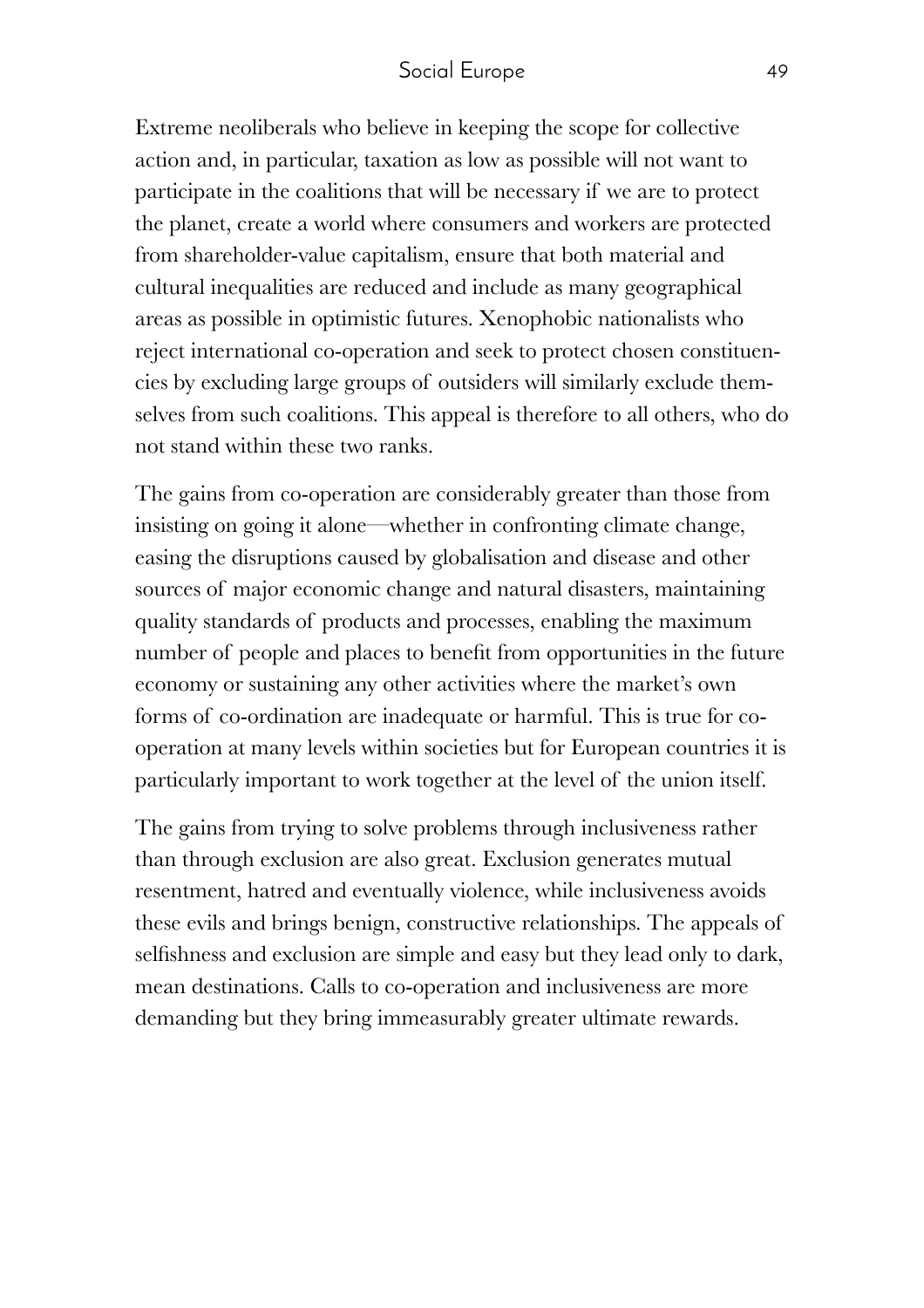Extreme neoliberals who believe in keeping the scope for collective action and, in particular, taxation as low as possible will not want to participate in the coalitions that will be necessary if we are to protect the planet, create a world where consumers and workers are protected from shareholder-value capitalism, ensure that both material and cultural inequalities are reduced and include as many geographical areas as possible in optimistic futures. Xenophobic nationalists who reject international co-operation and seek to protect chosen constituencies by excluding large groups of outsiders will similarly exclude themselves from such coalitions. This appeal is therefore to all others, who do not stand within these two ranks.

The gains from co-operation are considerably greater than those from insisting on going it alone—whether in confronting climate change, easing the disruptions caused by globalisation and disease and other sources of major economic change and natural disasters, maintaining quality standards of products and processes, enabling the maximum number of people and places to benefit from opportunities in the future economy or sustaining any other activities where the market's own forms of co-ordination are inadequate or harmful. This is true for co-operation at many levels within societies but for European countries it is particularly important to work together at the level of the union itself.

The gains from trying to solve problems through inclusiveness rather than through exclusion are also great. Exclusion generates mutual resentment, hatred and eventually violence, while inclusiveness avoids these evils and brings benign, constructive relationships. The appeals of selfishness and exclusion are simple and easy but they lead only to dark, mean destinations. Calls to co-operation and inclusiveness are more demanding but they bring immeasurably greater ultimate rewards.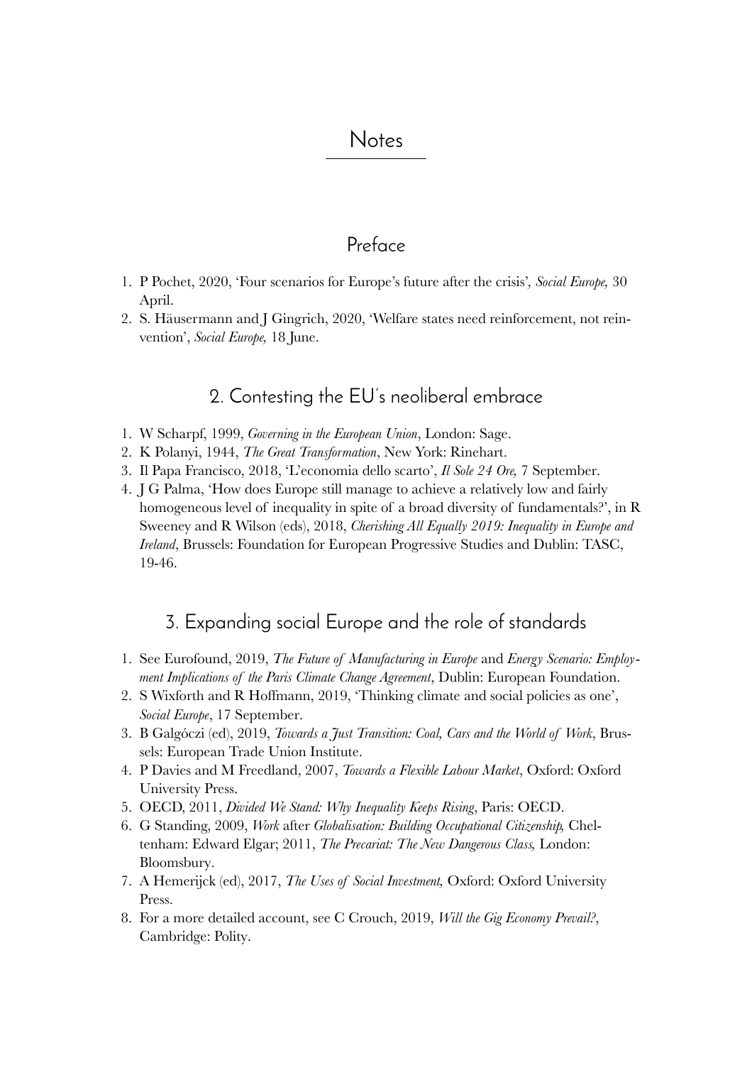# Notes

## Preface

1. P Pochet, 2020, 'Four scenarios for Europe's future after the crisis', *Social Europe,* 30 April.
2. S. Häusermann and J Gingrich, 2020, 'Welfare states need reinforcement, not reinvention', *Social Europe,* 18 June.

## 2. Contesting the EU's neoliberal embrace

1. W Scharpf, 1999, *Governing in the European Union*, London: Sage.
2. K Polanyi, 1944, *The Great Transformation*, New York: Rinehart.
3. Il Papa Francisco, 2018, 'L'economia dello scarto', *Il Sole 24 Ore,* 7 September.
4. J G Palma, 'How does Europe still manage to achieve a relatively low and fairly homogeneous level of inequality in spite of a broad diversity of fundamentals?', in R Sweeney and R Wilson (eds), 2018, *Cherishing All Equally 2019: Inequality in Europe and Ireland*, Brussels: Foundation for European Progressive Studies and Dublin: TASC, 19-46.

## 3. Expanding social Europe and the role of standards

1. See Eurofound, 2019, *The Future of Manufacturing in Europe* and *Energy Scenario: Employment Implications of the Paris Climate Change Agreement*, Dublin: European Foundation.
2. S Wixforth and R Hoffmann, 2019, 'Thinking climate and social policies as one', *Social Europe*, 17 September.
3. B Galgóczi (ed), 2019, *Towards a Just Transition: Coal, Cars and the World of Work*, Brussels: European Trade Union Institute.
4. P Davies and M Freedland, 2007, *Towards a Flexible Labour Market*, Oxford: Oxford University Press.
5. OECD, 2011, *Divided We Stand: Why Inequality Keeps Rising*, Paris: OECD.
6. G Standing, 2009, *Work* after *Globalisation: Building Occupational Citizenship,* Cheltenham: Edward Elgar; 2011, *The Precariat: The New Dangerous Class,* London: Bloomsbury.
7. A Hemerijck (ed), 2017, *The Uses of Social Investment,* Oxford: Oxford University Press.
8. For a more detailed account, see C Crouch, 2019, *Will the Gig Economy Prevail?*, Cambridge: Polity.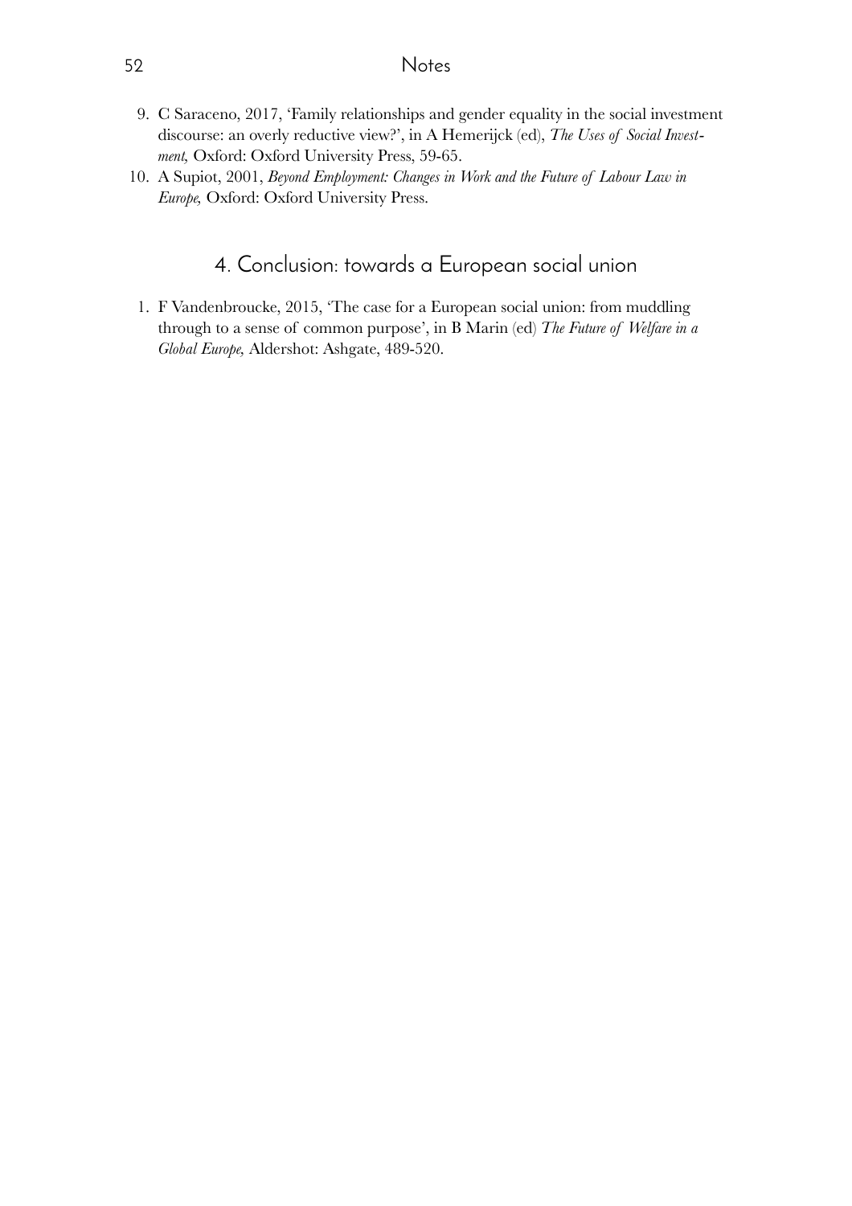9. C Saraceno, 2017, 'Family relationships and gender equality in the social investment discourse: an overly reductive view?', in A Hemerijck (ed), *The Uses of Social Investment,* Oxford: Oxford University Press, 59-65.
10. A Supiot, 2001, *Beyond Employment: Changes in Work and the Future of Labour Law in Europe,* Oxford: Oxford University Press.

## 4. Conclusion: towards a European social union

1. F Vandenbroucke, 2015, 'The case for a European social union: from muddling through to a sense of common purpose', in B Marin (ed) *The Future of Welfare in a Global Europe,* Aldershot: Ashgate, 489-520.